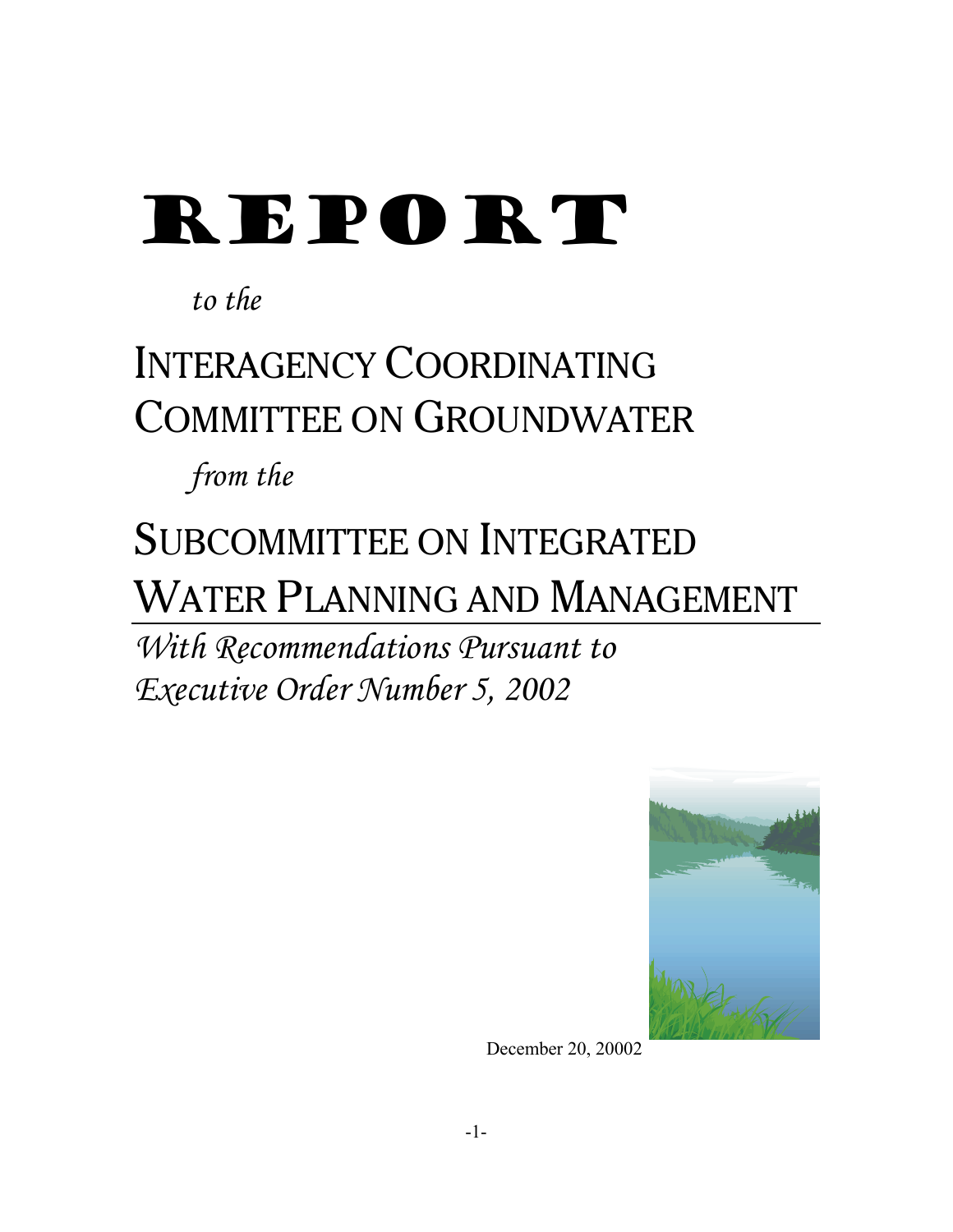# REPORT

*to the*

# INTERAGENCY COORDINATING COMMITTEE ON GROUNDWATER

*from the*

# SUBCOMMITTEE ON INTEGRATED WATER PLANNING AND MANAGEMENT

*With Recommendations Pursuant to Executive Order Number 5, 2002*

December 20, 20002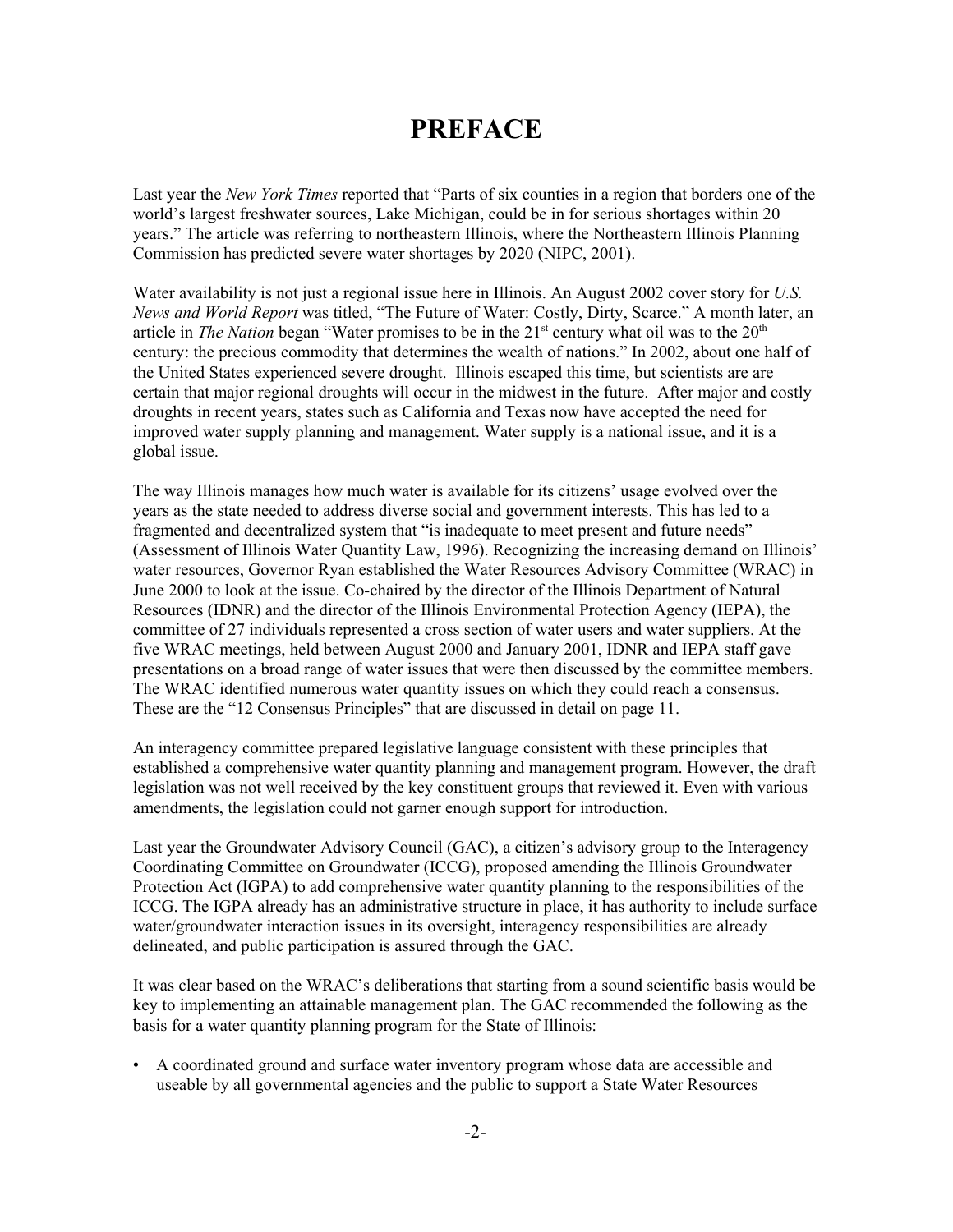# PREFACE

Last year the *New York Times* reported that "Parts of six counties in a region that borders one of the world's largest freshwater sources, Lake Michigan, could be in for serious shortages within 20 years." The article was referring to northeastern Illinois, where the Northeastern Illinois Planning Commission has predicted severe water shortages by 2020 (NIPC, 2001).

Water availability is not just a regional issue here in Illinois. An August 2002 cover story for *U.S. News and World Report* was titled, "The Future of Water: Costly, Dirty, Scarce." A month later, an article in *The Nation* began "Water promises to be in the 21st century what oil was to the 20th century: the precious commodity that determines the wealth of nations." In 2002, about one half of the United States experienced severe drought. Illinois escaped this time, but scientists are are certain that major regional droughts will occur in the midwest in the future. After major and costly droughts in recent years, states such as California and Texas now have accepted the need for improved water supply planning and management. Water supply is a national issue, and it is a global issue.

The way Illinois manages how much water is available for its citizens' usage evolved over the years as the state needed to address diverse social and government interests. This has led to a fragmented and decentralized system that "is inadequate to meet present and future needs" (Assessment of Illinois Water Quantity Law, 1996). Recognizing the increasing demand on Illinois' water resources, Governor Ryan established the Water Resources Advisory Committee (WRAC) in June 2000 to look at the issue. Co-chaired by the director of the Illinois Department of Natural Resources (IDNR) and the director of the Illinois Environmental Protection Agency (IEPA), the committee of 27 individuals represented a cross section of water users and water suppliers. At the five WRAC meetings, held between August 2000 and January 2001, IDNR and IEPA staff gave presentations on a broad range of water issues that were then discussed by the committee members. The WRAC identified numerous water quantity issues on which they could reach a consensus. These are the "12 Consensus Principles" that are discussed in detail on page 11.

An interagency committee prepared legislative language consistent with these principles that established a comprehensive water quantity planning and management program. However, the draft legislation was not well received by the key constituent groups that reviewed it. Even with various amendments, the legislation could not garner enough support for introduction.

Last year the Groundwater Advisory Council (GAC), a citizen's advisory group to the Interagency Coordinating Committee on Groundwater (ICCG), proposed amending the Illinois Groundwater Protection Act (IGPA) to add comprehensive water quantity planning to the responsibilities of the ICCG. The IGPA already has an administrative structure in place, it has authority to include surface water/groundwater interaction issues in its oversight, interagency responsibilities are already delineated, and public participation is assured through the GAC.

It was clear based on the WRAC's deliberations that starting from a sound scientific basis would be key to implementing an attainable management plan. The GAC recommended the following as the basis for a water quantity planning program for the State of Illinois:

- A coordinated ground and surface water inventory program whose data are accessible and useable by all governmental agencies and the public to support a State Water Resources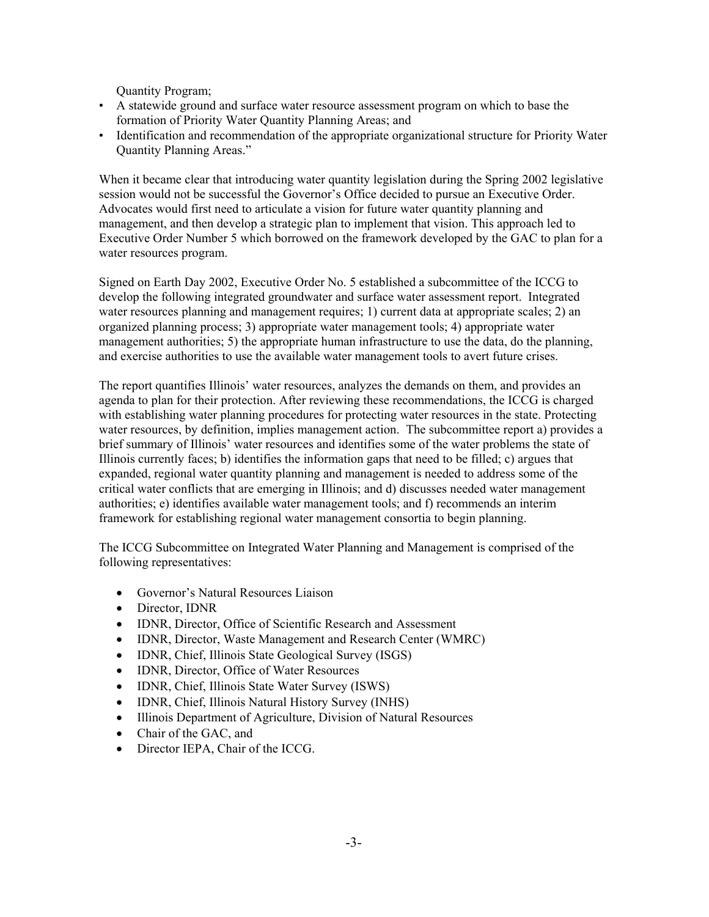Quantity Program;

- A statewide ground and surface water resource assessment program on which to base the formation of Priority Water Quantity Planning Areas; and
- Identification and recommendation of the appropriate organizational structure for Priority Water Quantity Planning Areas."

When it became clear that introducing water quantity legislation during the Spring 2002 legislative session would not be successful the Governor's Office decided to pursue an Executive Order. Advocates would first need to articulate a vision for future water quantity planning and management, and then develop a strategic plan to implement that vision. This approach led to Executive Order Number 5 which borrowed on the framework developed by the GAC to plan for a water resources program.

Signed on Earth Day 2002, Executive Order No. 5 established a subcommittee of the ICCG to develop the following integrated groundwater and surface water assessment report. Integrated water resources planning and management requires; 1) current data at appropriate scales; 2) an organized planning process; 3) appropriate water management tools; 4) appropriate water management authorities; 5) the appropriate human infrastructure to use the data, do the planning, and exercise authorities to use the available water management tools to avert future crises.

The report quantifies Illinois' water resources, analyzes the demands on them, and provides an agenda to plan for their protection. After reviewing these recommendations, the ICCG is charged with establishing water planning procedures for protecting water resources in the state. Protecting water resources, by definition, implies management action. The subcommittee report a) provides a brief summary of Illinois' water resources and identifies some of the water problems the state of Illinois currently faces; b) identifies the information gaps that need to be filled; c) argues that expanded, regional water quantity planning and management is needed to address some of the critical water conflicts that are emerging in Illinois; and d) discusses needed water management authorities; e) identifies available water management tools; and f) recommends an interim framework for establishing regional water management consortia to begin planning.

The ICCG Subcommittee on Integrated Water Planning and Management is comprised of the following representatives:

- Governor's Natural Resources Liaison
- Director, IDNR
- IDNR, Director, Office of Scientific Research and Assessment
- IDNR, Director, Waste Management and Research Center (WMRC)
- IDNR, Chief, Illinois State Geological Survey (ISGS)
- IDNR, Director, Office of Water Resources
- IDNR, Chief, Illinois State Water Survey (ISWS)
- IDNR, Chief, Illinois Natural History Survey (INHS)
- Illinois Department of Agriculture, Division of Natural Resources
- Chair of the GAC, and
- Director IEPA, Chair of the ICCG.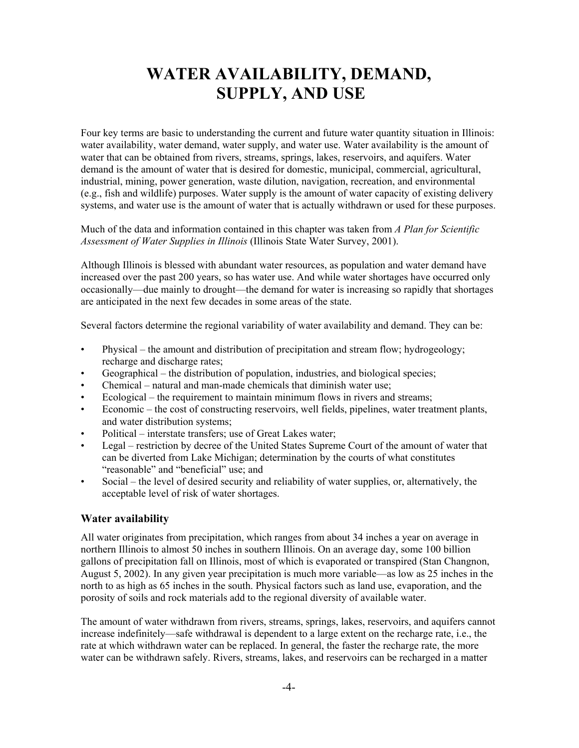# WATER AVAILABILITY, DEMAND, SUPPLY, AND USE

Four key terms are basic to understanding the current and future water quantity situation in Illinois: water availability, water demand, water supply, and water use. Water availability is the amount of water that can be obtained from rivers, streams, springs, lakes, reservoirs, and aquifers. Water demand is the amount of water that is desired for domestic, municipal, commercial, agricultural, industrial, mining, power generation, waste dilution, navigation, recreation, and environmental (e.g., fish and wildlife) purposes. Water supply is the amount of water capacity of existing delivery systems, and water use is the amount of water that is actually withdrawn or used for these purposes.

Much of the data and information contained in this chapter was taken from *A Plan for Scientific Assessment of Water Supplies in Illinois* (Illinois State Water Survey, 2001).

Although Illinois is blessed with abundant water resources, as population and water demand have increased over the past 200 years, so has water use. And while water shortages have occurred only occasionally—due mainly to drought—the demand for water is increasing so rapidly that shortages are anticipated in the next few decades in some areas of the state.

Several factors determine the regional variability of water availability and demand. They can be:

- Physical – the amount and distribution of precipitation and stream flow; hydrogeology; recharge and discharge rates;
- Geographical – the distribution of population, industries, and biological species;
- Chemical – natural and man-made chemicals that diminish water use;
- Ecological – the requirement to maintain minimum flows in rivers and streams;
- Economic – the cost of constructing reservoirs, well fields, pipelines, water treatment plants, and water distribution systems;
- Political – interstate transfers; use of Great Lakes water;
- Legal – restriction by decree of the United States Supreme Court of the amount of water that can be diverted from Lake Michigan; determination by the courts of what constitutes "reasonable" and "beneficial" use; and
- Social – the level of desired security and reliability of water supplies, or, alternatively, the acceptable level of risk of water shortages.

## Water availability

All water originates from precipitation, which ranges from about 34 inches a year on average in northern Illinois to almost 50 inches in southern Illinois. On an average day, some 100 billion gallons of precipitation fall on Illinois, most of which is evaporated or transpired (Stan Changnon, August 5, 2002). In any given year precipitation is much more variable—as low as 25 inches in the north to as high as 65 inches in the south. Physical factors such as land use, evaporation, and the porosity of soils and rock materials add to the regional diversity of available water.

The amount of water withdrawn from rivers, streams, springs, lakes, reservoirs, and aquifers cannot increase indefinitely—safe withdrawal is dependent to a large extent on the recharge rate, i.e., the rate at which withdrawn water can be replaced. In general, the faster the recharge rate, the more water can be withdrawn safely. Rivers, streams, lakes, and reservoirs can be recharged in a matter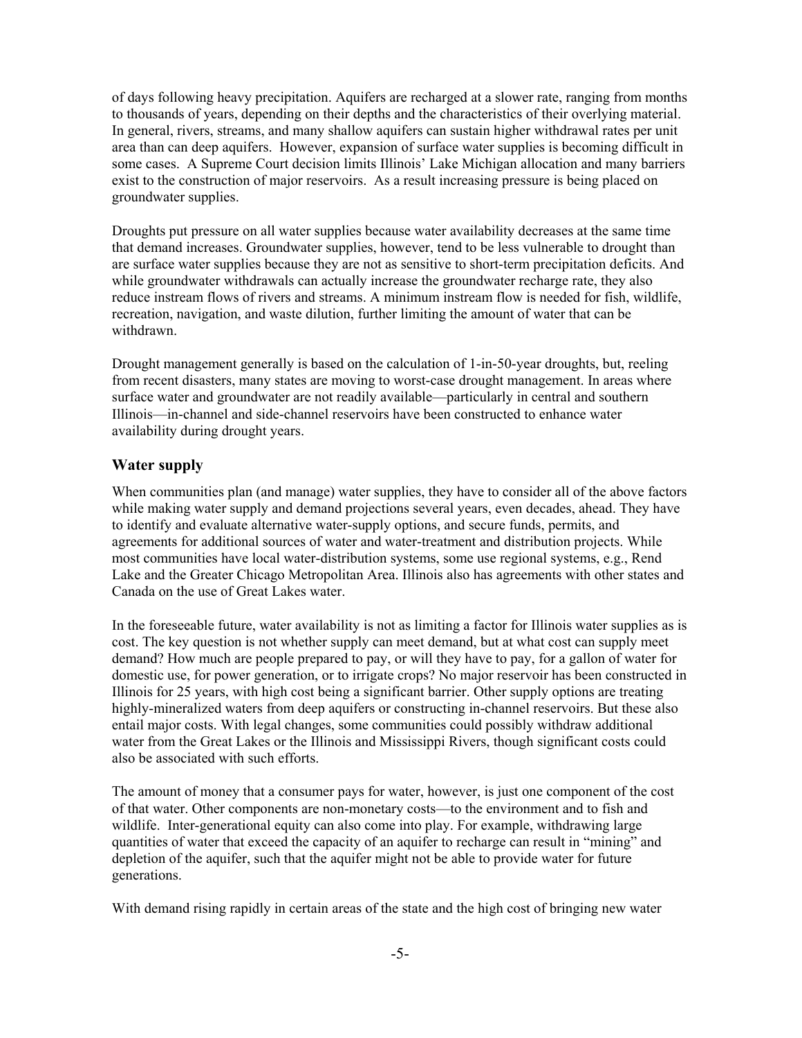of days following heavy precipitation. Aquifers are recharged at a slower rate, ranging from months to thousands of years, depending on their depths and the characteristics of their overlying material. In general, rivers, streams, and many shallow aquifers can sustain higher withdrawal rates per unit area than can deep aquifers. However, expansion of surface water supplies is becoming difficult in some cases. A Supreme Court decision limits Illinois' Lake Michigan allocation and many barriers exist to the construction of major reservoirs. As a result increasing pressure is being placed on groundwater supplies.

Droughts put pressure on all water supplies because water availability decreases at the same time that demand increases. Groundwater supplies, however, tend to be less vulnerable to drought than are surface water supplies because they are not as sensitive to short-term precipitation deficits. And while groundwater withdrawals can actually increase the groundwater recharge rate, they also reduce instream flows of rivers and streams. A minimum instream flow is needed for fish, wildlife, recreation, navigation, and waste dilution, further limiting the amount of water that can be withdrawn.

Drought management generally is based on the calculation of 1-in-50-year droughts, but, reeling from recent disasters, many states are moving to worst-case drought management. In areas where surface water and groundwater are not readily available—particularly in central and southern Illinois—in-channel and side-channel reservoirs have been constructed to enhance water availability during drought years.

## Water supply

When communities plan (and manage) water supplies, they have to consider all of the above factors while making water supply and demand projections several years, even decades, ahead. They have to identify and evaluate alternative water-supply options, and secure funds, permits, and agreements for additional sources of water and water-treatment and distribution projects. While most communities have local water-distribution systems, some use regional systems, e.g., Rend Lake and the Greater Chicago Metropolitan Area. Illinois also has agreements with other states and Canada on the use of Great Lakes water.

In the foreseeable future, water availability is not as limiting a factor for Illinois water supplies as is cost. The key question is not whether supply can meet demand, but at what cost can supply meet demand? How much are people prepared to pay, or will they have to pay, for a gallon of water for domestic use, for power generation, or to irrigate crops? No major reservoir has been constructed in Illinois for 25 years, with high cost being a significant barrier. Other supply options are treating highly-mineralized waters from deep aquifers or constructing in-channel reservoirs. But these also entail major costs. With legal changes, some communities could possibly withdraw additional water from the Great Lakes or the Illinois and Mississippi Rivers, though significant costs could also be associated with such efforts.

The amount of money that a consumer pays for water, however, is just one component of the cost of that water. Other components are non-monetary costs—to the environment and to fish and wildlife. Inter-generational equity can also come into play. For example, withdrawing large quantities of water that exceed the capacity of an aquifer to recharge can result in "mining" and depletion of the aquifer, such that the aquifer might not be able to provide water for future generations.

With demand rising rapidly in certain areas of the state and the high cost of bringing new water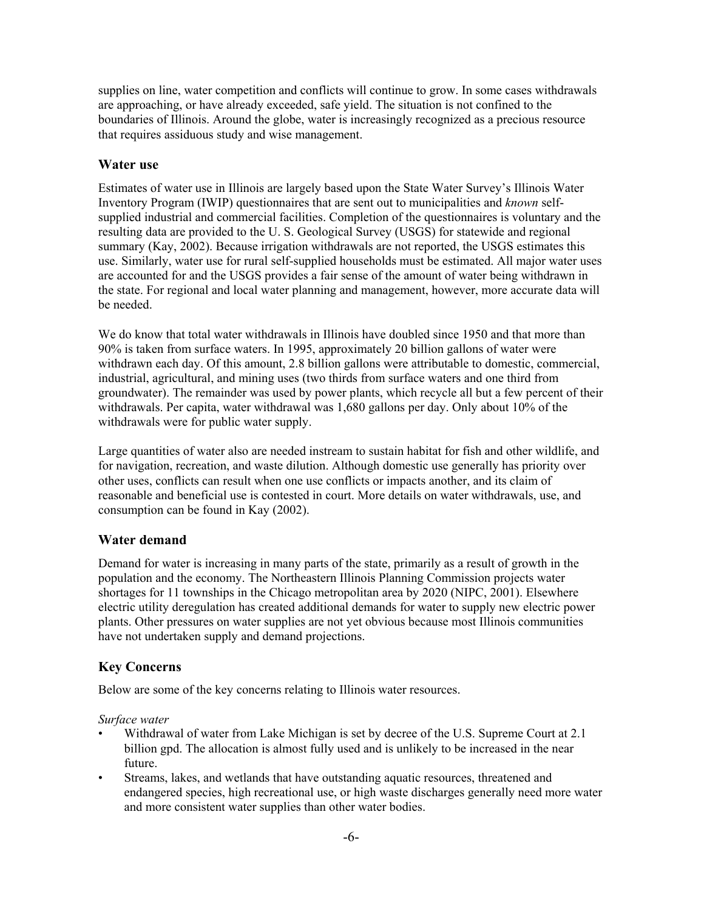supplies on line, water competition and conflicts will continue to grow. In some cases withdrawals are approaching, or have already exceeded, safe yield. The situation is not confined to the boundaries of Illinois. Around the globe, water is increasingly recognized as a precious resource that requires assiduous study and wise management.

## Water use

Estimates of water use in Illinois are largely based upon the State Water Survey's Illinois Water Inventory Program (IWIP) questionnaires that are sent out to municipalities and *known* self-supplied industrial and commercial facilities. Completion of the questionnaires is voluntary and the resulting data are provided to the U. S. Geological Survey (USGS) for statewide and regional summary (Kay, 2002). Because irrigation withdrawals are not reported, the USGS estimates this use. Similarly, water use for rural self-supplied households must be estimated. All major water uses are accounted for and the USGS provides a fair sense of the amount of water being withdrawn in the state. For regional and local water planning and management, however, more accurate data will be needed.

We do know that total water withdrawals in Illinois have doubled since 1950 and that more than 90% is taken from surface waters. In 1995, approximately 20 billion gallons of water were withdrawn each day. Of this amount, 2.8 billion gallons were attributable to domestic, commercial, industrial, agricultural, and mining uses (two thirds from surface waters and one third from groundwater). The remainder was used by power plants, which recycle all but a few percent of their withdrawals. Per capita, water withdrawal was 1,680 gallons per day. Only about 10% of the withdrawals were for public water supply.

Large quantities of water also are needed instream to sustain habitat for fish and other wildlife, and for navigation, recreation, and waste dilution. Although domestic use generally has priority over other uses, conflicts can result when one use conflicts or impacts another, and its claim of reasonable and beneficial use is contested in court. More details on water withdrawals, use, and consumption can be found in Kay (2002).

## Water demand

Demand for water is increasing in many parts of the state, primarily as a result of growth in the population and the economy. The Northeastern Illinois Planning Commission projects water shortages for 11 townships in the Chicago metropolitan area by 2020 (NIPC, 2001). Elsewhere electric utility deregulation has created additional demands for water to supply new electric power plants. Other pressures on water supplies are not yet obvious because most Illinois communities have not undertaken supply and demand projections.

## Key Concerns

Below are some of the key concerns relating to Illinois water resources.

*Surface water*

- Withdrawal of water from Lake Michigan is set by decree of the U.S. Supreme Court at 2.1 billion gpd. The allocation is almost fully used and is unlikely to be increased in the near future.
- Streams, lakes, and wetlands that have outstanding aquatic resources, threatened and endangered species, high recreational use, or high waste discharges generally need more water and more consistent water supplies than other water bodies.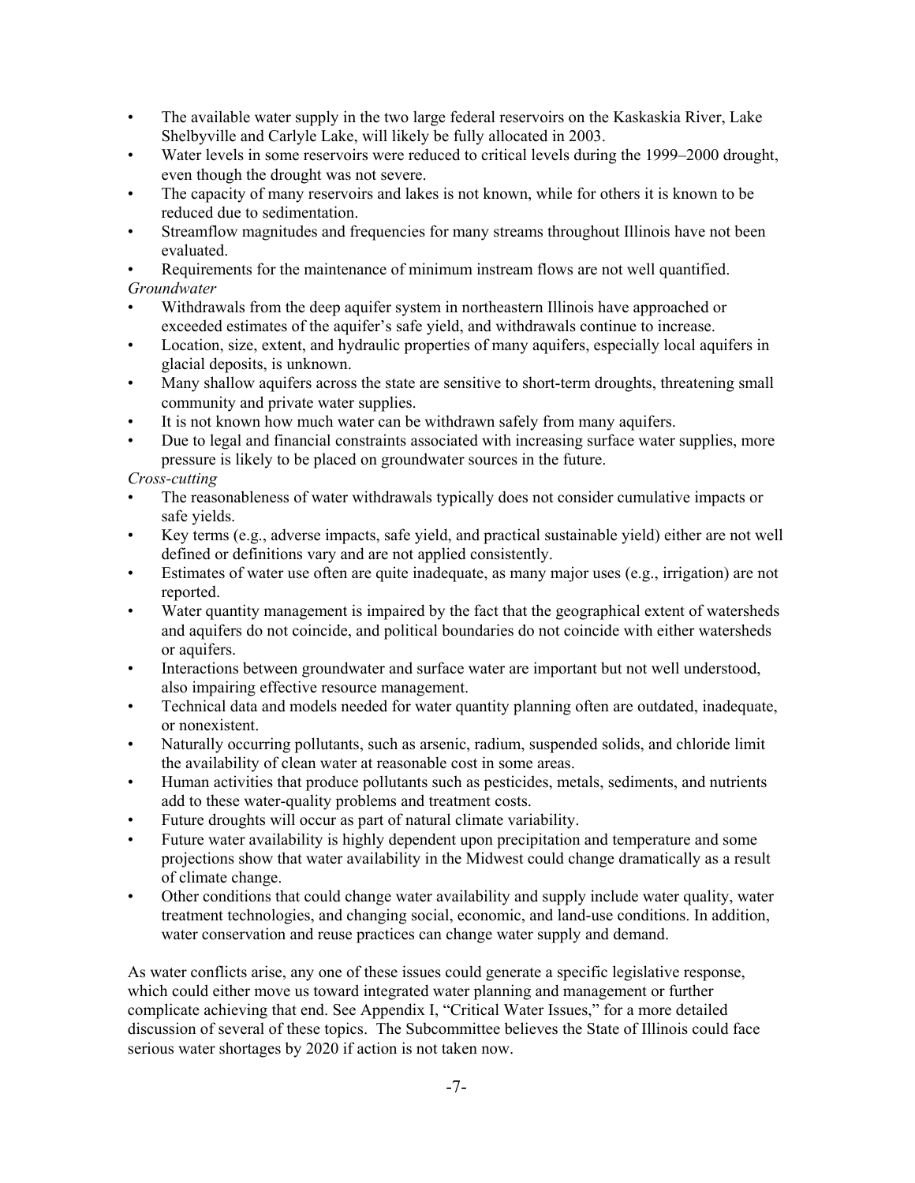- The available water supply in the two large federal reservoirs on the Kaskaskia River, Lake Shelbyville and Carlyle Lake, will likely be fully allocated in 2003.
- Water levels in some reservoirs were reduced to critical levels during the 1999–2000 drought, even though the drought was not severe.
- The capacity of many reservoirs and lakes is not known, while for others it is known to be reduced due to sedimentation.
- Streamflow magnitudes and frequencies for many streams throughout Illinois have not been evaluated.
- Requirements for the maintenance of minimum instream flows are not well quantified.

*Groundwater*

- Withdrawals from the deep aquifer system in northeastern Illinois have approached or exceeded estimates of the aquifer's safe yield, and withdrawals continue to increase.
- Location, size, extent, and hydraulic properties of many aquifers, especially local aquifers in glacial deposits, is unknown.
- Many shallow aquifers across the state are sensitive to short-term droughts, threatening small community and private water supplies.
- It is not known how much water can be withdrawn safely from many aquifers.
- Due to legal and financial constraints associated with increasing surface water supplies, more pressure is likely to be placed on groundwater sources in the future.

*Cross-cutting*

- The reasonableness of water withdrawals typically does not consider cumulative impacts or safe yields.
- Key terms (e.g., adverse impacts, safe yield, and practical sustainable yield) either are not well defined or definitions vary and are not applied consistently.
- Estimates of water use often are quite inadequate, as many major uses (e.g., irrigation) are not reported.
- Water quantity management is impaired by the fact that the geographical extent of watersheds and aquifers do not coincide, and political boundaries do not coincide with either watersheds or aquifers.
- Interactions between groundwater and surface water are important but not well understood, also impairing effective resource management.
- Technical data and models needed for water quantity planning often are outdated, inadequate, or nonexistent.
- Naturally occurring pollutants, such as arsenic, radium, suspended solids, and chloride limit the availability of clean water at reasonable cost in some areas.
- Human activities that produce pollutants such as pesticides, metals, sediments, and nutrients add to these water-quality problems and treatment costs.
- Future droughts will occur as part of natural climate variability.
- Future water availability is highly dependent upon precipitation and temperature and some projections show that water availability in the Midwest could change dramatically as a result of climate change.
- Other conditions that could change water availability and supply include water quality, water treatment technologies, and changing social, economic, and land-use conditions. In addition, water conservation and reuse practices can change water supply and demand.

As water conflicts arise, any one of these issues could generate a specific legislative response, which could either move us toward integrated water planning and management or further complicate achieving that end. See Appendix I, "Critical Water Issues," for a more detailed discussion of several of these topics. The Subcommittee believes the State of Illinois could face serious water shortages by 2020 if action is not taken now.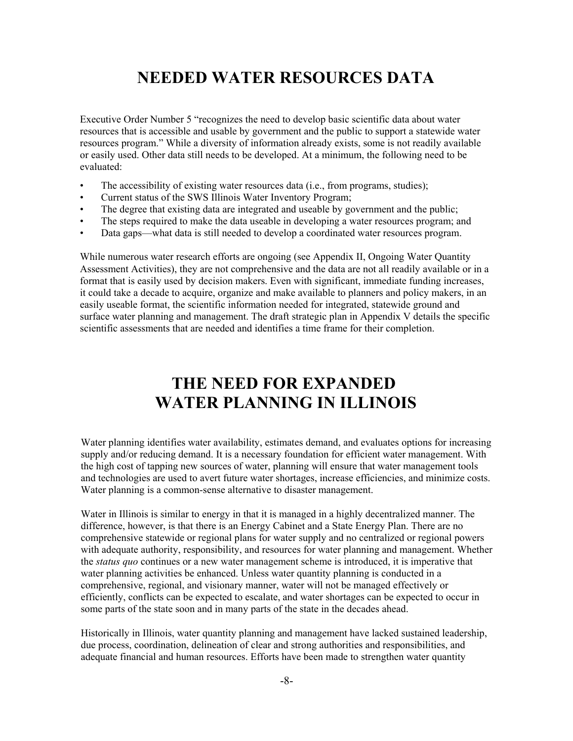# NEEDED WATER RESOURCES DATA

Executive Order Number 5 "recognizes the need to develop basic scientific data about water resources that is accessible and usable by government and the public to support a statewide water resources program." While a diversity of information already exists, some is not readily available or easily used. Other data still needs to be developed. At a minimum, the following need to be evaluated:

- The accessibility of existing water resources data (i.e., from programs, studies);
- Current status of the SWS Illinois Water Inventory Program;
- The degree that existing data are integrated and useable by government and the public;
- The steps required to make the data useable in developing a water resources program; and
- Data gaps—what data is still needed to develop a coordinated water resources program.

While numerous water research efforts are ongoing (see Appendix II, Ongoing Water Quantity Assessment Activities), they are not comprehensive and the data are not all readily available or in a format that is easily used by decision makers. Even with significant, immediate funding increases, it could take a decade to acquire, organize and make available to planners and policy makers, in an easily useable format, the scientific information needed for integrated, statewide ground and surface water planning and management. The draft strategic plan in Appendix V details the specific scientific assessments that are needed and identifies a time frame for their completion.

# THE NEED FOR EXPANDED WATER PLANNING IN ILLINOIS

Water planning identifies water availability, estimates demand, and evaluates options for increasing supply and/or reducing demand. It is a necessary foundation for efficient water management. With the high cost of tapping new sources of water, planning will ensure that water management tools and technologies are used to avert future water shortages, increase efficiencies, and minimize costs. Water planning is a common-sense alternative to disaster management.

Water in Illinois is similar to energy in that it is managed in a highly decentralized manner. The difference, however, is that there is an Energy Cabinet and a State Energy Plan. There are no comprehensive statewide or regional plans for water supply and no centralized or regional powers with adequate authority, responsibility, and resources for water planning and management. Whether the *status quo* continues or a new water management scheme is introduced, it is imperative that water planning activities be enhanced. Unless water quantity planning is conducted in a comprehensive, regional, and visionary manner, water will not be managed effectively or efficiently, conflicts can be expected to escalate, and water shortages can be expected to occur in some parts of the state soon and in many parts of the state in the decades ahead.

Historically in Illinois, water quantity planning and management have lacked sustained leadership, due process, coordination, delineation of clear and strong authorities and responsibilities, and adequate financial and human resources. Efforts have been made to strengthen water quantity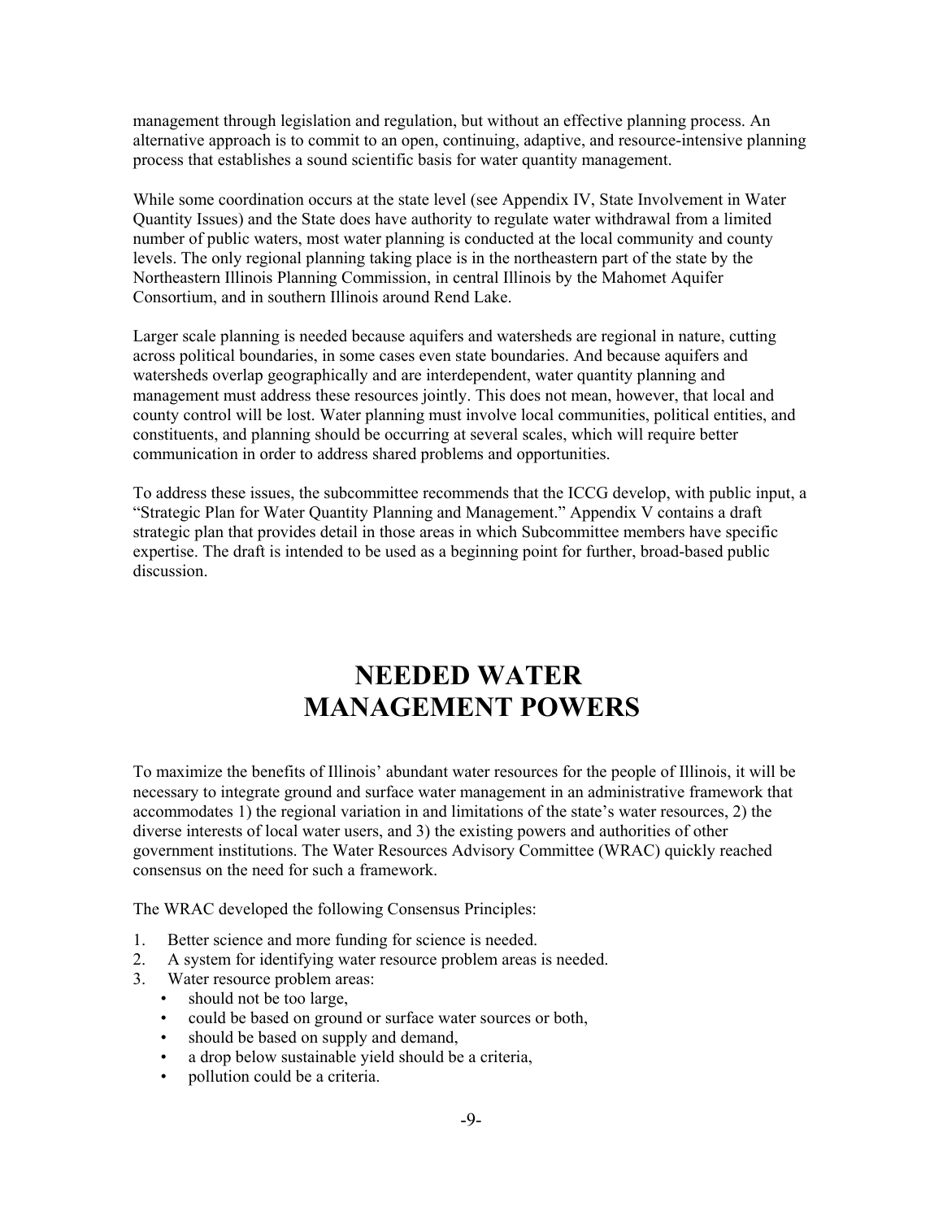management through legislation and regulation, but without an effective planning process. An alternative approach is to commit to an open, continuing, adaptive, and resource-intensive planning process that establishes a sound scientific basis for water quantity management.

While some coordination occurs at the state level (see Appendix IV, State Involvement in Water Quantity Issues) and the State does have authority to regulate water withdrawal from a limited number of public waters, most water planning is conducted at the local community and county levels. The only regional planning taking place is in the northeastern part of the state by the Northeastern Illinois Planning Commission, in central Illinois by the Mahomet Aquifer Consortium, and in southern Illinois around Rend Lake.

Larger scale planning is needed because aquifers and watersheds are regional in nature, cutting across political boundaries, in some cases even state boundaries. And because aquifers and watersheds overlap geographically and are interdependent, water quantity planning and management must address these resources jointly. This does not mean, however, that local and county control will be lost. Water planning must involve local communities, political entities, and constituents, and planning should be occurring at several scales, which will require better communication in order to address shared problems and opportunities.

To address these issues, the subcommittee recommends that the ICCG develop, with public input, a "Strategic Plan for Water Quantity Planning and Management." Appendix V contains a draft strategic plan that provides detail in those areas in which Subcommittee members have specific expertise. The draft is intended to be used as a beginning point for further, broad-based public discussion.

# NEEDED WATER MANAGEMENT POWERS

To maximize the benefits of Illinois' abundant water resources for the people of Illinois, it will be necessary to integrate ground and surface water management in an administrative framework that accommodates 1) the regional variation in and limitations of the state's water resources, 2) the diverse interests of local water users, and 3) the existing powers and authorities of other government institutions. The Water Resources Advisory Committee (WRAC) quickly reached consensus on the need for such a framework.

The WRAC developed the following Consensus Principles:

1. Better science and more funding for science is needed.
2. A system for identifying water resource problem areas is needed.
3. Water resource problem areas:
   - should not be too large,
   - could be based on ground or surface water sources or both,
   - should be based on supply and demand,
   - a drop below sustainable yield should be a criteria,
   - pollution could be a criteria.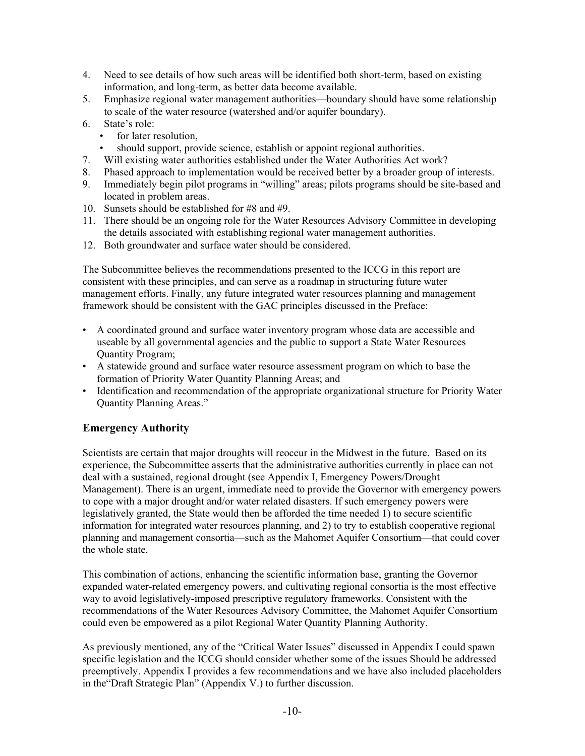4. Need to see details of how such areas will be identified both short-term, based on existing information, and long-term, as better data become available.
5. Emphasize regional water management authorities—boundary should have some relationship to scale of the water resource (watershed and/or aquifer boundary).
6. State's role:
   - for later resolution,
   - should support, provide science, establish or appoint regional authorities.
7. Will existing water authorities established under the Water Authorities Act work?
8. Phased approach to implementation would be received better by a broader group of interests.
9. Immediately begin pilot programs in "willing" areas; pilots programs should be site-based and located in problem areas.
10. Sunsets should be established for #8 and #9.
11. There should be an ongoing role for the Water Resources Advisory Committee in developing the details associated with establishing regional water management authorities.
12. Both groundwater and surface water should be considered.

The Subcommittee believes the recommendations presented to the ICCG in this report are consistent with these principles, and can serve as a roadmap in structuring future water management efforts. Finally, any future integrated water resources planning and management framework should be consistent with the GAC principles discussed in the Preface:

- A coordinated ground and surface water inventory program whose data are accessible and useable by all governmental agencies and the public to support a State Water Resources Quantity Program;
- A statewide ground and surface water resource assessment program on which to base the formation of Priority Water Quantity Planning Areas; and
- Identification and recommendation of the appropriate organizational structure for Priority Water Quantity Planning Areas."

## Emergency Authority

Scientists are certain that major droughts will reoccur in the Midwest in the future. Based on its experience, the Subcommittee asserts that the administrative authorities currently in place can not deal with a sustained, regional drought (see Appendix I, Emergency Powers/Drought Management). There is an urgent, immediate need to provide the Governor with emergency powers to cope with a major drought and/or water related disasters. If such emergency powers were legislatively granted, the State would then be afforded the time needed 1) to secure scientific information for integrated water resources planning, and 2) to try to establish cooperative regional planning and management consortia—such as the Mahomet Aquifer Consortium—that could cover the whole state.

This combination of actions, enhancing the scientific information base, granting the Governor expanded water-related emergency powers, and cultivating regional consortia is the most effective way to avoid legislatively-imposed prescriptive regulatory frameworks. Consistent with the recommendations of the Water Resources Advisory Committee, the Mahomet Aquifer Consortium could even be empowered as a pilot Regional Water Quantity Planning Authority.

As previously mentioned, any of the "Critical Water Issues" discussed in Appendix I could spawn specific legislation and the ICCG should consider whether some of the issues Should be addressed preemptively. Appendix I provides a few recommendations and we have also included placeholders in the"Draft Strategic Plan" (Appendix V.) to further discussion.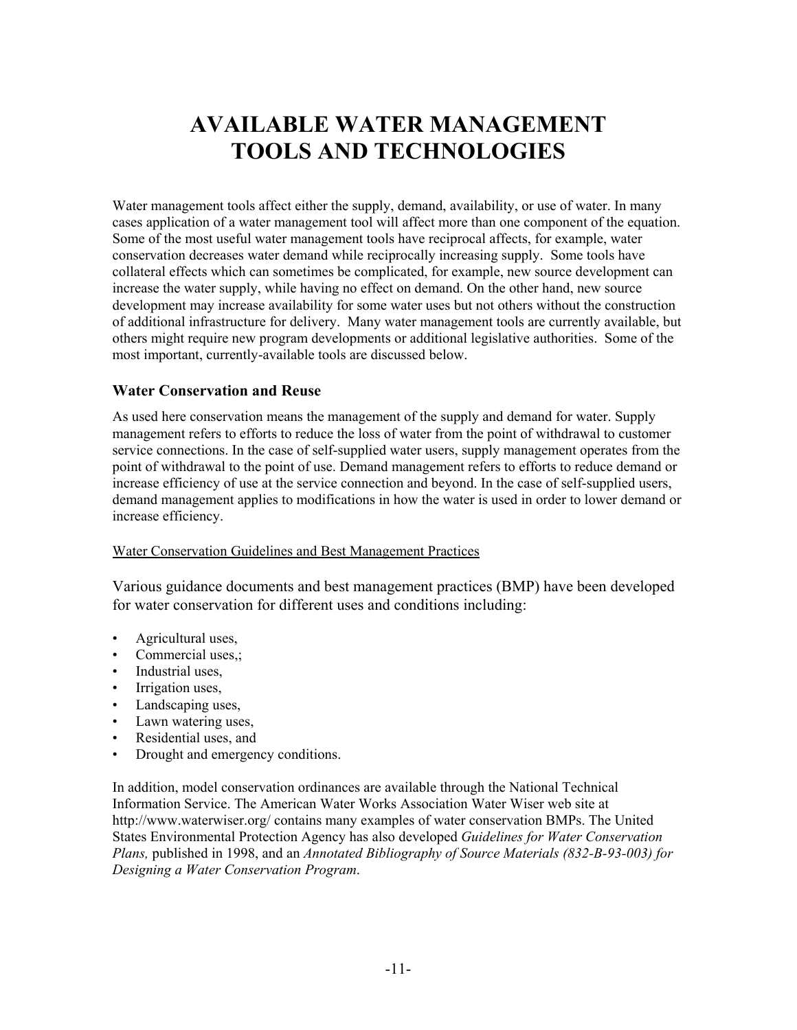# AVAILABLE WATER MANAGEMENT TOOLS AND TECHNOLOGIES

Water management tools affect either the supply, demand, availability, or use of water. In many cases application of a water management tool will affect more than one component of the equation. Some of the most useful water management tools have reciprocal affects, for example, water conservation decreases water demand while reciprocally increasing supply. Some tools have collateral effects which can sometimes be complicated, for example, new source development can increase the water supply, while having no effect on demand. On the other hand, new source development may increase availability for some water uses but not others without the construction of additional infrastructure for delivery. Many water management tools are currently available, but others might require new program developments or additional legislative authorities. Some of the most important, currently-available tools are discussed below.

### Water Conservation and Reuse

As used here conservation means the management of the supply and demand for water. Supply management refers to efforts to reduce the loss of water from the point of withdrawal to customer service connections. In the case of self-supplied water users, supply management operates from the point of withdrawal to the point of use. Demand management refers to efforts to reduce demand or increase efficiency of use at the service connection and beyond. In the case of self-supplied users, demand management applies to modifications in how the water is used in order to lower demand or increase efficiency.

Water Conservation Guidelines and Best Management Practices

Various guidance documents and best management practices (BMP) have been developed for water conservation for different uses and conditions including:

- Agricultural uses,
- Commercial uses,;
- Industrial uses,
- Irrigation uses,
- Landscaping uses,
- Lawn watering uses,
- Residential uses, and
- Drought and emergency conditions.

In addition, model conservation ordinances are available through the National Technical Information Service. The American Water Works Association Water Wiser web site at http://www.waterwiser.org/ contains many examples of water conservation BMPs. The United States Environmental Protection Agency has also developed *Guidelines for Water Conservation Plans,* published in 1998, and an *Annotated Bibliography of Source Materials (832-B-93-003) for Designing a Water Conservation Program*.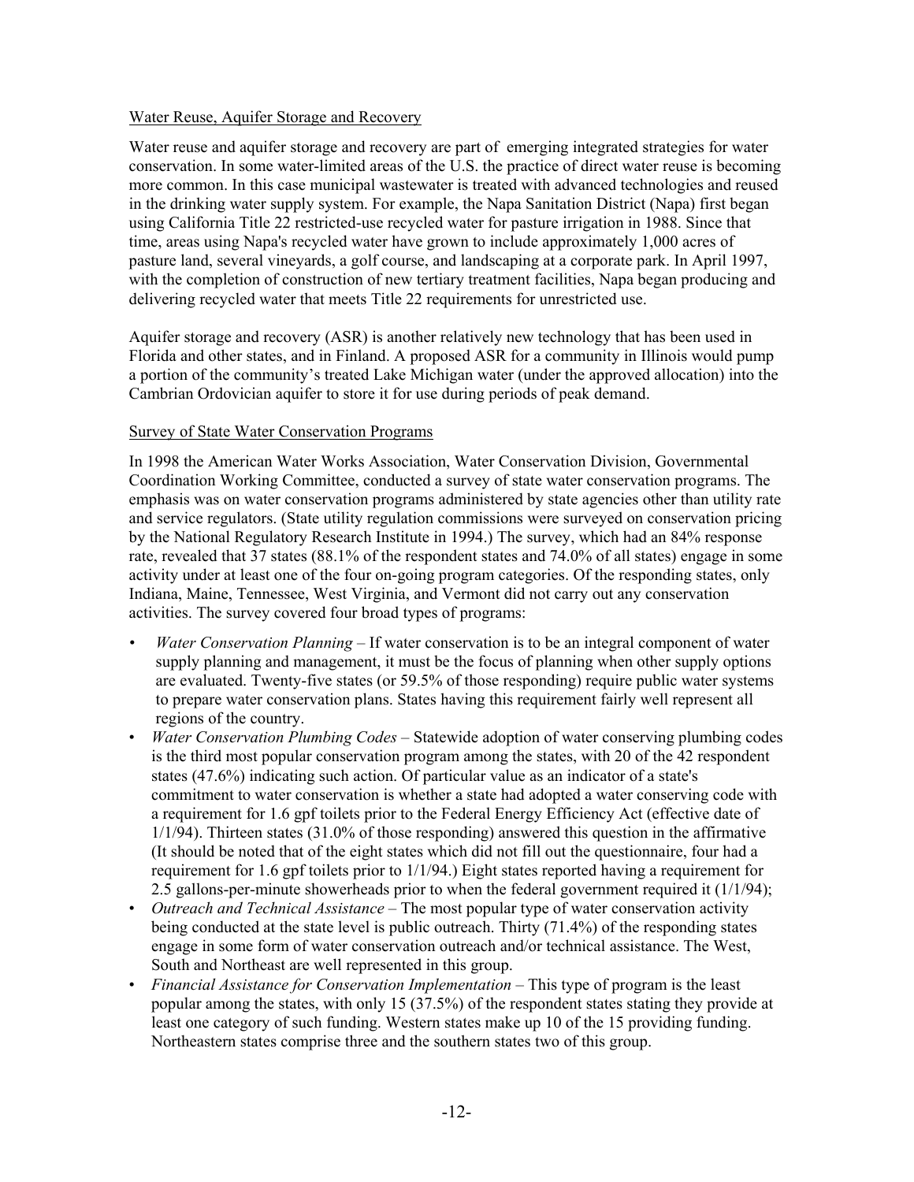Water Reuse, Aquifer Storage and Recovery

Water reuse and aquifer storage and recovery are part of emerging integrated strategies for water conservation. In some water-limited areas of the U.S. the practice of direct water reuse is becoming more common. In this case municipal wastewater is treated with advanced technologies and reused in the drinking water supply system. For example, the Napa Sanitation District (Napa) first began using California Title 22 restricted-use recycled water for pasture irrigation in 1988. Since that time, areas using Napa's recycled water have grown to include approximately 1,000 acres of pasture land, several vineyards, a golf course, and landscaping at a corporate park. In April 1997, with the completion of construction of new tertiary treatment facilities, Napa began producing and delivering recycled water that meets Title 22 requirements for unrestricted use.

Aquifer storage and recovery (ASR) is another relatively new technology that has been used in Florida and other states, and in Finland. A proposed ASR for a community in Illinois would pump a portion of the community's treated Lake Michigan water (under the approved allocation) into the Cambrian Ordovician aquifer to store it for use during periods of peak demand.

Survey of State Water Conservation Programs

In 1998 the American Water Works Association, Water Conservation Division, Governmental Coordination Working Committee, conducted a survey of state water conservation programs. The emphasis was on water conservation programs administered by state agencies other than utility rate and service regulators. (State utility regulation commissions were surveyed on conservation pricing by the National Regulatory Research Institute in 1994.) The survey, which had an 84% response rate, revealed that 37 states (88.1% of the respondent states and 74.0% of all states) engage in some activity under at least one of the four on-going program categories. Of the responding states, only Indiana, Maine, Tennessee, West Virginia, and Vermont did not carry out any conservation activities. The survey covered four broad types of programs:

- *Water Conservation Planning* – If water conservation is to be an integral component of water supply planning and management, it must be the focus of planning when other supply options are evaluated. Twenty-five states (or 59.5% of those responding) require public water systems to prepare water conservation plans. States having this requirement fairly well represent all regions of the country.
- *Water Conservation Plumbing Codes* – Statewide adoption of water conserving plumbing codes is the third most popular conservation program among the states, with 20 of the 42 respondent states (47.6%) indicating such action. Of particular value as an indicator of a state's commitment to water conservation is whether a state had adopted a water conserving code with a requirement for 1.6 gpf toilets prior to the Federal Energy Efficiency Act (effective date of 1/1/94). Thirteen states (31.0% of those responding) answered this question in the affirmative (It should be noted that of the eight states which did not fill out the questionnaire, four had a requirement for 1.6 gpf toilets prior to 1/1/94.) Eight states reported having a requirement for 2.5 gallons-per-minute showerheads prior to when the federal government required it (1/1/94);
- *Outreach and Technical Assistance* – The most popular type of water conservation activity being conducted at the state level is public outreach. Thirty (71.4%) of the responding states engage in some form of water conservation outreach and/or technical assistance. The West, South and Northeast are well represented in this group.
- *Financial Assistance for Conservation Implementation* – This type of program is the least popular among the states, with only 15 (37.5%) of the respondent states stating they provide at least one category of such funding. Western states make up 10 of the 15 providing funding. Northeastern states comprise three and the southern states two of this group.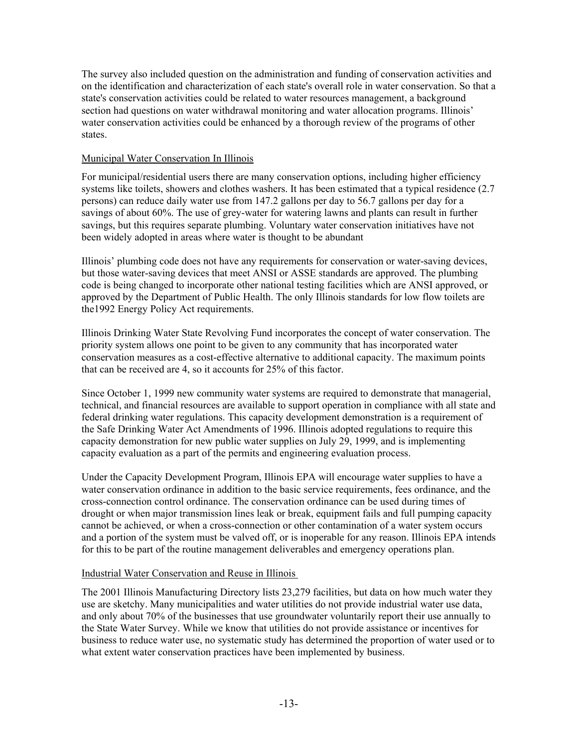The survey also included question on the administration and funding of conservation activities and on the identification and characterization of each state's overall role in water conservation. So that a state's conservation activities could be related to water resources management, a background section had questions on water withdrawal monitoring and water allocation programs. Illinois' water conservation activities could be enhanced by a thorough review of the programs of other states.

## Municipal Water Conservation In Illinois

For municipal/residential users there are many conservation options, including higher efficiency systems like toilets, showers and clothes washers. It has been estimated that a typical residence (2.7 persons) can reduce daily water use from 147.2 gallons per day to 56.7 gallons per day for a savings of about 60%. The use of grey-water for watering lawns and plants can result in further savings, but this requires separate plumbing. Voluntary water conservation initiatives have not been widely adopted in areas where water is thought to be abundant

Illinois' plumbing code does not have any requirements for conservation or water-saving devices, but those water-saving devices that meet ANSI or ASSE standards are approved. The plumbing code is being changed to incorporate other national testing facilities which are ANSI approved, or approved by the Department of Public Health. The only Illinois standards for low flow toilets are the1992 Energy Policy Act requirements.

Illinois Drinking Water State Revolving Fund incorporates the concept of water conservation. The priority system allows one point to be given to any community that has incorporated water conservation measures as a cost-effective alternative to additional capacity. The maximum points that can be received are 4, so it accounts for 25% of this factor.

Since October 1, 1999 new community water systems are required to demonstrate that managerial, technical, and financial resources are available to support operation in compliance with all state and federal drinking water regulations. This capacity development demonstration is a requirement of the Safe Drinking Water Act Amendments of 1996. Illinois adopted regulations to require this capacity demonstration for new public water supplies on July 29, 1999, and is implementing capacity evaluation as a part of the permits and engineering evaluation process.

Under the Capacity Development Program, Illinois EPA will encourage water supplies to have a water conservation ordinance in addition to the basic service requirements, fees ordinance, and the cross-connection control ordinance. The conservation ordinance can be used during times of drought or when major transmission lines leak or break, equipment fails and full pumping capacity cannot be achieved, or when a cross-connection or other contamination of a water system occurs and a portion of the system must be valved off, or is inoperable for any reason. Illinois EPA intends for this to be part of the routine management deliverables and emergency operations plan.

## Industrial Water Conservation and Reuse in Illinois

The 2001 Illinois Manufacturing Directory lists 23,279 facilities, but data on how much water they use are sketchy. Many municipalities and water utilities do not provide industrial water use data, and only about 70% of the businesses that use groundwater voluntarily report their use annually to the State Water Survey. While we know that utilities do not provide assistance or incentives for business to reduce water use, no systematic study has determined the proportion of water used or to what extent water conservation practices have been implemented by business.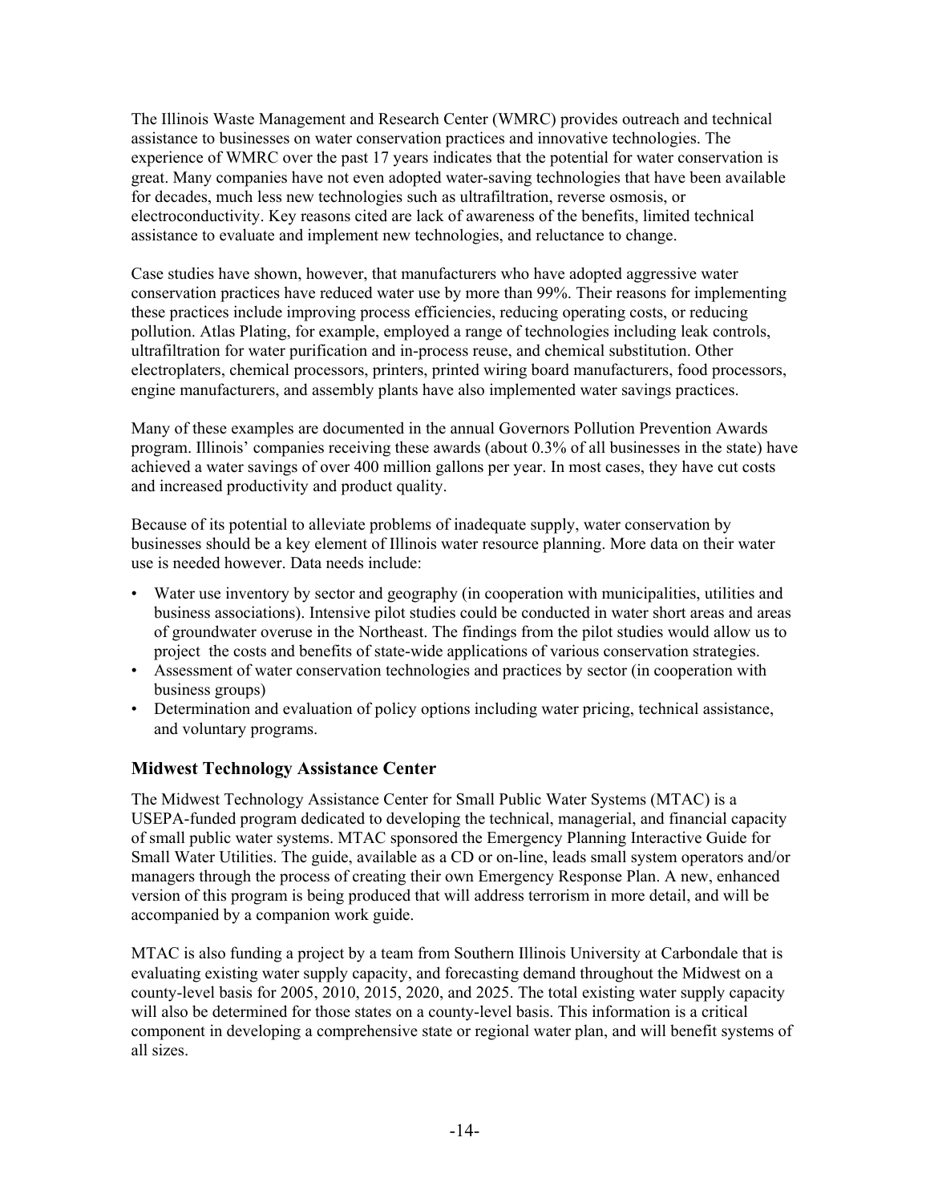The Illinois Waste Management and Research Center (WMRC) provides outreach and technical assistance to businesses on water conservation practices and innovative technologies. The experience of WMRC over the past 17 years indicates that the potential for water conservation is great. Many companies have not even adopted water-saving technologies that have been available for decades, much less new technologies such as ultrafiltration, reverse osmosis, or electroconductivity. Key reasons cited are lack of awareness of the benefits, limited technical assistance to evaluate and implement new technologies, and reluctance to change.

Case studies have shown, however, that manufacturers who have adopted aggressive water conservation practices have reduced water use by more than 99%. Their reasons for implementing these practices include improving process efficiencies, reducing operating costs, or reducing pollution. Atlas Plating, for example, employed a range of technologies including leak controls, ultrafiltration for water purification and in-process reuse, and chemical substitution. Other electroplaters, chemical processors, printers, printed wiring board manufacturers, food processors, engine manufacturers, and assembly plants have also implemented water savings practices.

Many of these examples are documented in the annual Governors Pollution Prevention Awards program. Illinois' companies receiving these awards (about 0.3% of all businesses in the state) have achieved a water savings of over 400 million gallons per year. In most cases, they have cut costs and increased productivity and product quality.

Because of its potential to alleviate problems of inadequate supply, water conservation by businesses should be a key element of Illinois water resource planning. More data on their water use is needed however. Data needs include:

- Water use inventory by sector and geography (in cooperation with municipalities, utilities and business associations). Intensive pilot studies could be conducted in water short areas and areas of groundwater overuse in the Northeast. The findings from the pilot studies would allow us to project the costs and benefits of state-wide applications of various conservation strategies.
- Assessment of water conservation technologies and practices by sector (in cooperation with business groups)
- Determination and evaluation of policy options including water pricing, technical assistance, and voluntary programs.

### Midwest Technology Assistance Center

The Midwest Technology Assistance Center for Small Public Water Systems (MTAC) is a USEPA-funded program dedicated to developing the technical, managerial, and financial capacity of small public water systems. MTAC sponsored the Emergency Planning Interactive Guide for Small Water Utilities. The guide, available as a CD or on-line, leads small system operators and/or managers through the process of creating their own Emergency Response Plan. A new, enhanced version of this program is being produced that will address terrorism in more detail, and will be accompanied by a companion work guide.

MTAC is also funding a project by a team from Southern Illinois University at Carbondale that is evaluating existing water supply capacity, and forecasting demand throughout the Midwest on a county-level basis for 2005, 2010, 2015, 2020, and 2025. The total existing water supply capacity will also be determined for those states on a county-level basis. This information is a critical component in developing a comprehensive state or regional water plan, and will benefit systems of all sizes.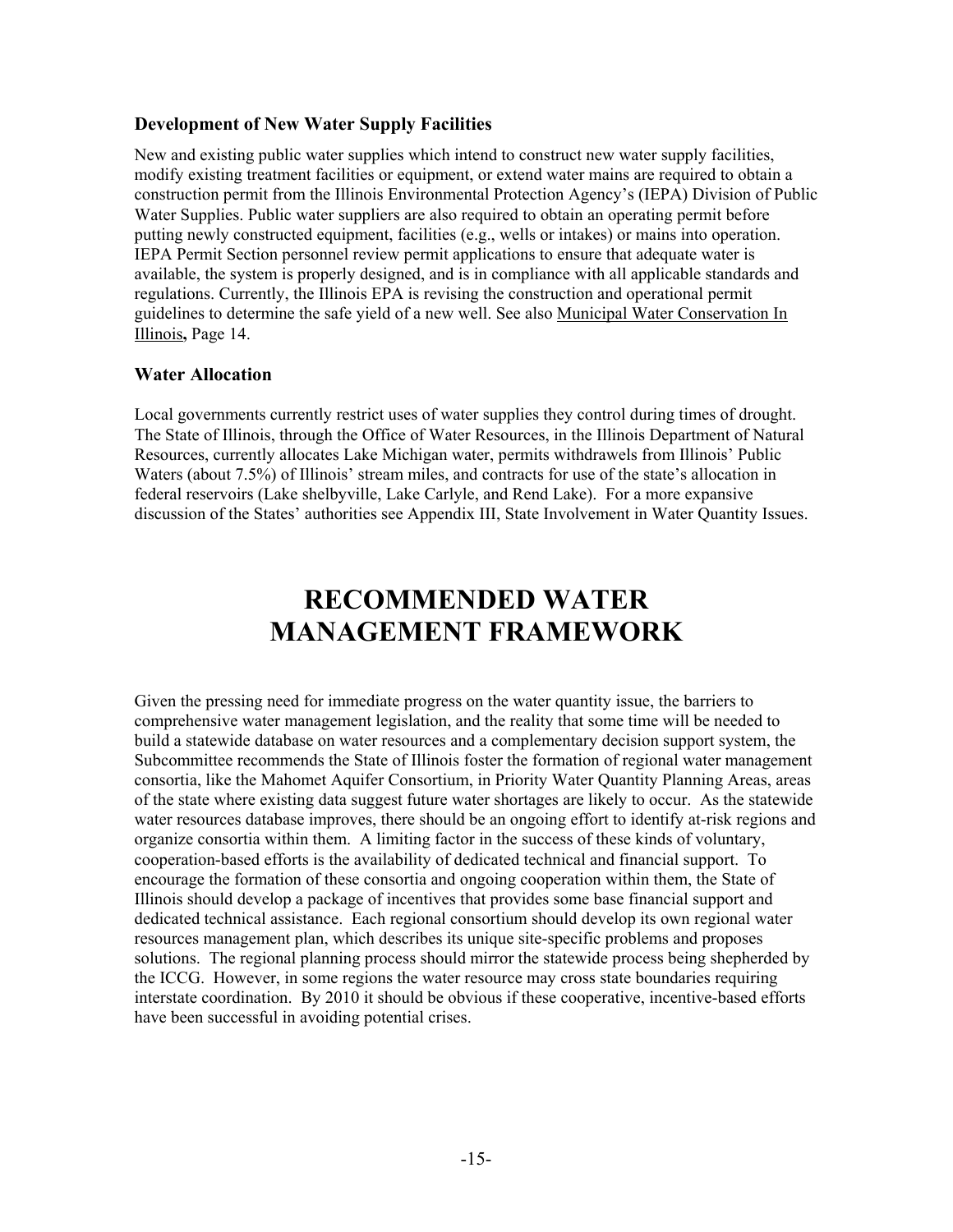### Development of New Water Supply Facilities

New and existing public water supplies which intend to construct new water supply facilities, modify existing treatment facilities or equipment, or extend water mains are required to obtain a construction permit from the Illinois Environmental Protection Agency's (IEPA) Division of Public Water Supplies. Public water suppliers are also required to obtain an operating permit before putting newly constructed equipment, facilities (e.g., wells or intakes) or mains into operation. IEPA Permit Section personnel review permit applications to ensure that adequate water is available, the system is properly designed, and is in compliance with all applicable standards and regulations. Currently, the Illinois EPA is revising the construction and operational permit guidelines to determine the safe yield of a new well. See also Municipal Water Conservation In Illinois**,** Page 14.

### Water Allocation

Local governments currently restrict uses of water supplies they control during times of drought. The State of Illinois, through the Office of Water Resources, in the Illinois Department of Natural Resources, currently allocates Lake Michigan water, permits withdrawels from Illinois' Public Waters (about 7.5%) of Illinois' stream miles, and contracts for use of the state's allocation in federal reservoirs (Lake shelbyville, Lake Carlyle, and Rend Lake). For a more expansive discussion of the States' authorities see Appendix III, State Involvement in Water Quantity Issues.

# RECOMMENDED WATER MANAGEMENT FRAMEWORK

Given the pressing need for immediate progress on the water quantity issue, the barriers to comprehensive water management legislation, and the reality that some time will be needed to build a statewide database on water resources and a complementary decision support system, the Subcommittee recommends the State of Illinois foster the formation of regional water management consortia, like the Mahomet Aquifer Consortium, in Priority Water Quantity Planning Areas, areas of the state where existing data suggest future water shortages are likely to occur. As the statewide water resources database improves, there should be an ongoing effort to identify at-risk regions and organize consortia within them. A limiting factor in the success of these kinds of voluntary, cooperation-based efforts is the availability of dedicated technical and financial support. To encourage the formation of these consortia and ongoing cooperation within them, the State of Illinois should develop a package of incentives that provides some base financial support and dedicated technical assistance. Each regional consortium should develop its own regional water resources management plan, which describes its unique site-specific problems and proposes solutions. The regional planning process should mirror the statewide process being shepherded by the ICCG. However, in some regions the water resource may cross state boundaries requiring interstate coordination. By 2010 it should be obvious if these cooperative, incentive-based efforts have been successful in avoiding potential crises.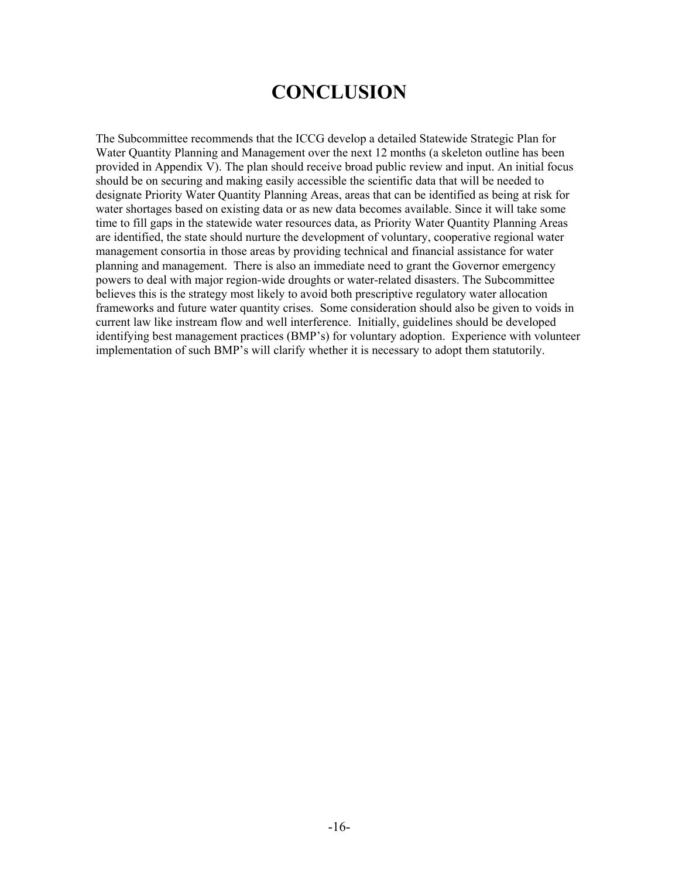# CONCLUSION

The Subcommittee recommends that the ICCG develop a detailed Statewide Strategic Plan for Water Quantity Planning and Management over the next 12 months (a skeleton outline has been provided in Appendix V). The plan should receive broad public review and input. An initial focus should be on securing and making easily accessible the scientific data that will be needed to designate Priority Water Quantity Planning Areas, areas that can be identified as being at risk for water shortages based on existing data or as new data becomes available. Since it will take some time to fill gaps in the statewide water resources data, as Priority Water Quantity Planning Areas are identified, the state should nurture the development of voluntary, cooperative regional water management consortia in those areas by providing technical and financial assistance for water planning and management. There is also an immediate need to grant the Governor emergency powers to deal with major region-wide droughts or water-related disasters. The Subcommittee believes this is the strategy most likely to avoid both prescriptive regulatory water allocation frameworks and future water quantity crises. Some consideration should also be given to voids in current law like instream flow and well interference. Initially, guidelines should be developed identifying best management practices (BMP's) for voluntary adoption. Experience with volunteer implementation of such BMP's will clarify whether it is necessary to adopt them statutorily.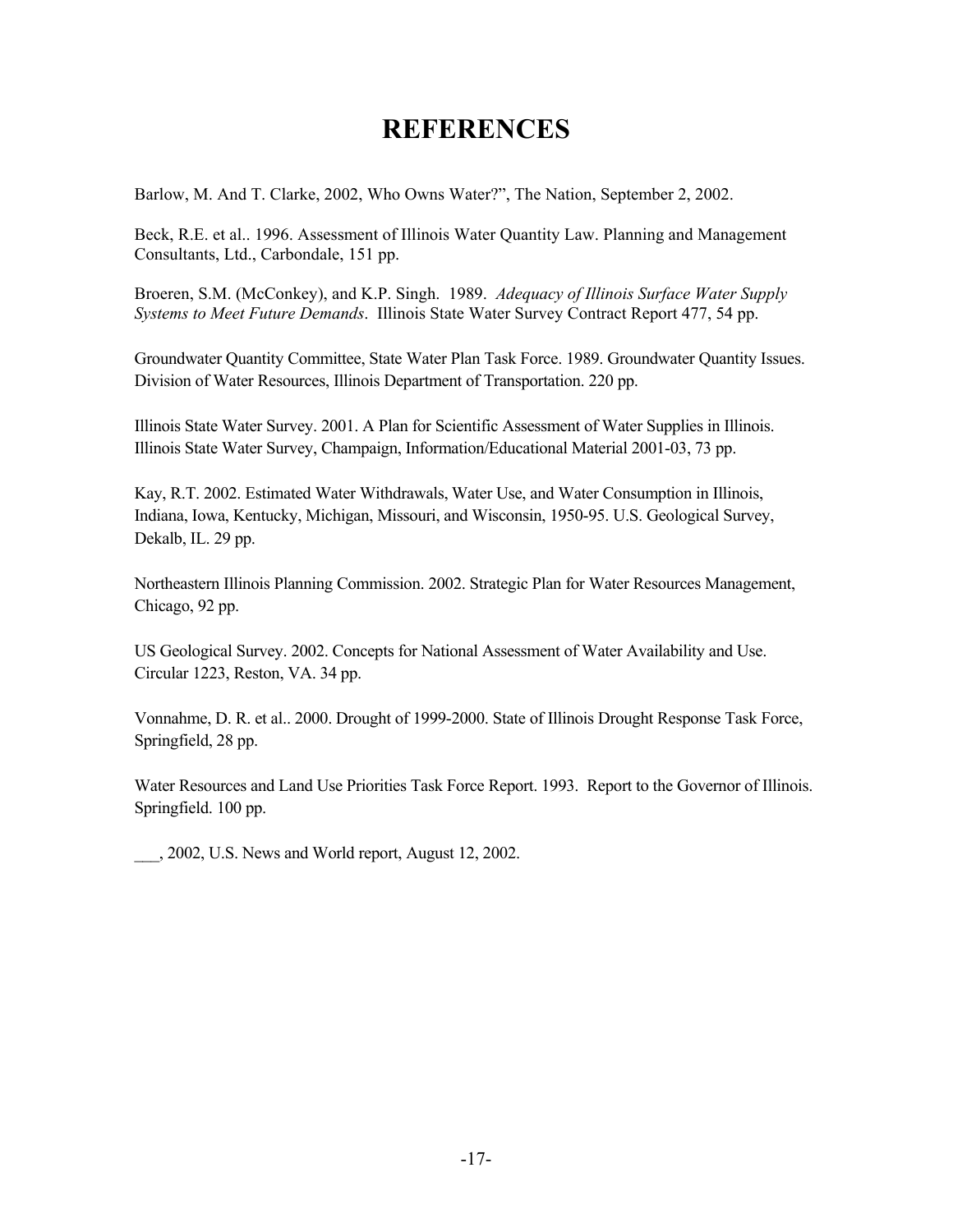# REFERENCES

Barlow, M. And T. Clarke, 2002, Who Owns Water?", The Nation, September 2, 2002.

Beck, R.E. et al.. 1996. Assessment of Illinois Water Quantity Law. Planning and Management Consultants, Ltd., Carbondale, 151 pp.

Broeren, S.M. (McConkey), and K.P. Singh. 1989. *Adequacy of Illinois Surface Water Supply Systems to Meet Future Demands*. Illinois State Water Survey Contract Report 477, 54 pp.

Groundwater Quantity Committee, State Water Plan Task Force. 1989. Groundwater Quantity Issues. Division of Water Resources, Illinois Department of Transportation. 220 pp.

Illinois State Water Survey. 2001. A Plan for Scientific Assessment of Water Supplies in Illinois. Illinois State Water Survey, Champaign, Information/Educational Material 2001-03, 73 pp.

Kay, R.T. 2002. Estimated Water Withdrawals, Water Use, and Water Consumption in Illinois, Indiana, Iowa, Kentucky, Michigan, Missouri, and Wisconsin, 1950-95. U.S. Geological Survey, Dekalb, IL. 29 pp.

Northeastern Illinois Planning Commission. 2002. Strategic Plan for Water Resources Management, Chicago, 92 pp.

US Geological Survey. 2002. Concepts for National Assessment of Water Availability and Use. Circular 1223, Reston, VA. 34 pp.

Vonnahme, D. R. et al.. 2000. Drought of 1999-2000. State of Illinois Drought Response Task Force, Springfield, 28 pp.

Water Resources and Land Use Priorities Task Force Report. 1993. Report to the Governor of Illinois. Springfield. 100 pp.

___, 2002, U.S. News and World report, August 12, 2002.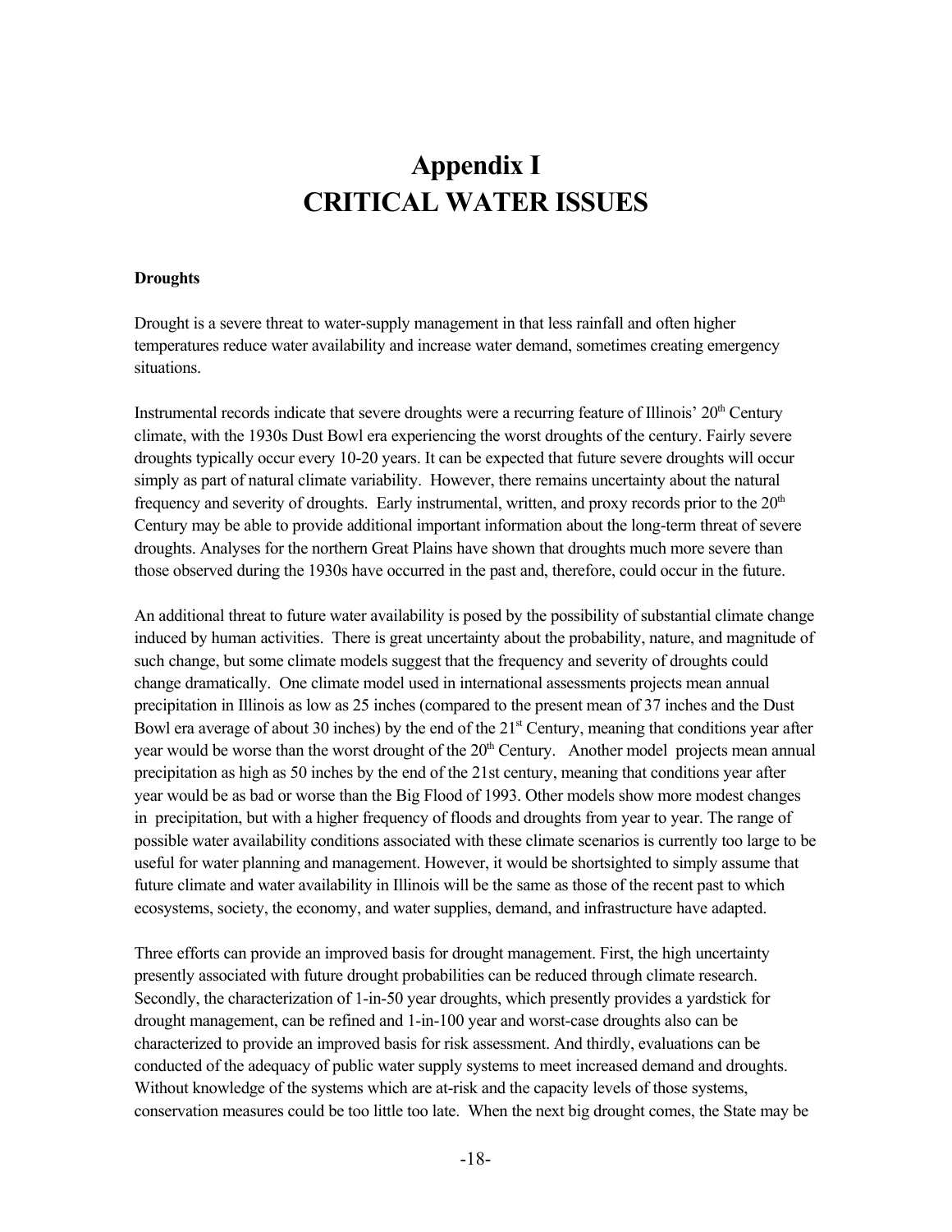# Appendix I
# CRITICAL WATER ISSUES

**Droughts**

Drought is a severe threat to water-supply management in that less rainfall and often higher temperatures reduce water availability and increase water demand, sometimes creating emergency situations.

Instrumental records indicate that severe droughts were a recurring feature of Illinois' 20th Century climate, with the 1930s Dust Bowl era experiencing the worst droughts of the century. Fairly severe droughts typically occur every 10-20 years. It can be expected that future severe droughts will occur simply as part of natural climate variability. However, there remains uncertainty about the natural frequency and severity of droughts. Early instrumental, written, and proxy records prior to the 20th Century may be able to provide additional important information about the long-term threat of severe droughts. Analyses for the northern Great Plains have shown that droughts much more severe than those observed during the 1930s have occurred in the past and, therefore, could occur in the future.

An additional threat to future water availability is posed by the possibility of substantial climate change induced by human activities. There is great uncertainty about the probability, nature, and magnitude of such change, but some climate models suggest that the frequency and severity of droughts could change dramatically. One climate model used in international assessments projects mean annual precipitation in Illinois as low as 25 inches (compared to the present mean of 37 inches and the Dust Bowl era average of about 30 inches) by the end of the 21st Century, meaning that conditions year after year would be worse than the worst drought of the 20th Century. Another model projects mean annual precipitation as high as 50 inches by the end of the 21st century, meaning that conditions year after year would be as bad or worse than the Big Flood of 1993. Other models show more modest changes in precipitation, but with a higher frequency of floods and droughts from year to year. The range of possible water availability conditions associated with these climate scenarios is currently too large to be useful for water planning and management. However, it would be shortsighted to simply assume that future climate and water availability in Illinois will be the same as those of the recent past to which ecosystems, society, the economy, and water supplies, demand, and infrastructure have adapted.

Three efforts can provide an improved basis for drought management. First, the high uncertainty presently associated with future drought probabilities can be reduced through climate research. Secondly, the characterization of 1-in-50 year droughts, which presently provides a yardstick for drought management, can be refined and 1-in-100 year and worst-case droughts also can be characterized to provide an improved basis for risk assessment. And thirdly, evaluations can be conducted of the adequacy of public water supply systems to meet increased demand and droughts. Without knowledge of the systems which are at-risk and the capacity levels of those systems, conservation measures could be too little too late. When the next big drought comes, the State may be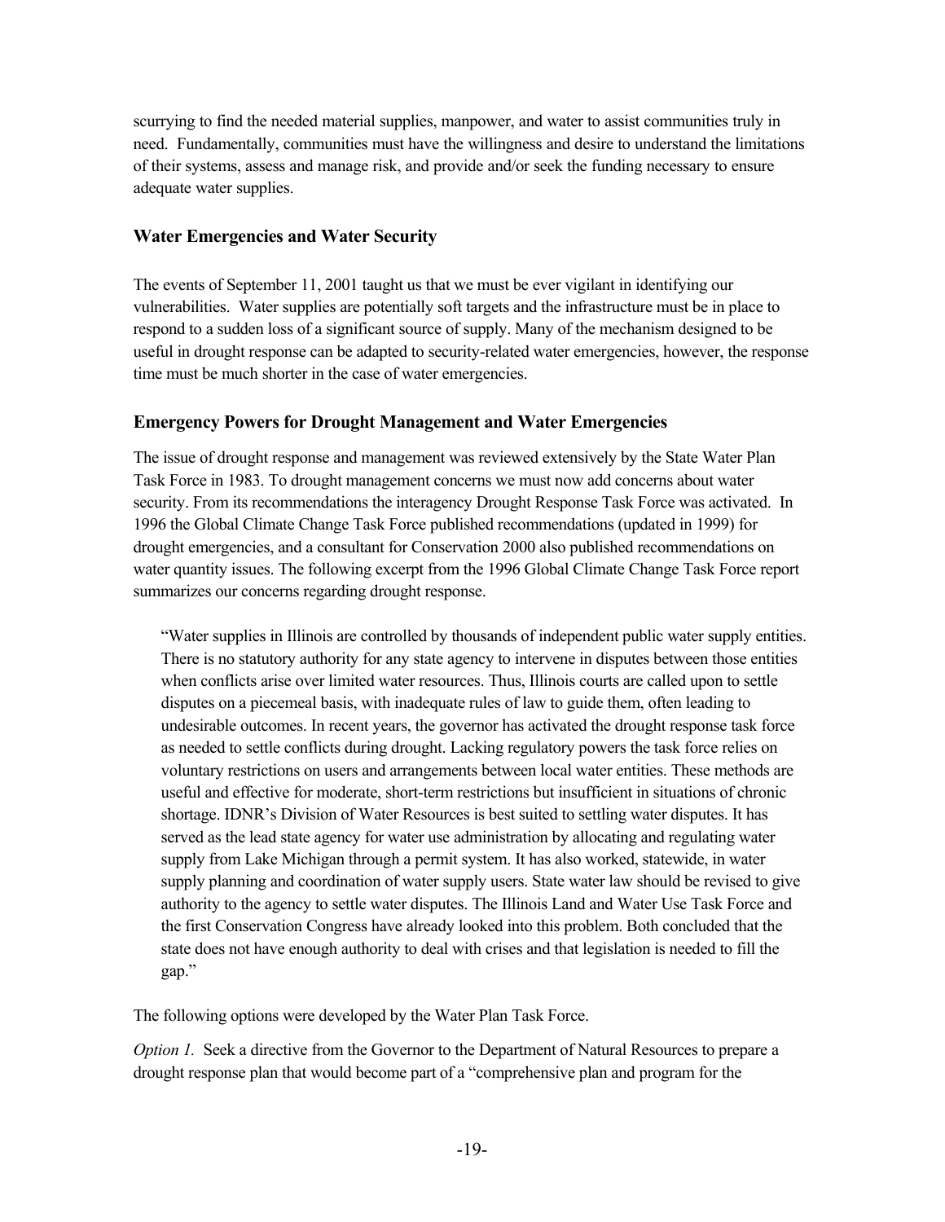scurrying to find the needed material supplies, manpower, and water to assist communities truly in need. Fundamentally, communities must have the willingness and desire to understand the limitations of their systems, assess and manage risk, and provide and/or seek the funding necessary to ensure adequate water supplies.

## Water Emergencies and Water Security

The events of September 11, 2001 taught us that we must be ever vigilant in identifying our vulnerabilities. Water supplies are potentially soft targets and the infrastructure must be in place to respond to a sudden loss of a significant source of supply. Many of the mechanism designed to be useful in drought response can be adapted to security-related water emergencies, however, the response time must be much shorter in the case of water emergencies.

## Emergency Powers for Drought Management and Water Emergencies

The issue of drought response and management was reviewed extensively by the State Water Plan Task Force in 1983. To drought management concerns we must now add concerns about water security. From its recommendations the interagency Drought Response Task Force was activated. In 1996 the Global Climate Change Task Force published recommendations (updated in 1999) for drought emergencies, and a consultant for Conservation 2000 also published recommendations on water quantity issues. The following excerpt from the 1996 Global Climate Change Task Force report summarizes our concerns regarding drought response.

> "Water supplies in Illinois are controlled by thousands of independent public water supply entities. There is no statutory authority for any state agency to intervene in disputes between those entities when conflicts arise over limited water resources. Thus, Illinois courts are called upon to settle disputes on a piecemeal basis, with inadequate rules of law to guide them, often leading to undesirable outcomes. In recent years, the governor has activated the drought response task force as needed to settle conflicts during drought. Lacking regulatory powers the task force relies on voluntary restrictions on users and arrangements between local water entities. These methods are useful and effective for moderate, short-term restrictions but insufficient in situations of chronic shortage. IDNR's Division of Water Resources is best suited to settling water disputes. It has served as the lead state agency for water use administration by allocating and regulating water supply from Lake Michigan through a permit system. It has also worked, statewide, in water supply planning and coordination of water supply users. State water law should be revised to give authority to the agency to settle water disputes. The Illinois Land and Water Use Task Force and the first Conservation Congress have already looked into this problem. Both concluded that the state does not have enough authority to deal with crises and that legislation is needed to fill the gap."

The following options were developed by the Water Plan Task Force.

*Option 1.* Seek a directive from the Governor to the Department of Natural Resources to prepare a drought response plan that would become part of a "comprehensive plan and program for the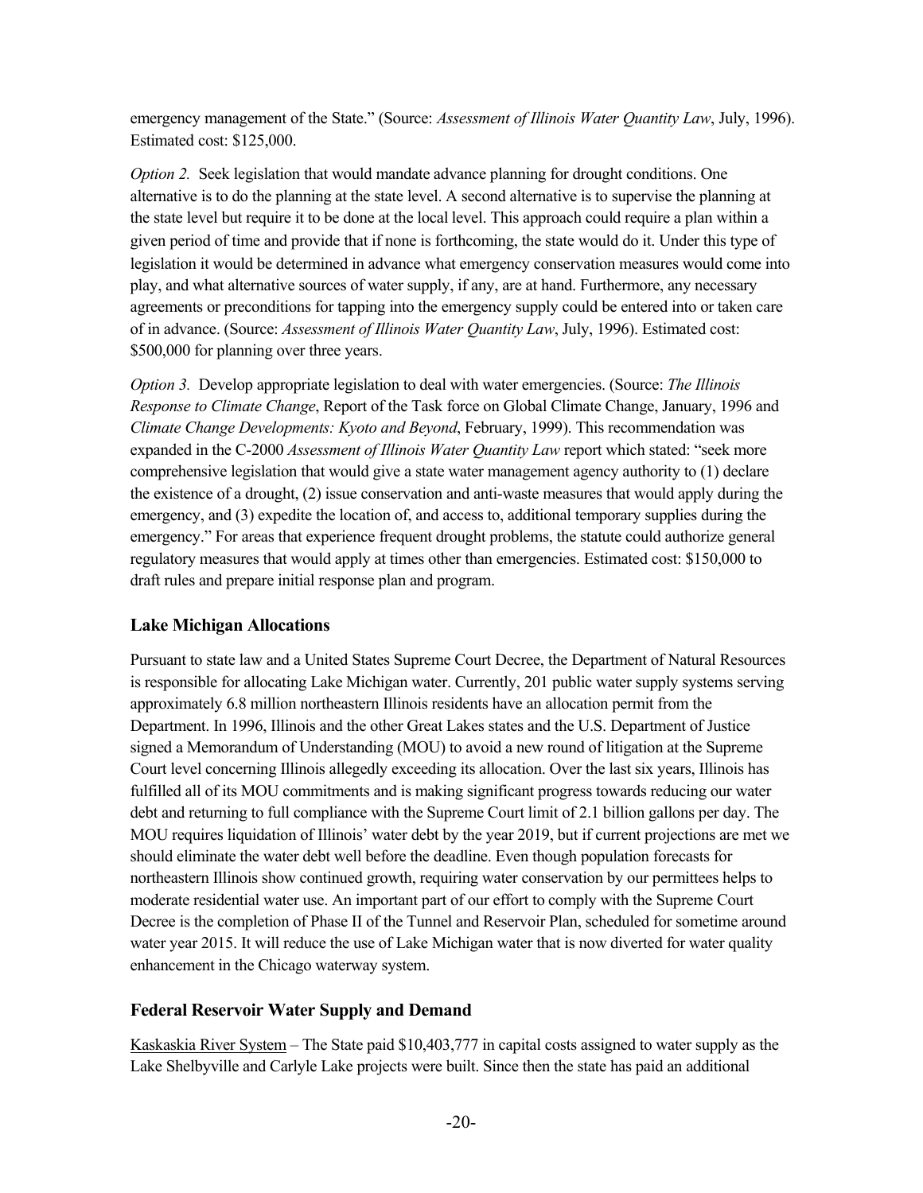emergency management of the State." (Source: *Assessment of Illinois Water Quantity Law*, July, 1996). Estimated cost: $125,000.

*Option 2.* Seek legislation that would mandate advance planning for drought conditions. One alternative is to do the planning at the state level. A second alternative is to supervise the planning at the state level but require it to be done at the local level. This approach could require a plan within a given period of time and provide that if none is forthcoming, the state would do it. Under this type of legislation it would be determined in advance what emergency conservation measures would come into play, and what alternative sources of water supply, if any, are at hand. Furthermore, any necessary agreements or preconditions for tapping into the emergency supply could be entered into or taken care of in advance. (Source: *Assessment of Illinois Water Quantity Law*, July, 1996). Estimated cost: $500,000 for planning over three years.

*Option 3.* Develop appropriate legislation to deal with water emergencies. (Source: *The Illinois Response to Climate Change*, Report of the Task force on Global Climate Change, January, 1996 and *Climate Change Developments: Kyoto and Beyond*, February, 1999). This recommendation was expanded in the C-2000 *Assessment of Illinois Water Quantity Law* report which stated: "seek more comprehensive legislation that would give a state water management agency authority to (1) declare the existence of a drought, (2) issue conservation and anti-waste measures that would apply during the emergency, and (3) expedite the location of, and access to, additional temporary supplies during the emergency." For areas that experience frequent drought problems, the statute could authorize general regulatory measures that would apply at times other than emergencies. Estimated cost: $150,000 to draft rules and prepare initial response plan and program.

### Lake Michigan Allocations

Pursuant to state law and a United States Supreme Court Decree, the Department of Natural Resources is responsible for allocating Lake Michigan water. Currently, 201 public water supply systems serving approximately 6.8 million northeastern Illinois residents have an allocation permit from the Department. In 1996, Illinois and the other Great Lakes states and the U.S. Department of Justice signed a Memorandum of Understanding (MOU) to avoid a new round of litigation at the Supreme Court level concerning Illinois allegedly exceeding its allocation. Over the last six years, Illinois has fulfilled all of its MOU commitments and is making significant progress towards reducing our water debt and returning to full compliance with the Supreme Court limit of 2.1 billion gallons per day. The MOU requires liquidation of Illinois' water debt by the year 2019, but if current projections are met we should eliminate the water debt well before the deadline. Even though population forecasts for northeastern Illinois show continued growth, requiring water conservation by our permittees helps to moderate residential water use. An important part of our effort to comply with the Supreme Court Decree is the completion of Phase II of the Tunnel and Reservoir Plan, scheduled for sometime around water year 2015. It will reduce the use of Lake Michigan water that is now diverted for water quality enhancement in the Chicago waterway system.

### Federal Reservoir Water Supply and Demand

<u>Kaskaskia River System</u> – The State paid $10,403,777 in capital costs assigned to water supply as the Lake Shelbyville and Carlyle Lake projects were built. Since then the state has paid an additional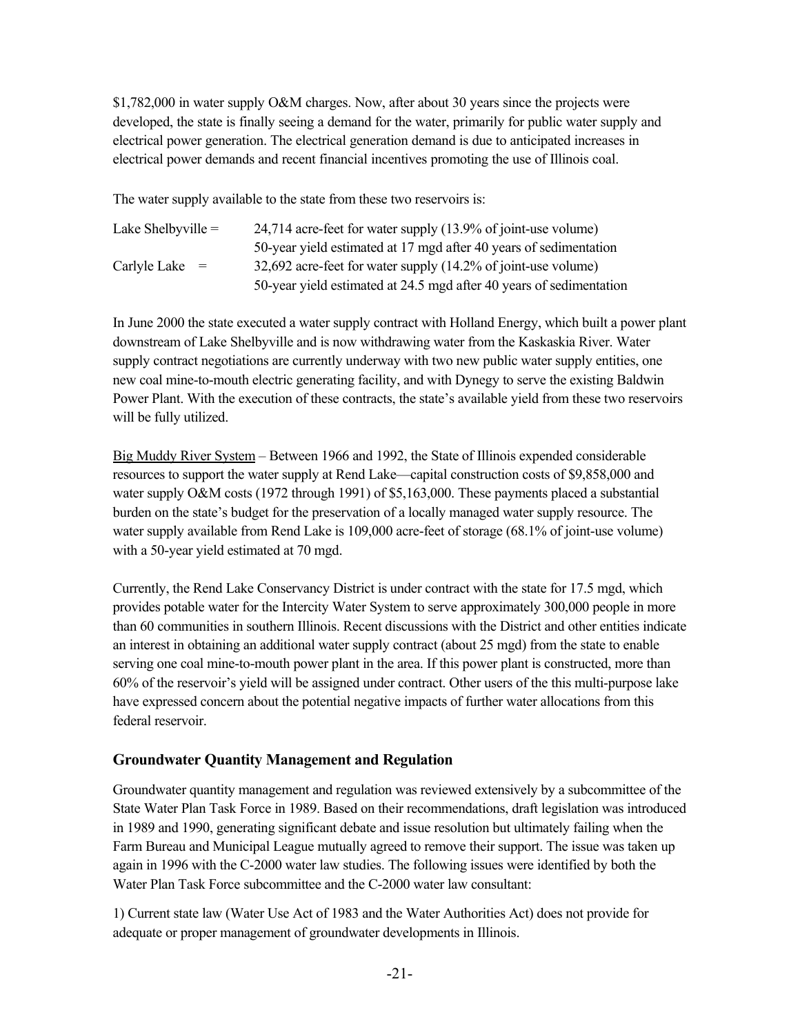$1,782,000 in water supply O&M charges. Now, after about 30 years since the projects were developed, the state is finally seeing a demand for the water, primarily for public water supply and electrical power generation. The electrical generation demand is due to anticipated increases in electrical power demands and recent financial incentives promoting the use of Illinois coal.

The water supply available to the state from these two reservoirs is:

| | |
|---|---|
| Lake Shelbyville = | 24,714 acre-feet for water supply (13.9% of joint-use volume) |
| | 50-year yield estimated at 17 mgd after 40 years of sedimentation |
| Carlyle Lake = | 32,692 acre-feet for water supply (14.2% of joint-use volume) |
| | 50-year yield estimated at 24.5 mgd after 40 years of sedimentation |

In June 2000 the state executed a water supply contract with Holland Energy, which built a power plant downstream of Lake Shelbyville and is now withdrawing water from the Kaskaskia River. Water supply contract negotiations are currently underway with two new public water supply entities, one new coal mine-to-mouth electric generating facility, and with Dynegy to serve the existing Baldwin Power Plant. With the execution of these contracts, the state's available yield from these two reservoirs will be fully utilized.

Big Muddy River System – Between 1966 and 1992, the State of Illinois expended considerable resources to support the water supply at Rend Lake—capital construction costs of $9,858,000 and water supply O&M costs (1972 through 1991) of $5,163,000. These payments placed a substantial burden on the state's budget for the preservation of a locally managed water supply resource. The water supply available from Rend Lake is 109,000 acre-feet of storage (68.1% of joint-use volume) with a 50-year yield estimated at 70 mgd.

Currently, the Rend Lake Conservancy District is under contract with the state for 17.5 mgd, which provides potable water for the Intercity Water System to serve approximately 300,000 people in more than 60 communities in southern Illinois. Recent discussions with the District and other entities indicate an interest in obtaining an additional water supply contract (about 25 mgd) from the state to enable serving one coal mine-to-mouth power plant in the area. If this power plant is constructed, more than 60% of the reservoir's yield will be assigned under contract. Other users of the this multi-purpose lake have expressed concern about the potential negative impacts of further water allocations from this federal reservoir.

### Groundwater Quantity Management and Regulation

Groundwater quantity management and regulation was reviewed extensively by a subcommittee of the State Water Plan Task Force in 1989. Based on their recommendations, draft legislation was introduced in 1989 and 1990, generating significant debate and issue resolution but ultimately failing when the Farm Bureau and Municipal League mutually agreed to remove their support. The issue was taken up again in 1996 with the C-2000 water law studies. The following issues were identified by both the Water Plan Task Force subcommittee and the C-2000 water law consultant:

1) Current state law (Water Use Act of 1983 and the Water Authorities Act) does not provide for adequate or proper management of groundwater developments in Illinois.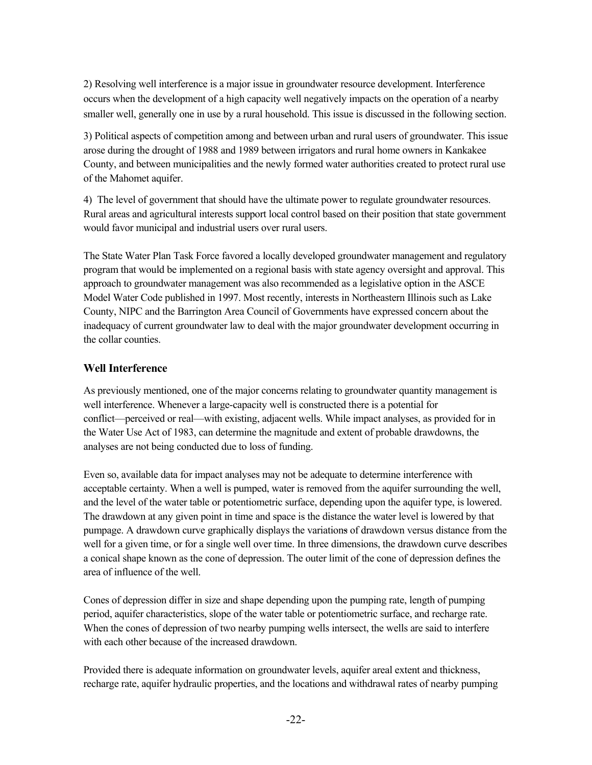2) Resolving well interference is a major issue in groundwater resource development. Interference occurs when the development of a high capacity well negatively impacts on the operation of a nearby smaller well, generally one in use by a rural household. This issue is discussed in the following section.

3) Political aspects of competition among and between urban and rural users of groundwater. This issue arose during the drought of 1988 and 1989 between irrigators and rural home owners in Kankakee County, and between municipalities and the newly formed water authorities created to protect rural use of the Mahomet aquifer.

4) The level of government that should have the ultimate power to regulate groundwater resources. Rural areas and agricultural interests support local control based on their position that state government would favor municipal and industrial users over rural users.

The State Water Plan Task Force favored a locally developed groundwater management and regulatory program that would be implemented on a regional basis with state agency oversight and approval. This approach to groundwater management was also recommended as a legislative option in the ASCE Model Water Code published in 1997. Most recently, interests in Northeastern Illinois such as Lake County, NIPC and the Barrington Area Council of Governments have expressed concern about the inadequacy of current groundwater law to deal with the major groundwater development occurring in the collar counties.

## Well Interference

As previously mentioned, one of the major concerns relating to groundwater quantity management is well interference. Whenever a large-capacity well is constructed there is a potential for conflict—perceived or real—with existing, adjacent wells. While impact analyses, as provided for in the Water Use Act of 1983, can determine the magnitude and extent of probable drawdowns, the analyses are not being conducted due to loss of funding.

Even so, available data for impact analyses may not be adequate to determine interference with acceptable certainty. When a well is pumped, water is removed from the aquifer surrounding the well, and the level of the water table or potentiometric surface, depending upon the aquifer type, is lowered. The drawdown at any given point in time and space is the distance the water level is lowered by that pumpage. A drawdown curve graphically displays the variations of drawdown versus distance from the well for a given time, or for a single well over time. In three dimensions, the drawdown curve describes a conical shape known as the cone of depression. The outer limit of the cone of depression defines the area of influence of the well.

Cones of depression differ in size and shape depending upon the pumping rate, length of pumping period, aquifer characteristics, slope of the water table or potentiometric surface, and recharge rate. When the cones of depression of two nearby pumping wells intersect, the wells are said to interfere with each other because of the increased drawdown.

Provided there is adequate information on groundwater levels, aquifer areal extent and thickness, recharge rate, aquifer hydraulic properties, and the locations and withdrawal rates of nearby pumping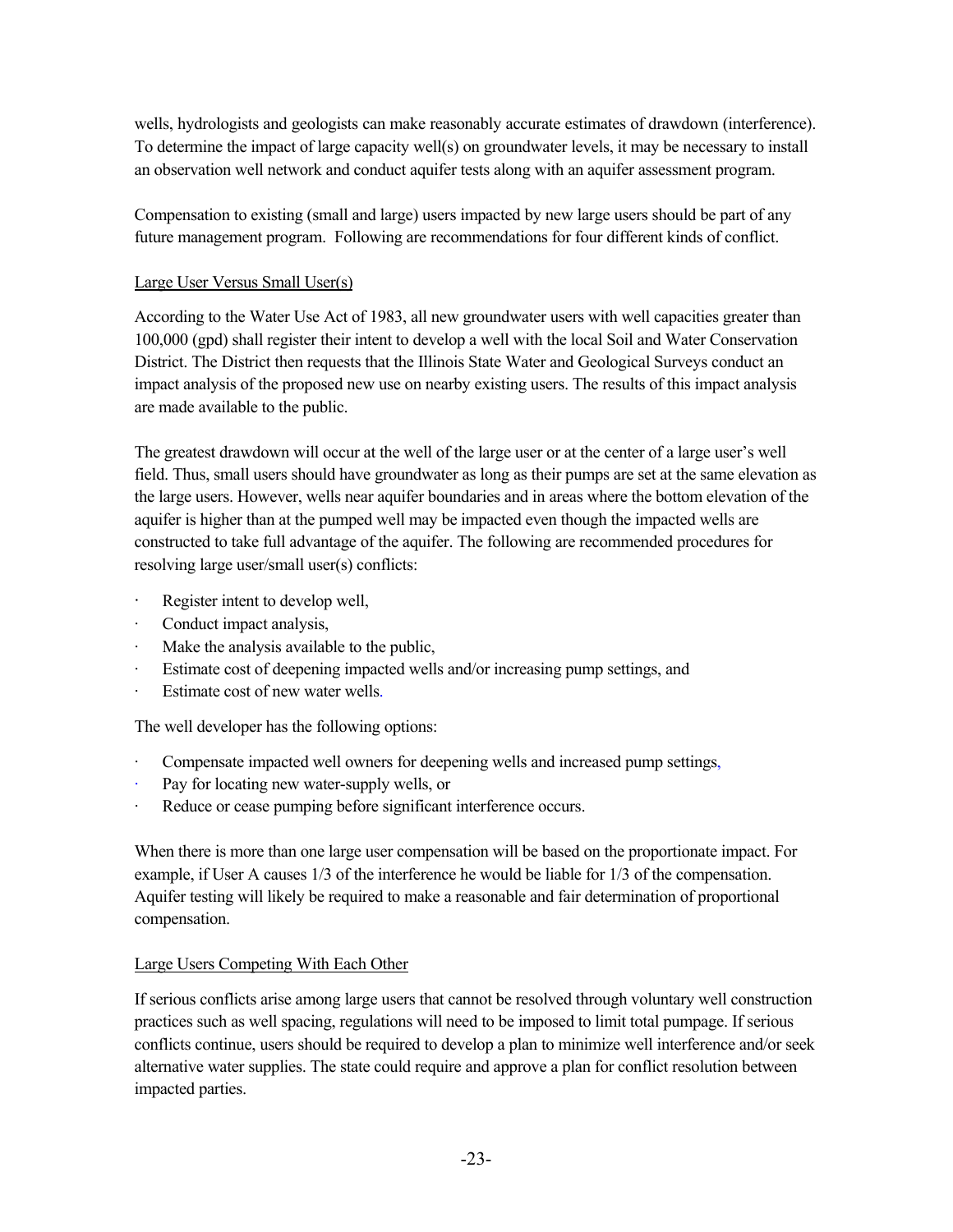wells, hydrologists and geologists can make reasonably accurate estimates of drawdown (interference). To determine the impact of large capacity well(s) on groundwater levels, it may be necessary to install an observation well network and conduct aquifer tests along with an aquifer assessment program.

Compensation to existing (small and large) users impacted by new large users should be part of any future management program. Following are recommendations for four different kinds of conflict.

### Large User Versus Small User(s)

According to the Water Use Act of 1983, all new groundwater users with well capacities greater than 100,000 (gpd) shall register their intent to develop a well with the local Soil and Water Conservation District. The District then requests that the Illinois State Water and Geological Surveys conduct an impact analysis of the proposed new use on nearby existing users. The results of this impact analysis are made available to the public.

The greatest drawdown will occur at the well of the large user or at the center of a large user's well field. Thus, small users should have groundwater as long as their pumps are set at the same elevation as the large users. However, wells near aquifer boundaries and in areas where the bottom elevation of the aquifer is higher than at the pumped well may be impacted even though the impacted wells are constructed to take full advantage of the aquifer. The following are recommended procedures for resolving large user/small user(s) conflicts:

- Register intent to develop well,
- Conduct impact analysis,
- Make the analysis available to the public,
- Estimate cost of deepening impacted wells and/or increasing pump settings, and
- Estimate cost of new water wells.

The well developer has the following options:

- Compensate impacted well owners for deepening wells and increased pump settings,
- Pay for locating new water-supply wells, or
- Reduce or cease pumping before significant interference occurs.

When there is more than one large user compensation will be based on the proportionate impact. For example, if User A causes 1/3 of the interference he would be liable for 1/3 of the compensation. Aquifer testing will likely be required to make a reasonable and fair determination of proportional compensation.

### Large Users Competing With Each Other

If serious conflicts arise among large users that cannot be resolved through voluntary well construction practices such as well spacing, regulations will need to be imposed to limit total pumpage. If serious conflicts continue, users should be required to develop a plan to minimize well interference and/or seek alternative water supplies. The state could require and approve a plan for conflict resolution between impacted parties.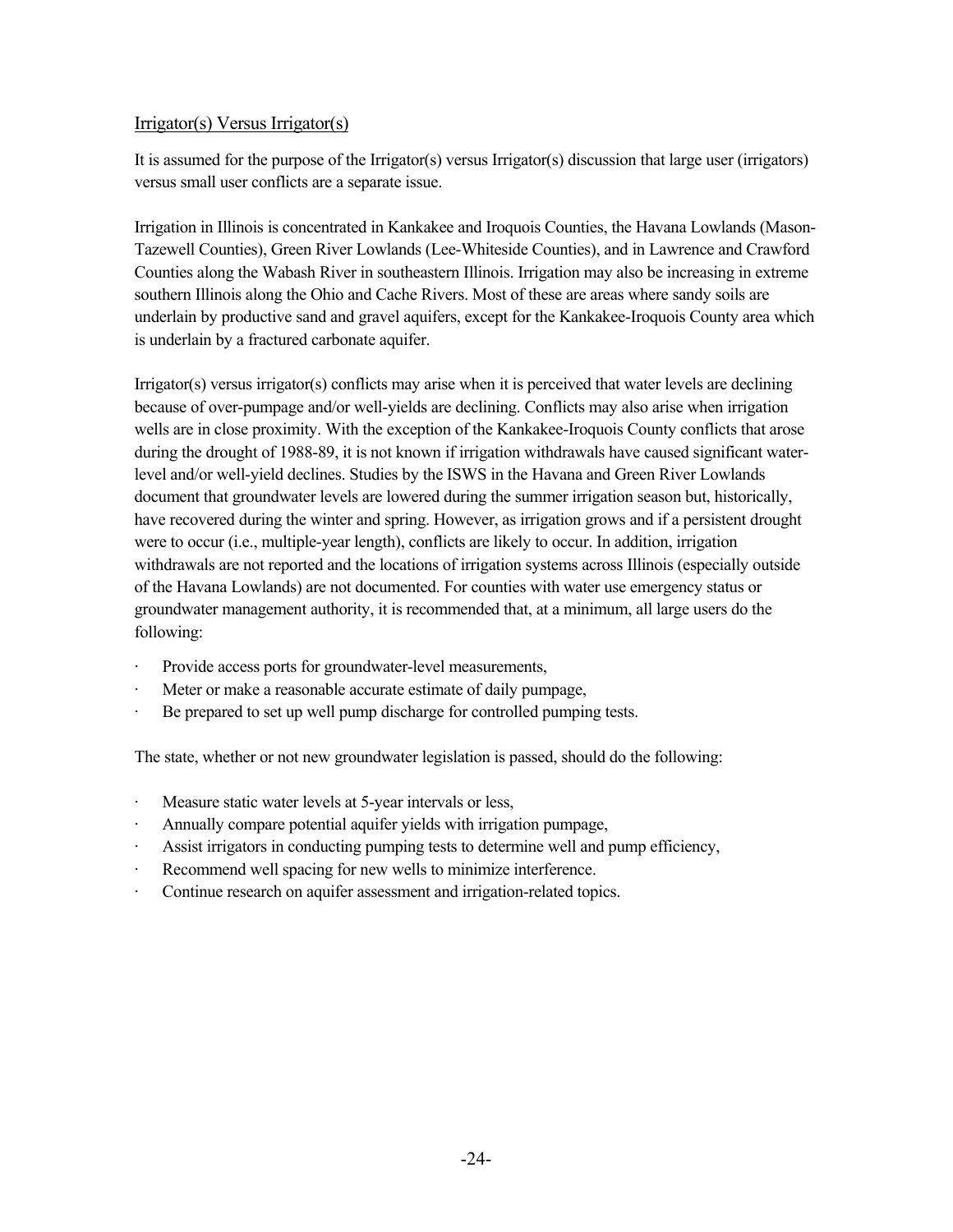## Irrigator(s) Versus Irrigator(s)

It is assumed for the purpose of the Irrigator(s) versus Irrigator(s) discussion that large user (irrigators) versus small user conflicts are a separate issue.

Irrigation in Illinois is concentrated in Kankakee and Iroquois Counties, the Havana Lowlands (Mason-Tazewell Counties), Green River Lowlands (Lee-Whiteside Counties), and in Lawrence and Crawford Counties along the Wabash River in southeastern Illinois. Irrigation may also be increasing in extreme southern Illinois along the Ohio and Cache Rivers. Most of these are areas where sandy soils are underlain by productive sand and gravel aquifers, except for the Kankakee-Iroquois County area which is underlain by a fractured carbonate aquifer.

Irrigator(s) versus irrigator(s) conflicts may arise when it is perceived that water levels are declining because of over-pumpage and/or well-yields are declining. Conflicts may also arise when irrigation wells are in close proximity. With the exception of the Kankakee-Iroquois County conflicts that arose during the drought of 1988-89, it is not known if irrigation withdrawals have caused significant water-level and/or well-yield declines. Studies by the ISWS in the Havana and Green River Lowlands document that groundwater levels are lowered during the summer irrigation season but, historically, have recovered during the winter and spring. However, as irrigation grows and if a persistent drought were to occur (i.e., multiple-year length), conflicts are likely to occur. In addition, irrigation withdrawals are not reported and the locations of irrigation systems across Illinois (especially outside of the Havana Lowlands) are not documented. For counties with water use emergency status or groundwater management authority, it is recommended that, at a minimum, all large users do the following:

- Provide access ports for groundwater-level measurements,
- Meter or make a reasonable accurate estimate of daily pumpage,
- Be prepared to set up well pump discharge for controlled pumping tests.

The state, whether or not new groundwater legislation is passed, should do the following:

- Measure static water levels at 5-year intervals or less,
- Annually compare potential aquifer yields with irrigation pumpage,
- Assist irrigators in conducting pumping tests to determine well and pump efficiency,
- Recommend well spacing for new wells to minimize interference.
- Continue research on aquifer assessment and irrigation-related topics.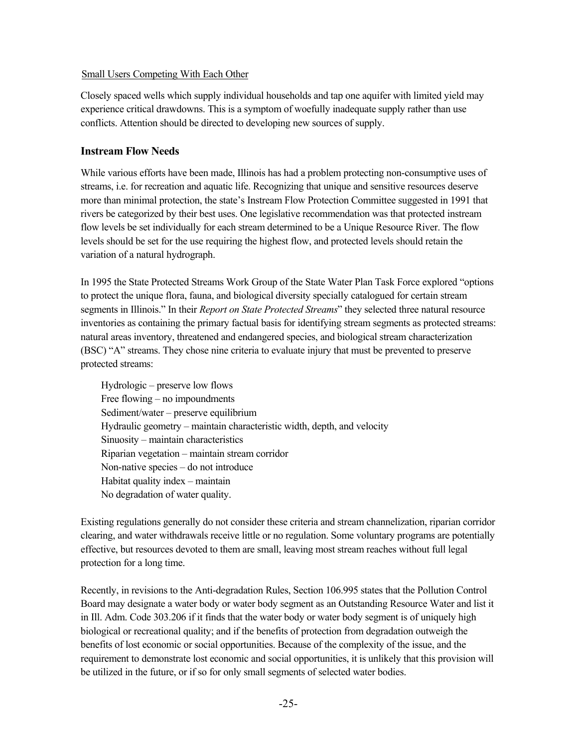Small Users Competing With Each Other

Closely spaced wells which supply individual households and tap one aquifer with limited yield may experience critical drawdowns. This is a symptom of woefully inadequate supply rather than use conflicts. Attention should be directed to developing new sources of supply.

### Instream Flow Needs

While various efforts have been made, Illinois has had a problem protecting non-consumptive uses of streams, i.e. for recreation and aquatic life. Recognizing that unique and sensitive resources deserve more than minimal protection, the state's Instream Flow Protection Committee suggested in 1991 that rivers be categorized by their best uses. One legislative recommendation was that protected instream flow levels be set individually for each stream determined to be a Unique Resource River. The flow levels should be set for the use requiring the highest flow, and protected levels should retain the variation of a natural hydrograph.

In 1995 the State Protected Streams Work Group of the State Water Plan Task Force explored "options to protect the unique flora, fauna, and biological diversity specially catalogued for certain stream segments in Illinois." In their *Report on State Protected Streams*" they selected three natural resource inventories as containing the primary factual basis for identifying stream segments as protected streams: natural areas inventory, threatened and endangered species, and biological stream characterization (BSC) "A" streams. They chose nine criteria to evaluate injury that must be prevented to preserve protected streams:

Hydrologic – preserve low flows
Free flowing – no impoundments
Sediment/water – preserve equilibrium
Hydraulic geometry – maintain characteristic width, depth, and velocity
Sinuosity – maintain characteristics
Riparian vegetation – maintain stream corridor
Non-native species – do not introduce
Habitat quality index – maintain
No degradation of water quality.

Existing regulations generally do not consider these criteria and stream channelization, riparian corridor clearing, and water withdrawals receive little or no regulation. Some voluntary programs are potentially effective, but resources devoted to them are small, leaving most stream reaches without full legal protection for a long time.

Recently, in revisions to the Anti-degradation Rules, Section 106.995 states that the Pollution Control Board may designate a water body or water body segment as an Outstanding Resource Water and list it in Ill. Adm. Code 303.206 if it finds that the water body or water body segment is of uniquely high biological or recreational quality; and if the benefits of protection from degradation outweigh the benefits of lost economic or social opportunities. Because of the complexity of the issue, and the requirement to demonstrate lost economic and social opportunities, it is unlikely that this provision will be utilized in the future, or if so for only small segments of selected water bodies.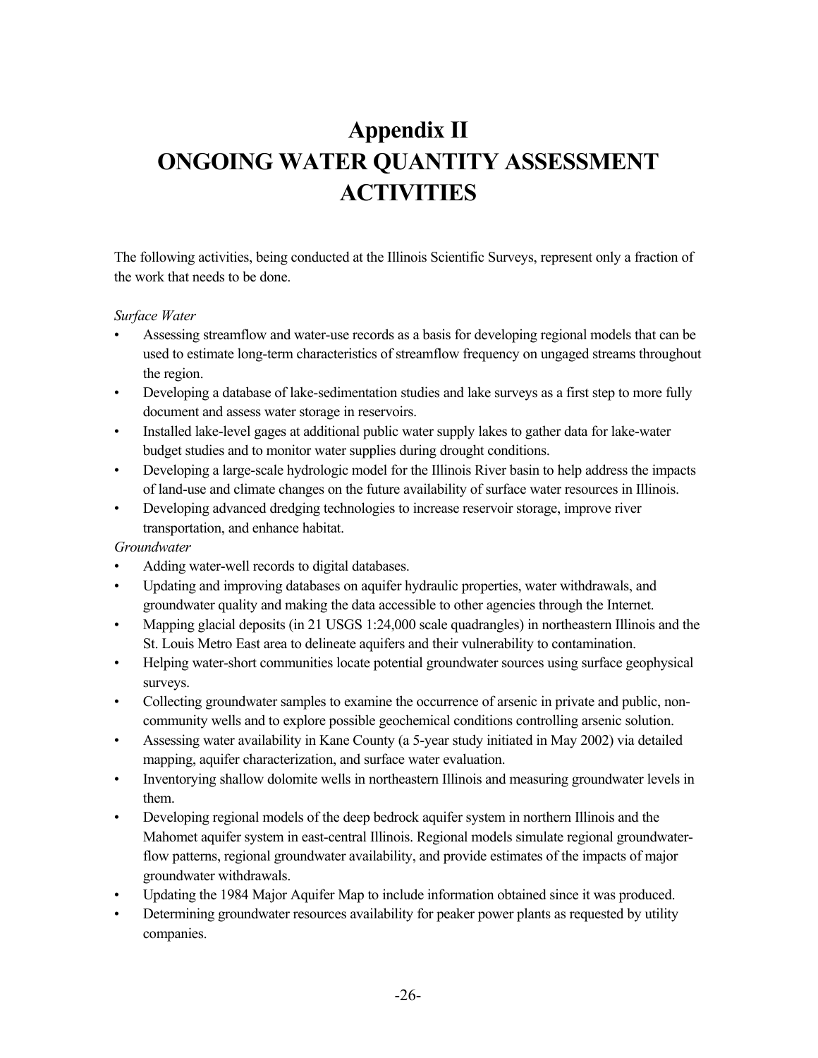# Appendix II
# ONGOING WATER QUANTITY ASSESSMENT ACTIVITIES

The following activities, being conducted at the Illinois Scientific Surveys, represent only a fraction of the work that needs to be done.

*Surface Water*

- Assessing streamflow and water-use records as a basis for developing regional models that can be used to estimate long-term characteristics of streamflow frequency on ungaged streams throughout the region.
- Developing a database of lake-sedimentation studies and lake surveys as a first step to more fully document and assess water storage in reservoirs.
- Installed lake-level gages at additional public water supply lakes to gather data for lake-water budget studies and to monitor water supplies during drought conditions.
- Developing a large-scale hydrologic model for the Illinois River basin to help address the impacts of land-use and climate changes on the future availability of surface water resources in Illinois.
- Developing advanced dredging technologies to increase reservoir storage, improve river transportation, and enhance habitat.

*Groundwater*

- Adding water-well records to digital databases.
- Updating and improving databases on aquifer hydraulic properties, water withdrawals, and groundwater quality and making the data accessible to other agencies through the Internet.
- Mapping glacial deposits (in 21 USGS 1:24,000 scale quadrangles) in northeastern Illinois and the St. Louis Metro East area to delineate aquifers and their vulnerability to contamination.
- Helping water-short communities locate potential groundwater sources using surface geophysical surveys.
- Collecting groundwater samples to examine the occurrence of arsenic in private and public, non-community wells and to explore possible geochemical conditions controlling arsenic solution.
- Assessing water availability in Kane County (a 5-year study initiated in May 2002) via detailed mapping, aquifer characterization, and surface water evaluation.
- Inventorying shallow dolomite wells in northeastern Illinois and measuring groundwater levels in them.
- Developing regional models of the deep bedrock aquifer system in northern Illinois and the Mahomet aquifer system in east-central Illinois. Regional models simulate regional groundwater-flow patterns, regional groundwater availability, and provide estimates of the impacts of major groundwater withdrawals.
- Updating the 1984 Major Aquifer Map to include information obtained since it was produced.
- Determining groundwater resources availability for peaker power plants as requested by utility companies.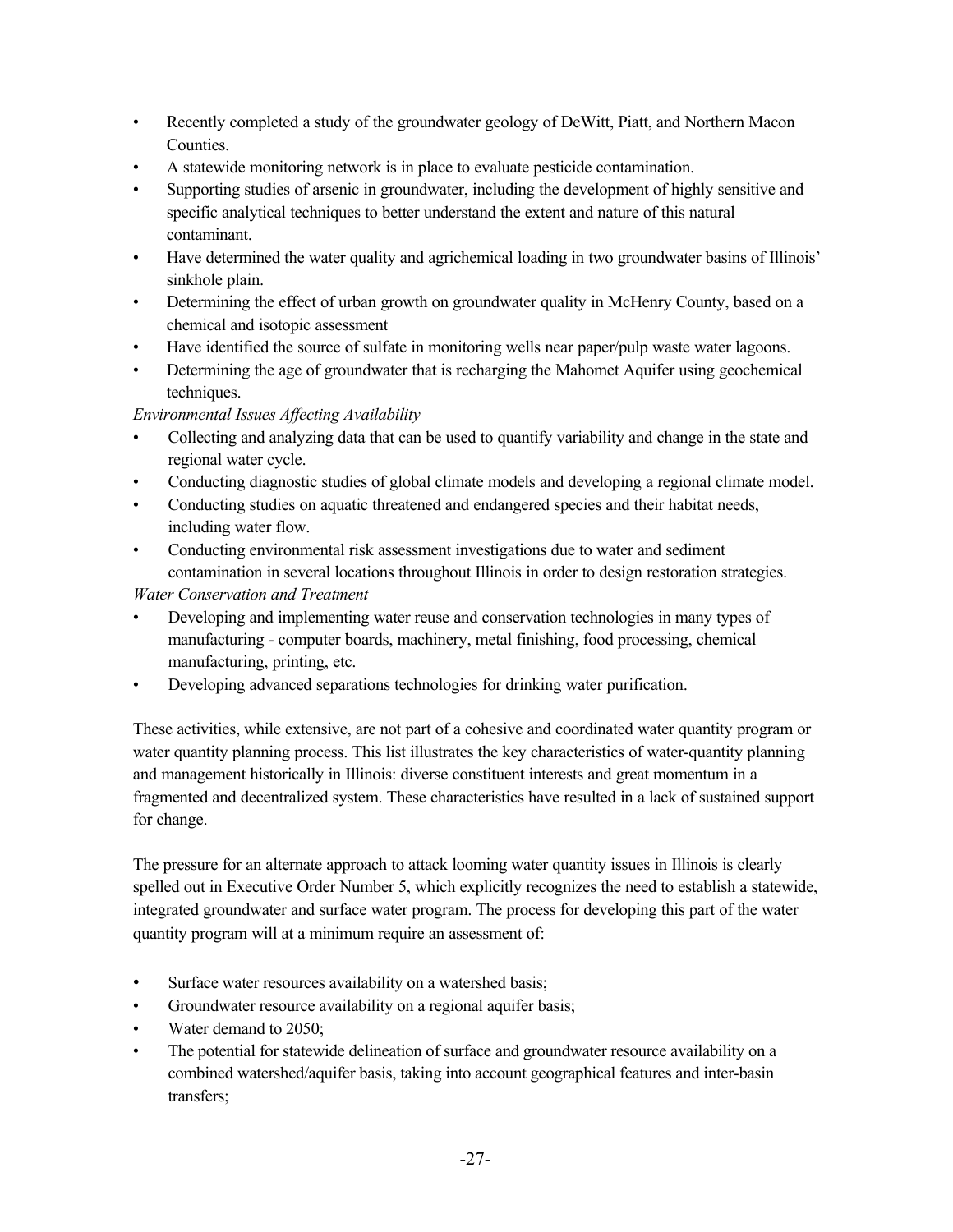- Recently completed a study of the groundwater geology of DeWitt, Piatt, and Northern Macon Counties.
- A statewide monitoring network is in place to evaluate pesticide contamination.
- Supporting studies of arsenic in groundwater, including the development of highly sensitive and specific analytical techniques to better understand the extent and nature of this natural contaminant.
- Have determined the water quality and agrichemical loading in two groundwater basins of Illinois' sinkhole plain.
- Determining the effect of urban growth on groundwater quality in McHenry County, based on a chemical and isotopic assessment
- Have identified the source of sulfate in monitoring wells near paper/pulp waste water lagoons.
- Determining the age of groundwater that is recharging the Mahomet Aquifer using geochemical techniques.

*Environmental Issues Affecting Availability*

- Collecting and analyzing data that can be used to quantify variability and change in the state and regional water cycle.
- Conducting diagnostic studies of global climate models and developing a regional climate model.
- Conducting studies on aquatic threatened and endangered species and their habitat needs, including water flow.
- Conducting environmental risk assessment investigations due to water and sediment contamination in several locations throughout Illinois in order to design restoration strategies.

*Water Conservation and Treatment*

- Developing and implementing water reuse and conservation technologies in many types of manufacturing - computer boards, machinery, metal finishing, food processing, chemical manufacturing, printing, etc.
- Developing advanced separations technologies for drinking water purification.

These activities, while extensive, are not part of a cohesive and coordinated water quantity program or water quantity planning process. This list illustrates the key characteristics of water-quantity planning and management historically in Illinois: diverse constituent interests and great momentum in a fragmented and decentralized system. These characteristics have resulted in a lack of sustained support for change.

The pressure for an alternate approach to attack looming water quantity issues in Illinois is clearly spelled out in Executive Order Number 5, which explicitly recognizes the need to establish a statewide, integrated groundwater and surface water program. The process for developing this part of the water quantity program will at a minimum require an assessment of:

- Surface water resources availability on a watershed basis;
- Groundwater resource availability on a regional aquifer basis;
- Water demand to 2050;
- The potential for statewide delineation of surface and groundwater resource availability on a combined watershed/aquifer basis, taking into account geographical features and inter-basin transfers;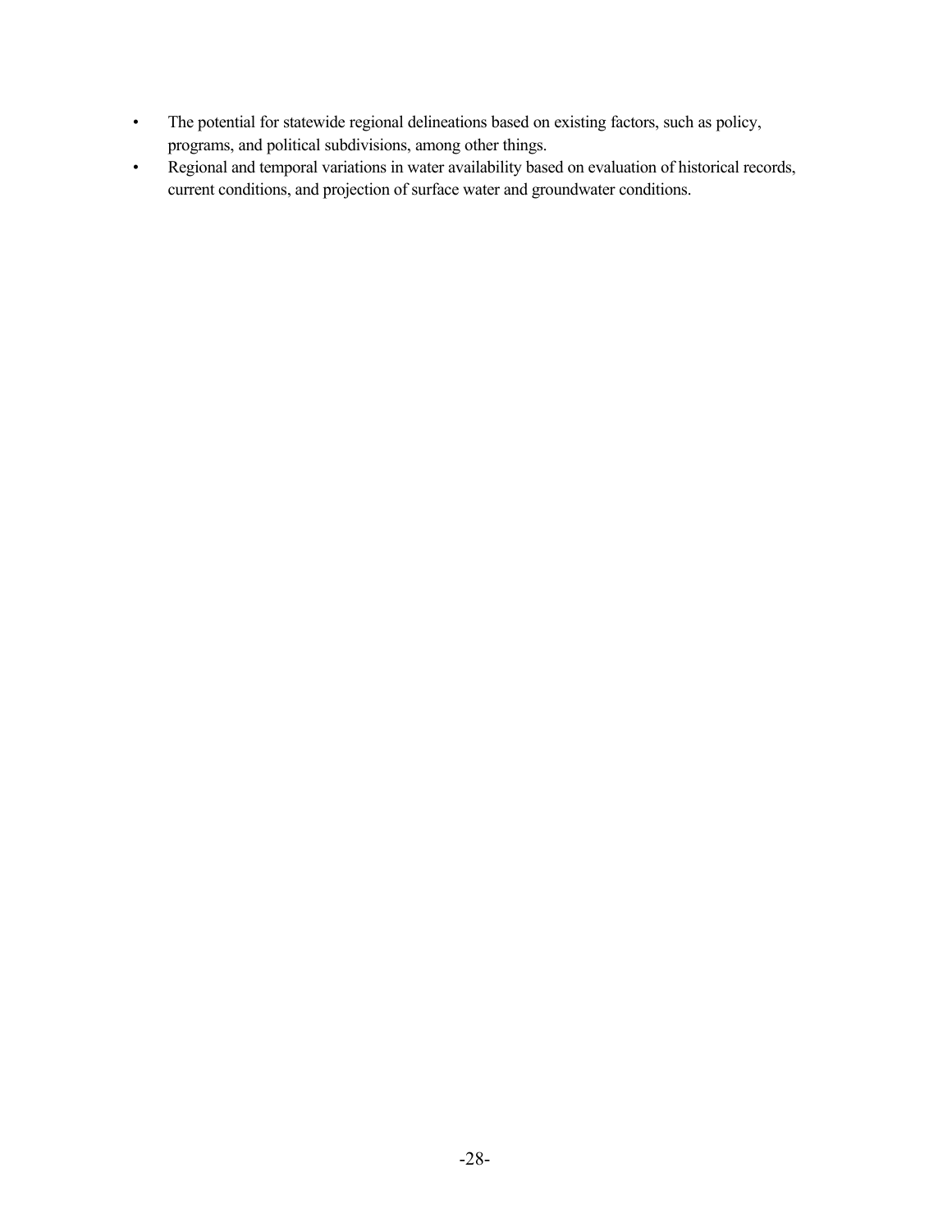- The potential for statewide regional delineations based on existing factors, such as policy, programs, and political subdivisions, among other things.
- Regional and temporal variations in water availability based on evaluation of historical records, current conditions, and projection of surface water and groundwater conditions.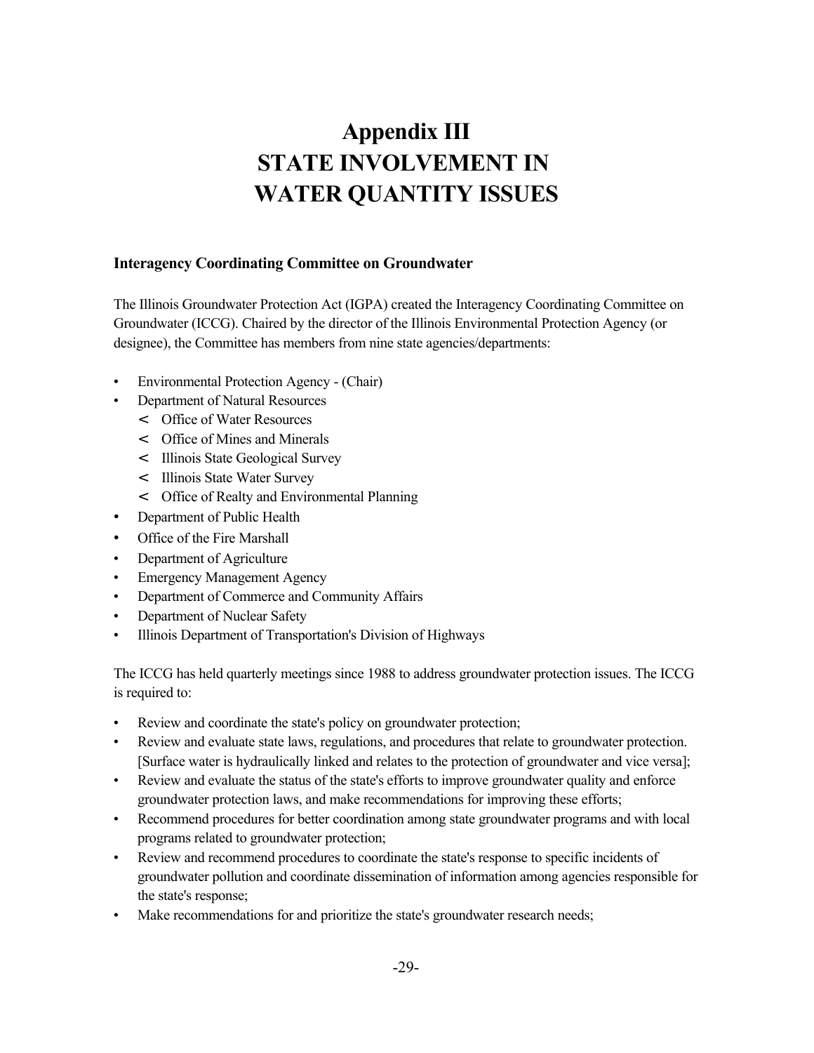# Appendix III
# STATE INVOLVEMENT IN WATER QUANTITY ISSUES

### Interagency Coordinating Committee on Groundwater

The Illinois Groundwater Protection Act (IGPA) created the Interagency Coordinating Committee on Groundwater (ICCG). Chaired by the director of the Illinois Environmental Protection Agency (or designee), the Committee has members from nine state agencies/departments:

- Environmental Protection Agency - (Chair)
- Department of Natural Resources
  - Office of Water Resources
  - Office of Mines and Minerals
  - Illinois State Geological Survey
  - Illinois State Water Survey
  - Office of Realty and Environmental Planning
- Department of Public Health
- Office of the Fire Marshall
- Department of Agriculture
- Emergency Management Agency
- Department of Commerce and Community Affairs
- Department of Nuclear Safety
- Illinois Department of Transportation's Division of Highways

The ICCG has held quarterly meetings since 1988 to address groundwater protection issues. The ICCG is required to:

- Review and coordinate the state's policy on groundwater protection;
- Review and evaluate state laws, regulations, and procedures that relate to groundwater protection. [Surface water is hydraulically linked and relates to the protection of groundwater and vice versa];
- Review and evaluate the status of the state's efforts to improve groundwater quality and enforce groundwater protection laws, and make recommendations for improving these efforts;
- Recommend procedures for better coordination among state groundwater programs and with local programs related to groundwater protection;
- Review and recommend procedures to coordinate the state's response to specific incidents of groundwater pollution and coordinate dissemination of information among agencies responsible for the state's response;
- Make recommendations for and prioritize the state's groundwater research needs;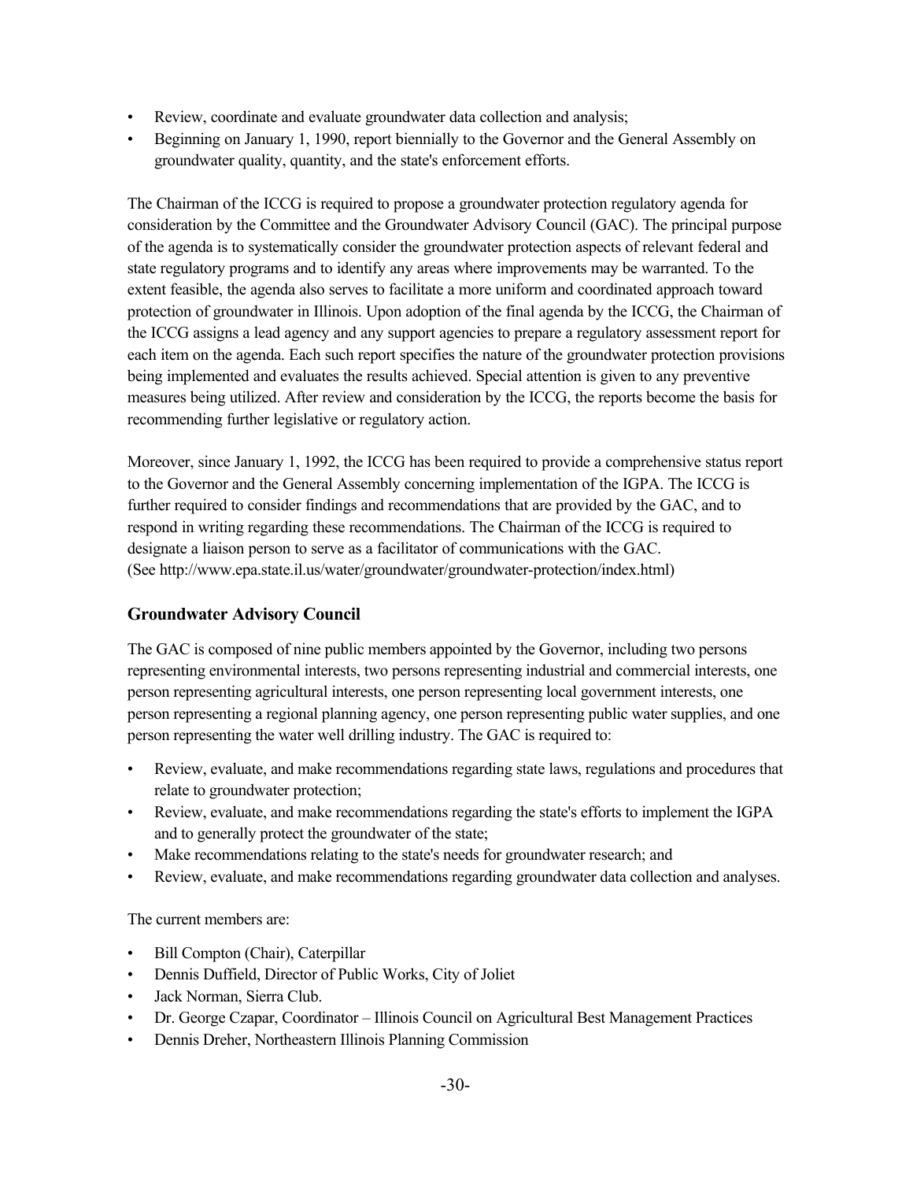- Review, coordinate and evaluate groundwater data collection and analysis;
- Beginning on January 1, 1990, report biennially to the Governor and the General Assembly on groundwater quality, quantity, and the state's enforcement efforts.

The Chairman of the ICCG is required to propose a groundwater protection regulatory agenda for consideration by the Committee and the Groundwater Advisory Council (GAC). The principal purpose of the agenda is to systematically consider the groundwater protection aspects of relevant federal and state regulatory programs and to identify any areas where improvements may be warranted. To the extent feasible, the agenda also serves to facilitate a more uniform and coordinated approach toward protection of groundwater in Illinois. Upon adoption of the final agenda by the ICCG, the Chairman of the ICCG assigns a lead agency and any support agencies to prepare a regulatory assessment report for each item on the agenda. Each such report specifies the nature of the groundwater protection provisions being implemented and evaluates the results achieved. Special attention is given to any preventive measures being utilized. After review and consideration by the ICCG, the reports become the basis for recommending further legislative or regulatory action.

Moreover, since January 1, 1992, the ICCG has been required to provide a comprehensive status report to the Governor and the General Assembly concerning implementation of the IGPA. The ICCG is further required to consider findings and recommendations that are provided by the GAC, and to respond in writing regarding these recommendations. The Chairman of the ICCG is required to designate a liaison person to serve as a facilitator of communications with the GAC.
(See http://www.epa.state.il.us/water/groundwater/groundwater-protection/index.html)

### Groundwater Advisory Council

The GAC is composed of nine public members appointed by the Governor, including two persons representing environmental interests, two persons representing industrial and commercial interests, one person representing agricultural interests, one person representing local government interests, one person representing a regional planning agency, one person representing public water supplies, and one person representing the water well drilling industry. The GAC is required to:

- Review, evaluate, and make recommendations regarding state laws, regulations and procedures that relate to groundwater protection;
- Review, evaluate, and make recommendations regarding the state's efforts to implement the IGPA and to generally protect the groundwater of the state;
- Make recommendations relating to the state's needs for groundwater research; and
- Review, evaluate, and make recommendations regarding groundwater data collection and analyses.

The current members are:

- Bill Compton (Chair), Caterpillar
- Dennis Duffield, Director of Public Works, City of Joliet
- Jack Norman, Sierra Club.
- Dr. George Czapar, Coordinator – Illinois Council on Agricultural Best Management Practices
- Dennis Dreher, Northeastern Illinois Planning Commission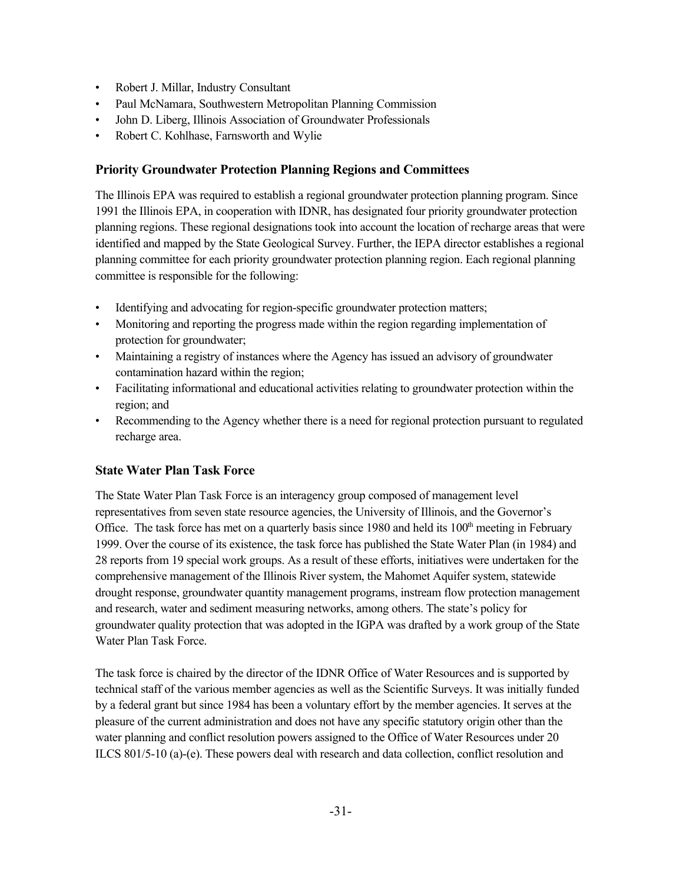- Robert J. Millar, Industry Consultant
- Paul McNamara, Southwestern Metropolitan Planning Commission
- John D. Liberg, Illinois Association of Groundwater Professionals
- Robert C. Kohlhase, Farnsworth and Wylie

### Priority Groundwater Protection Planning Regions and Committees

The Illinois EPA was required to establish a regional groundwater protection planning program. Since 1991 the Illinois EPA, in cooperation with IDNR, has designated four priority groundwater protection planning regions. These regional designations took into account the location of recharge areas that were identified and mapped by the State Geological Survey. Further, the IEPA director establishes a regional planning committee for each priority groundwater protection planning region. Each regional planning committee is responsible for the following:

- Identifying and advocating for region-specific groundwater protection matters;
- Monitoring and reporting the progress made within the region regarding implementation of protection for groundwater;
- Maintaining a registry of instances where the Agency has issued an advisory of groundwater contamination hazard within the region;
- Facilitating informational and educational activities relating to groundwater protection within the region; and
- Recommending to the Agency whether there is a need for regional protection pursuant to regulated recharge area.

### State Water Plan Task Force

The State Water Plan Task Force is an interagency group composed of management level representatives from seven state resource agencies, the University of Illinois, and the Governor's Office. The task force has met on a quarterly basis since 1980 and held its 100th meeting in February 1999. Over the course of its existence, the task force has published the State Water Plan (in 1984) and 28 reports from 19 special work groups. As a result of these efforts, initiatives were undertaken for the comprehensive management of the Illinois River system, the Mahomet Aquifer system, statewide drought response, groundwater quantity management programs, instream flow protection management and research, water and sediment measuring networks, among others. The state's policy for groundwater quality protection that was adopted in the IGPA was drafted by a work group of the State Water Plan Task Force.

The task force is chaired by the director of the IDNR Office of Water Resources and is supported by technical staff of the various member agencies as well as the Scientific Surveys. It was initially funded by a federal grant but since 1984 has been a voluntary effort by the member agencies. It serves at the pleasure of the current administration and does not have any specific statutory origin other than the water planning and conflict resolution powers assigned to the Office of Water Resources under 20 ILCS 801/5-10 (a)-(e). These powers deal with research and data collection, conflict resolution and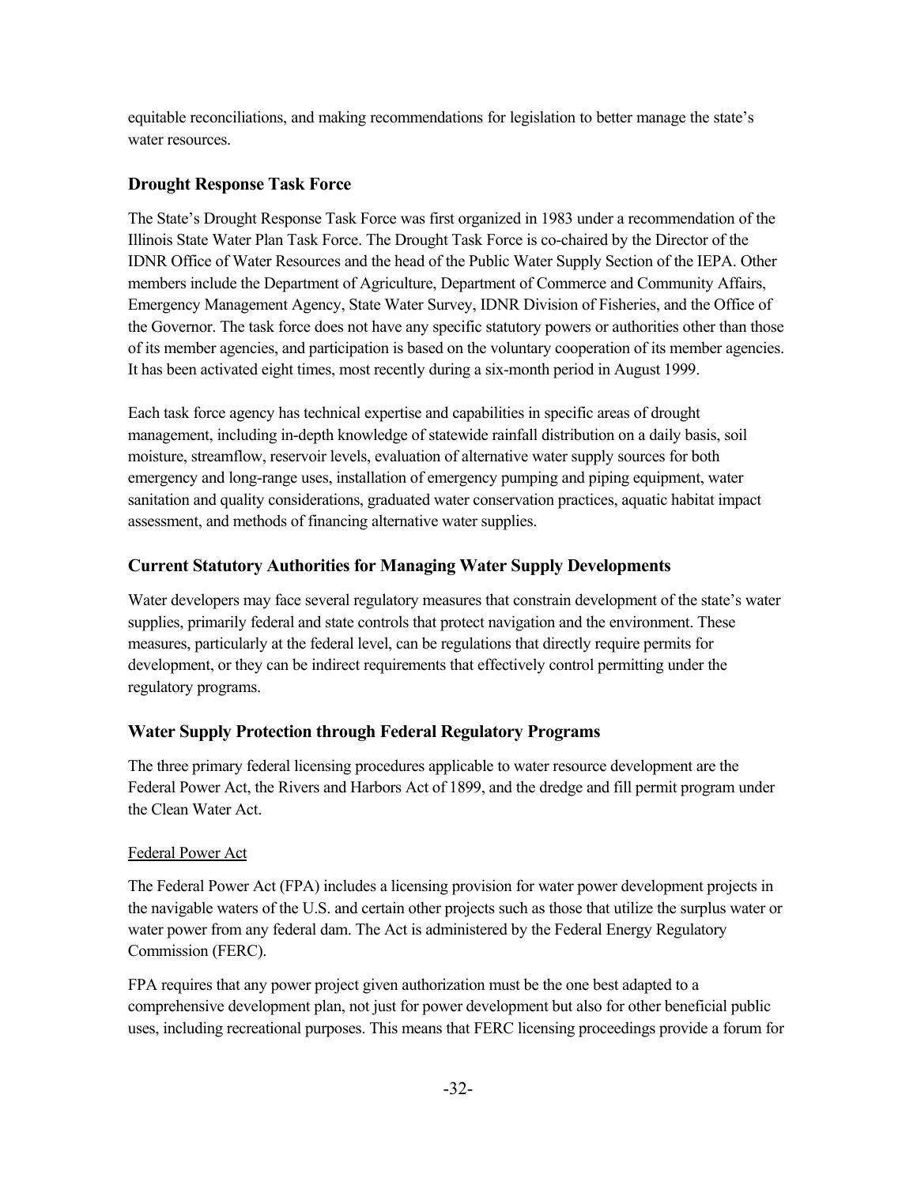equitable reconciliations, and making recommendations for legislation to better manage the state's water resources.

## Drought Response Task Force

The State's Drought Response Task Force was first organized in 1983 under a recommendation of the Illinois State Water Plan Task Force. The Drought Task Force is co-chaired by the Director of the IDNR Office of Water Resources and the head of the Public Water Supply Section of the IEPA. Other members include the Department of Agriculture, Department of Commerce and Community Affairs, Emergency Management Agency, State Water Survey, IDNR Division of Fisheries, and the Office of the Governor. The task force does not have any specific statutory powers or authorities other than those of its member agencies, and participation is based on the voluntary cooperation of its member agencies. It has been activated eight times, most recently during a six-month period in August 1999.

Each task force agency has technical expertise and capabilities in specific areas of drought management, including in-depth knowledge of statewide rainfall distribution on a daily basis, soil moisture, streamflow, reservoir levels, evaluation of alternative water supply sources for both emergency and long-range uses, installation of emergency pumping and piping equipment, water sanitation and quality considerations, graduated water conservation practices, aquatic habitat impact assessment, and methods of financing alternative water supplies.

## Current Statutory Authorities for Managing Water Supply Developments

Water developers may face several regulatory measures that constrain development of the state's water supplies, primarily federal and state controls that protect navigation and the environment. These measures, particularly at the federal level, can be regulations that directly require permits for development, or they can be indirect requirements that effectively control permitting under the regulatory programs.

## Water Supply Protection through Federal Regulatory Programs

The three primary federal licensing procedures applicable to water resource development are the Federal Power Act, the Rivers and Harbors Act of 1899, and the dredge and fill permit program under the Clean Water Act.

### Federal Power Act

The Federal Power Act (FPA) includes a licensing provision for water power development projects in the navigable waters of the U.S. and certain other projects such as those that utilize the surplus water or water power from any federal dam. The Act is administered by the Federal Energy Regulatory Commission (FERC).

FPA requires that any power project given authorization must be the one best adapted to a comprehensive development plan, not just for power development but also for other beneficial public uses, including recreational purposes. This means that FERC licensing proceedings provide a forum for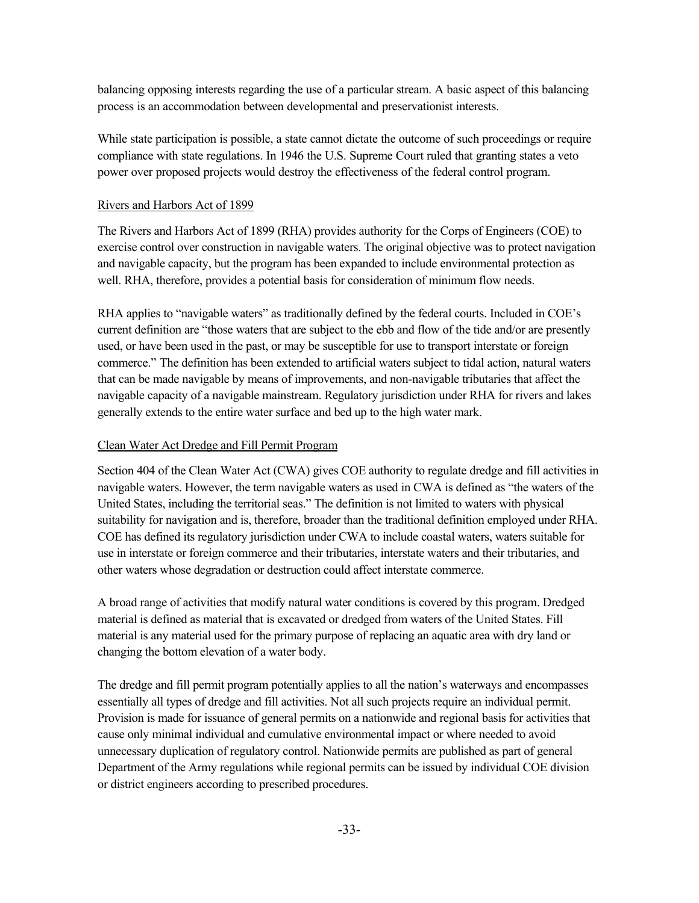balancing opposing interests regarding the use of a particular stream. A basic aspect of this balancing process is an accommodation between developmental and preservationist interests.

While state participation is possible, a state cannot dictate the outcome of such proceedings or require compliance with state regulations. In 1946 the U.S. Supreme Court ruled that granting states a veto power over proposed projects would destroy the effectiveness of the federal control program.

### Rivers and Harbors Act of 1899

The Rivers and Harbors Act of 1899 (RHA) provides authority for the Corps of Engineers (COE) to exercise control over construction in navigable waters. The original objective was to protect navigation and navigable capacity, but the program has been expanded to include environmental protection as well. RHA, therefore, provides a potential basis for consideration of minimum flow needs.

RHA applies to "navigable waters" as traditionally defined by the federal courts. Included in COE's current definition are "those waters that are subject to the ebb and flow of the tide and/or are presently used, or have been used in the past, or may be susceptible for use to transport interstate or foreign commerce." The definition has been extended to artificial waters subject to tidal action, natural waters that can be made navigable by means of improvements, and non-navigable tributaries that affect the navigable capacity of a navigable mainstream. Regulatory jurisdiction under RHA for rivers and lakes generally extends to the entire water surface and bed up to the high water mark.

### Clean Water Act Dredge and Fill Permit Program

Section 404 of the Clean Water Act (CWA) gives COE authority to regulate dredge and fill activities in navigable waters. However, the term navigable waters as used in CWA is defined as "the waters of the United States, including the territorial seas." The definition is not limited to waters with physical suitability for navigation and is, therefore, broader than the traditional definition employed under RHA. COE has defined its regulatory jurisdiction under CWA to include coastal waters, waters suitable for use in interstate or foreign commerce and their tributaries, interstate waters and their tributaries, and other waters whose degradation or destruction could affect interstate commerce.

A broad range of activities that modify natural water conditions is covered by this program. Dredged material is defined as material that is excavated or dredged from waters of the United States. Fill material is any material used for the primary purpose of replacing an aquatic area with dry land or changing the bottom elevation of a water body.

The dredge and fill permit program potentially applies to all the nation's waterways and encompasses essentially all types of dredge and fill activities. Not all such projects require an individual permit. Provision is made for issuance of general permits on a nationwide and regional basis for activities that cause only minimal individual and cumulative environmental impact or where needed to avoid unnecessary duplication of regulatory control. Nationwide permits are published as part of general Department of the Army regulations while regional permits can be issued by individual COE division or district engineers according to prescribed procedures.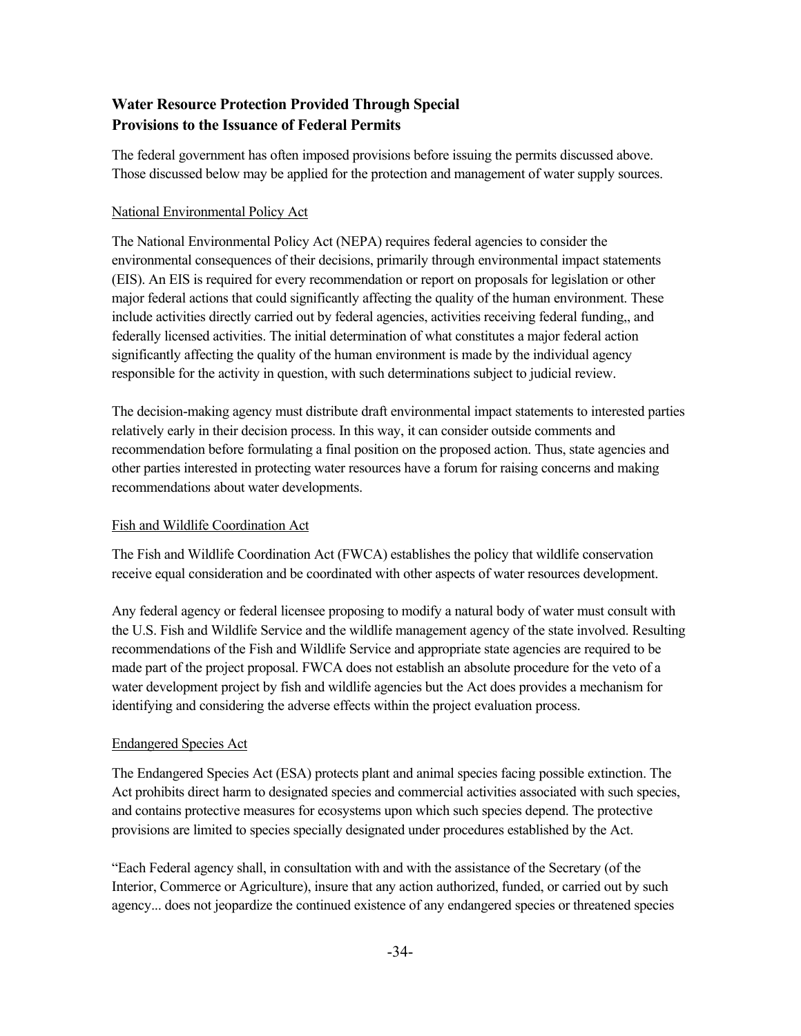## Water Resource Protection Provided Through Special Provisions to the Issuance of Federal Permits

The federal government has often imposed provisions before issuing the permits discussed above. Those discussed below may be applied for the protection and management of water supply sources.

<u>National Environmental Policy Act</u>

The National Environmental Policy Act (NEPA) requires federal agencies to consider the environmental consequences of their decisions, primarily through environmental impact statements (EIS). An EIS is required for every recommendation or report on proposals for legislation or other major federal actions that could significantly affecting the quality of the human environment. These include activities directly carried out by federal agencies, activities receiving federal funding,, and federally licensed activities. The initial determination of what constitutes a major federal action significantly affecting the quality of the human environment is made by the individual agency responsible for the activity in question, with such determinations subject to judicial review.

The decision-making agency must distribute draft environmental impact statements to interested parties relatively early in their decision process. In this way, it can consider outside comments and recommendation before formulating a final position on the proposed action. Thus, state agencies and other parties interested in protecting water resources have a forum for raising concerns and making recommendations about water developments.

<u>Fish and Wildlife Coordination Act</u>

The Fish and Wildlife Coordination Act (FWCA) establishes the policy that wildlife conservation receive equal consideration and be coordinated with other aspects of water resources development.

Any federal agency or federal licensee proposing to modify a natural body of water must consult with the U.S. Fish and Wildlife Service and the wildlife management agency of the state involved. Resulting recommendations of the Fish and Wildlife Service and appropriate state agencies are required to be made part of the project proposal. FWCA does not establish an absolute procedure for the veto of a water development project by fish and wildlife agencies but the Act does provides a mechanism for identifying and considering the adverse effects within the project evaluation process.

<u>Endangered Species Act</u>

The Endangered Species Act (ESA) protects plant and animal species facing possible extinction. The Act prohibits direct harm to designated species and commercial activities associated with such species, and contains protective measures for ecosystems upon which such species depend. The protective provisions are limited to species specially designated under procedures established by the Act.

"Each Federal agency shall, in consultation with and with the assistance of the Secretary (of the Interior, Commerce or Agriculture), insure that any action authorized, funded, or carried out by such agency... does not jeopardize the continued existence of any endangered species or threatened species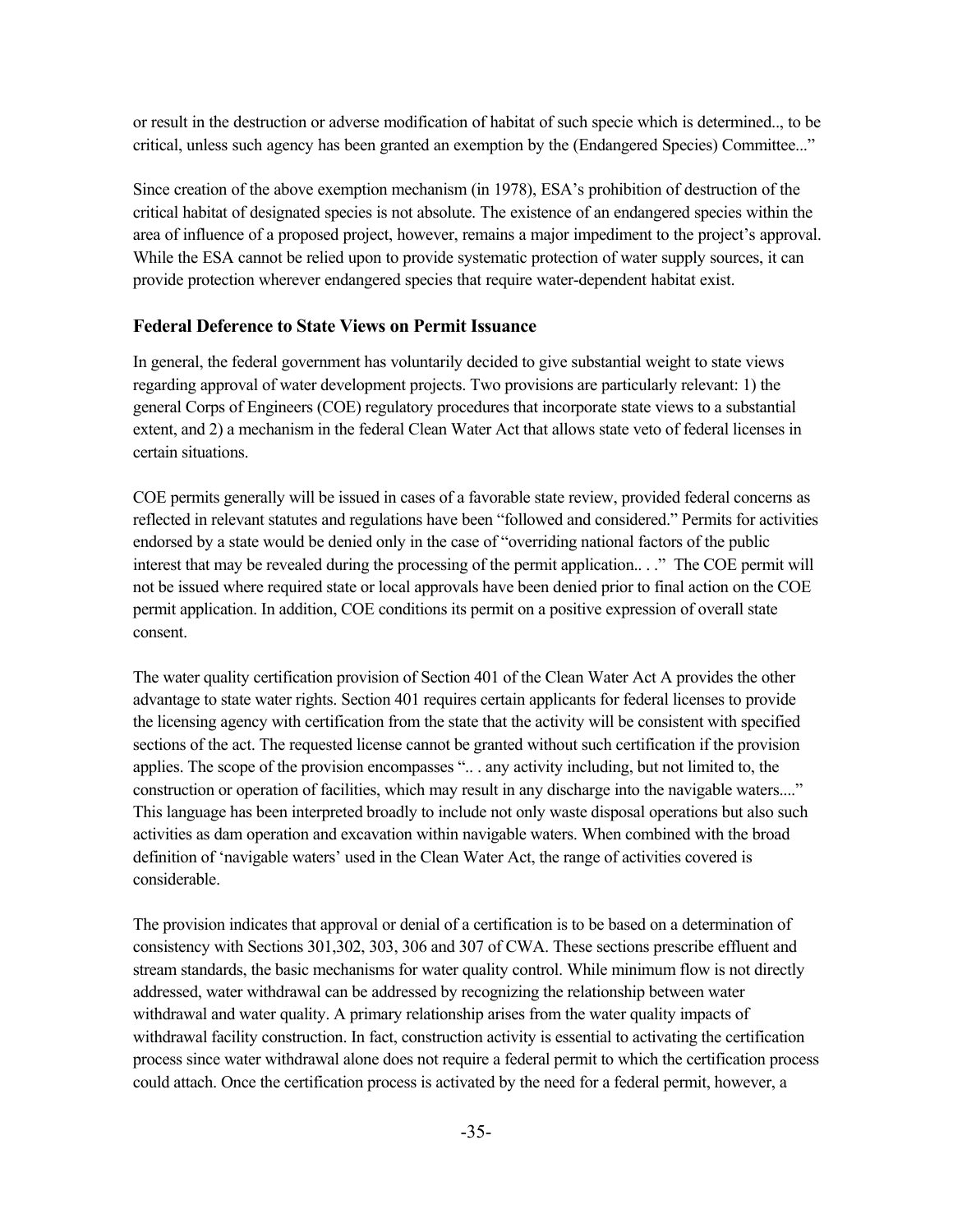or result in the destruction or adverse modification of habitat of such specie which is determined.., to be critical, unless such agency has been granted an exemption by the (Endangered Species) Committee..."

Since creation of the above exemption mechanism (in 1978), ESA's prohibition of destruction of the critical habitat of designated species is not absolute. The existence of an endangered species within the area of influence of a proposed project, however, remains a major impediment to the project's approval. While the ESA cannot be relied upon to provide systematic protection of water supply sources, it can provide protection wherever endangered species that require water-dependent habitat exist.

### Federal Deference to State Views on Permit Issuance

In general, the federal government has voluntarily decided to give substantial weight to state views regarding approval of water development projects. Two provisions are particularly relevant: 1) the general Corps of Engineers (COE) regulatory procedures that incorporate state views to a substantial extent, and 2) a mechanism in the federal Clean Water Act that allows state veto of federal licenses in certain situations.

COE permits generally will be issued in cases of a favorable state review, provided federal concerns as reflected in relevant statutes and regulations have been "followed and considered." Permits for activities endorsed by a state would be denied only in the case of "overriding national factors of the public interest that may be revealed during the processing of the permit application.. . ." The COE permit will not be issued where required state or local approvals have been denied prior to final action on the COE permit application. In addition, COE conditions its permit on a positive expression of overall state consent.

The water quality certification provision of Section 401 of the Clean Water Act A provides the other advantage to state water rights. Section 401 requires certain applicants for federal licenses to provide the licensing agency with certification from the state that the activity will be consistent with specified sections of the act. The requested license cannot be granted without such certification if the provision applies. The scope of the provision encompasses ".. . any activity including, but not limited to, the construction or operation of facilities, which may result in any discharge into the navigable waters...." This language has been interpreted broadly to include not only waste disposal operations but also such activities as dam operation and excavation within navigable waters. When combined with the broad definition of 'navigable waters' used in the Clean Water Act, the range of activities covered is considerable.

The provision indicates that approval or denial of a certification is to be based on a determination of consistency with Sections 301,302, 303, 306 and 307 of CWA. These sections prescribe effluent and stream standards, the basic mechanisms for water quality control. While minimum flow is not directly addressed, water withdrawal can be addressed by recognizing the relationship between water withdrawal and water quality. A primary relationship arises from the water quality impacts of withdrawal facility construction. In fact, construction activity is essential to activating the certification process since water withdrawal alone does not require a federal permit to which the certification process could attach. Once the certification process is activated by the need for a federal permit, however, a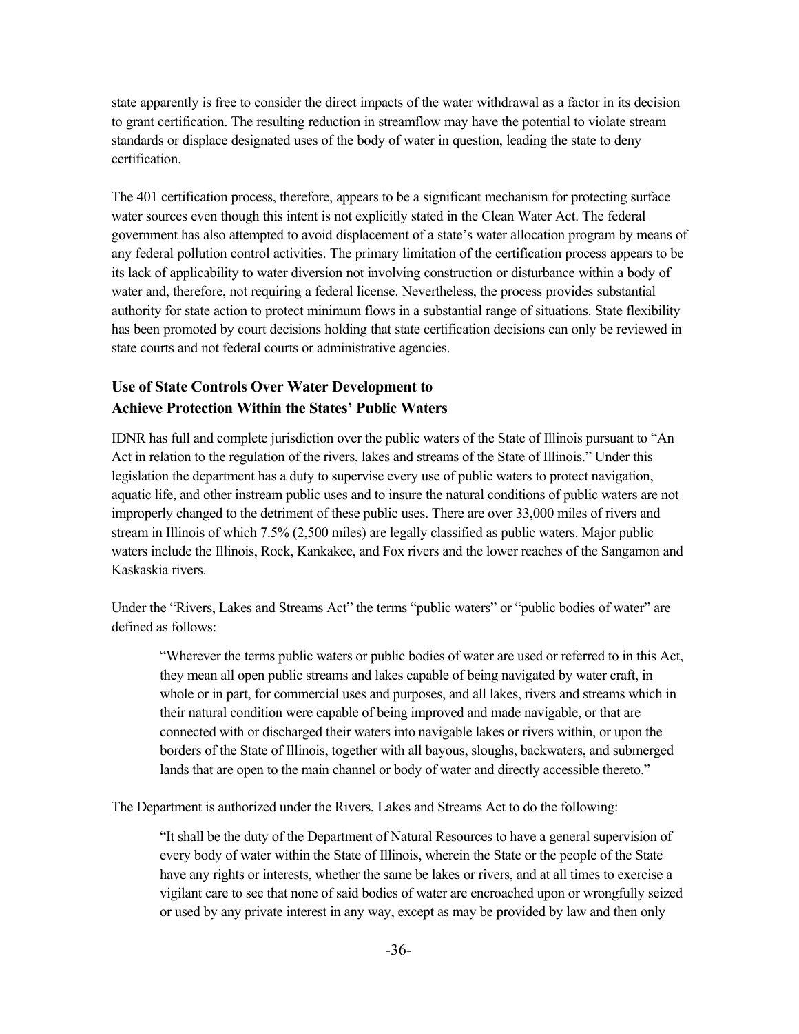state apparently is free to consider the direct impacts of the water withdrawal as a factor in its decision to grant certification. The resulting reduction in streamflow may have the potential to violate stream standards or displace designated uses of the body of water in question, leading the state to deny certification.

The 401 certification process, therefore, appears to be a significant mechanism for protecting surface water sources even though this intent is not explicitly stated in the Clean Water Act. The federal government has also attempted to avoid displacement of a state's water allocation program by means of any federal pollution control activities. The primary limitation of the certification process appears to be its lack of applicability to water diversion not involving construction or disturbance within a body of water and, therefore, not requiring a federal license. Nevertheless, the process provides substantial authority for state action to protect minimum flows in a substantial range of situations. State flexibility has been promoted by court decisions holding that state certification decisions can only be reviewed in state courts and not federal courts or administrative agencies.

## Use of State Controls Over Water Development to Achieve Protection Within the States' Public Waters

IDNR has full and complete jurisdiction over the public waters of the State of Illinois pursuant to "An Act in relation to the regulation of the rivers, lakes and streams of the State of Illinois." Under this legislation the department has a duty to supervise every use of public waters to protect navigation, aquatic life, and other instream public uses and to insure the natural conditions of public waters are not improperly changed to the detriment of these public uses. There are over 33,000 miles of rivers and stream in Illinois of which 7.5% (2,500 miles) are legally classified as public waters. Major public waters include the Illinois, Rock, Kankakee, and Fox rivers and the lower reaches of the Sangamon and Kaskaskia rivers.

Under the "Rivers, Lakes and Streams Act" the terms "public waters" or "public bodies of water" are defined as follows:

> "Wherever the terms public waters or public bodies of water are used or referred to in this Act, they mean all open public streams and lakes capable of being navigated by water craft, in whole or in part, for commercial uses and purposes, and all lakes, rivers and streams which in their natural condition were capable of being improved and made navigable, or that are connected with or discharged their waters into navigable lakes or rivers within, or upon the borders of the State of Illinois, together with all bayous, sloughs, backwaters, and submerged lands that are open to the main channel or body of water and directly accessible thereto."

The Department is authorized under the Rivers, Lakes and Streams Act to do the following:

> "It shall be the duty of the Department of Natural Resources to have a general supervision of every body of water within the State of Illinois, wherein the State or the people of the State have any rights or interests, whether the same be lakes or rivers, and at all times to exercise a vigilant care to see that none of said bodies of water are encroached upon or wrongfully seized or used by any private interest in any way, except as may be provided by law and then only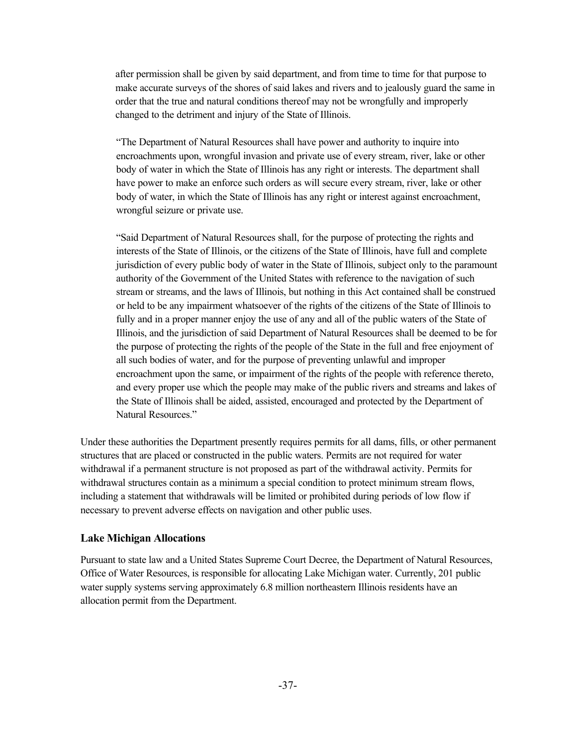> after permission shall be given by said department, and from time to time for that purpose to make accurate surveys of the shores of said lakes and rivers and to jealously guard the same in order that the true and natural conditions thereof may not be wrongfully and improperly changed to the detriment and injury of the State of Illinois.
>
> "The Department of Natural Resources shall have power and authority to inquire into encroachments upon, wrongful invasion and private use of every stream, river, lake or other body of water in which the State of Illinois has any right or interests. The department shall have power to make an enforce such orders as will secure every stream, river, lake or other body of water, in which the State of Illinois has any right or interest against encroachment, wrongful seizure or private use.
>
> "Said Department of Natural Resources shall, for the purpose of protecting the rights and interests of the State of Illinois, or the citizens of the State of Illinois, have full and complete jurisdiction of every public body of water in the State of Illinois, subject only to the paramount authority of the Government of the United States with reference to the navigation of such stream or streams, and the laws of Illinois, but nothing in this Act contained shall be construed or held to be any impairment whatsoever of the rights of the citizens of the State of Illinois to fully and in a proper manner enjoy the use of any and all of the public waters of the State of Illinois, and the jurisdiction of said Department of Natural Resources shall be deemed to be for the purpose of protecting the rights of the people of the State in the full and free enjoyment of all such bodies of water, and for the purpose of preventing unlawful and improper encroachment upon the same, or impairment of the rights of the people with reference thereto, and every proper use which the people may make of the public rivers and streams and lakes of the State of Illinois shall be aided, assisted, encouraged and protected by the Department of Natural Resources."

Under these authorities the Department presently requires permits for all dams, fills, or other permanent structures that are placed or constructed in the public waters. Permits are not required for water withdrawal if a permanent structure is not proposed as part of the withdrawal activity. Permits for withdrawal structures contain as a minimum a special condition to protect minimum stream flows, including a statement that withdrawals will be limited or prohibited during periods of low flow if necessary to prevent adverse effects on navigation and other public uses.

### Lake Michigan Allocations

Pursuant to state law and a United States Supreme Court Decree, the Department of Natural Resources, Office of Water Resources, is responsible for allocating Lake Michigan water. Currently, 201 public water supply systems serving approximately 6.8 million northeastern Illinois residents have an allocation permit from the Department.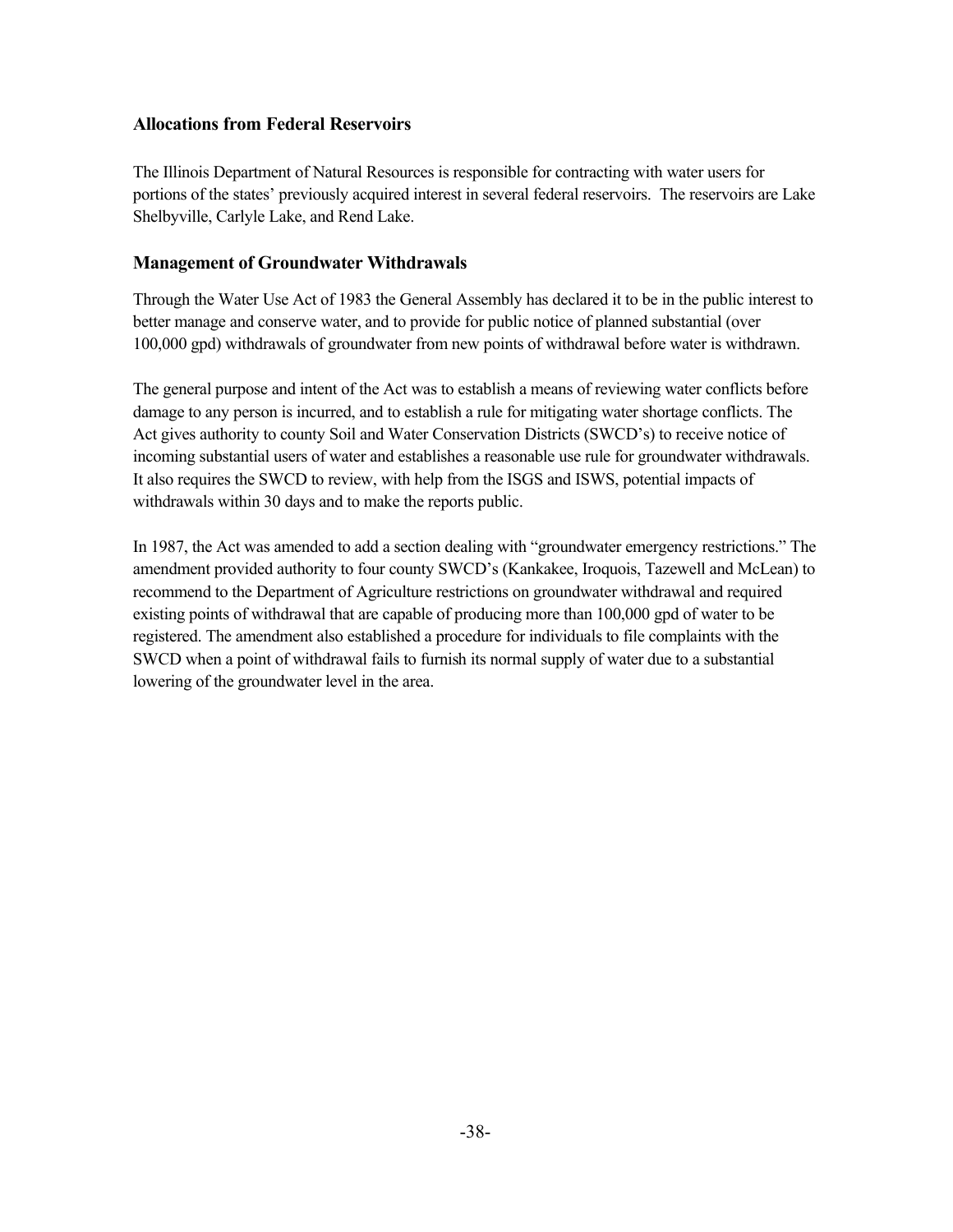### Allocations from Federal Reservoirs

The Illinois Department of Natural Resources is responsible for contracting with water users for portions of the states' previously acquired interest in several federal reservoirs. The reservoirs are Lake Shelbyville, Carlyle Lake, and Rend Lake.

### Management of Groundwater Withdrawals

Through the Water Use Act of 1983 the General Assembly has declared it to be in the public interest to better manage and conserve water, and to provide for public notice of planned substantial (over 100,000 gpd) withdrawals of groundwater from new points of withdrawal before water is withdrawn.

The general purpose and intent of the Act was to establish a means of reviewing water conflicts before damage to any person is incurred, and to establish a rule for mitigating water shortage conflicts. The Act gives authority to county Soil and Water Conservation Districts (SWCD's) to receive notice of incoming substantial users of water and establishes a reasonable use rule for groundwater withdrawals. It also requires the SWCD to review, with help from the ISGS and ISWS, potential impacts of withdrawals within 30 days and to make the reports public.

In 1987, the Act was amended to add a section dealing with "groundwater emergency restrictions." The amendment provided authority to four county SWCD's (Kankakee, Iroquois, Tazewell and McLean) to recommend to the Department of Agriculture restrictions on groundwater withdrawal and required existing points of withdrawal that are capable of producing more than 100,000 gpd of water to be registered. The amendment also established a procedure for individuals to file complaints with the SWCD when a point of withdrawal fails to furnish its normal supply of water due to a substantial lowering of the groundwater level in the area.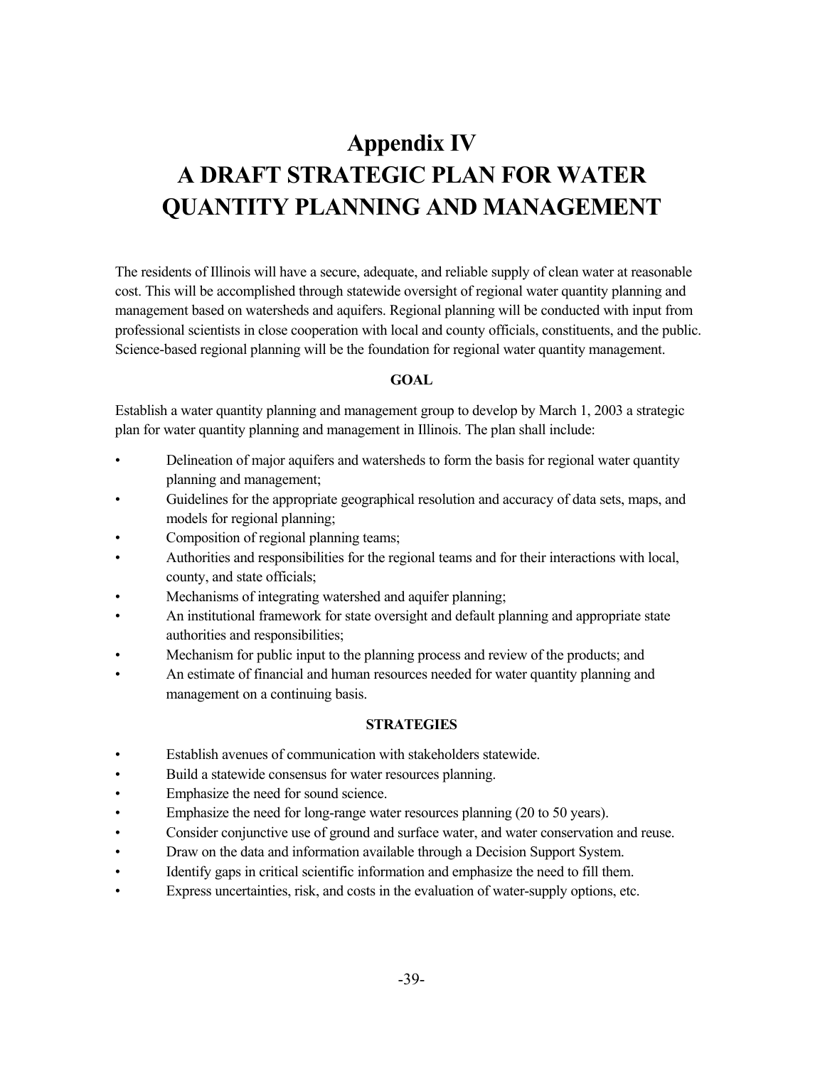# Appendix IV
# A DRAFT STRATEGIC PLAN FOR WATER QUANTITY PLANNING AND MANAGEMENT

The residents of Illinois will have a secure, adequate, and reliable supply of clean water at reasonable cost. This will be accomplished through statewide oversight of regional water quantity planning and management based on watersheds and aquifers. Regional planning will be conducted with input from professional scientists in close cooperation with local and county officials, constituents, and the public. Science-based regional planning will be the foundation for regional water quantity management.

**GOAL**

Establish a water quantity planning and management group to develop by March 1, 2003 a strategic plan for water quantity planning and management in Illinois. The plan shall include:

- Delineation of major aquifers and watersheds to form the basis for regional water quantity planning and management;
- Guidelines for the appropriate geographical resolution and accuracy of data sets, maps, and models for regional planning;
- Composition of regional planning teams;
- Authorities and responsibilities for the regional teams and for their interactions with local, county, and state officials;
- Mechanisms of integrating watershed and aquifer planning;
- An institutional framework for state oversight and default planning and appropriate state authorities and responsibilities;
- Mechanism for public input to the planning process and review of the products; and
- An estimate of financial and human resources needed for water quantity planning and management on a continuing basis.

**STRATEGIES**

- Establish avenues of communication with stakeholders statewide.
- Build a statewide consensus for water resources planning.
- Emphasize the need for sound science.
- Emphasize the need for long-range water resources planning (20 to 50 years).
- Consider conjunctive use of ground and surface water, and water conservation and reuse.
- Draw on the data and information available through a Decision Support System.
- Identify gaps in critical scientific information and emphasize the need to fill them.
- Express uncertainties, risk, and costs in the evaluation of water-supply options, etc.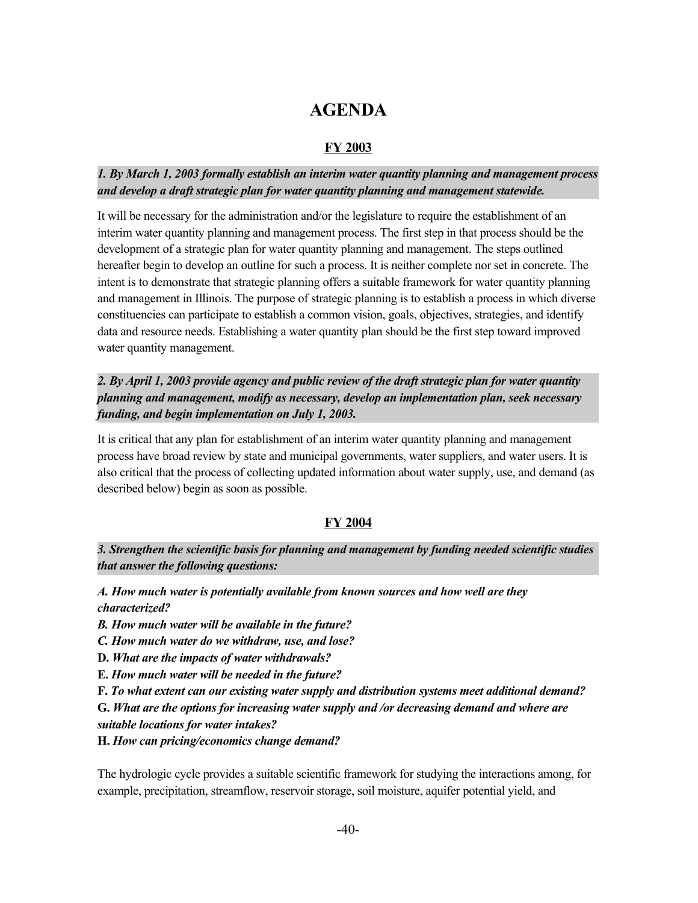# AGENDA

## FY 2003

***1. By March 1, 2003 formally establish an interim water quantity planning and management process and develop a draft strategic plan for water quantity planning and management statewide.***

It will be necessary for the administration and/or the legislature to require the establishment of an interim water quantity planning and management process. The first step in that process should be the development of a strategic plan for water quantity planning and management. The steps outlined hereafter begin to develop an outline for such a process. It is neither complete nor set in concrete. The intent is to demonstrate that strategic planning offers a suitable framework for water quantity planning and management in Illinois. The purpose of strategic planning is to establish a process in which diverse constituencies can participate to establish a common vision, goals, objectives, strategies, and identify data and resource needs. Establishing a water quantity plan should be the first step toward improved water quantity management.

***2. By April 1, 2003 provide agency and public review of the draft strategic plan for water quantity planning and management, modify as necessary, develop an implementation plan, seek necessary funding, and begin implementation on July 1, 2003.***

It is critical that any plan for establishment of an interim water quantity planning and management process have broad review by state and municipal governments, water suppliers, and water users. It is also critical that the process of collecting updated information about water supply, use, and demand (as described below) begin as soon as possible.

## FY 2004

***3. Strengthen the scientific basis for planning and management by funding needed scientific studies that answer the following questions:***

***A. How much water is potentially available from known sources and how well are they characterized?***
***B. How much water will be available in the future?***
***C. How much water do we withdraw, use, and lose?***
**D.** ***What are the impacts of water withdrawals?***
**E.** ***How much water will be needed in the future?***
**F.** ***To what extent can our existing water supply and distribution systems meet additional demand?***
**G.** ***What are the options for increasing water supply and /or decreasing demand and where are suitable locations for water intakes?***
**H.** ***How can pricing/economics change demand?***

The hydrologic cycle provides a suitable scientific framework for studying the interactions among, for example, precipitation, streamflow, reservoir storage, soil moisture, aquifer potential yield, and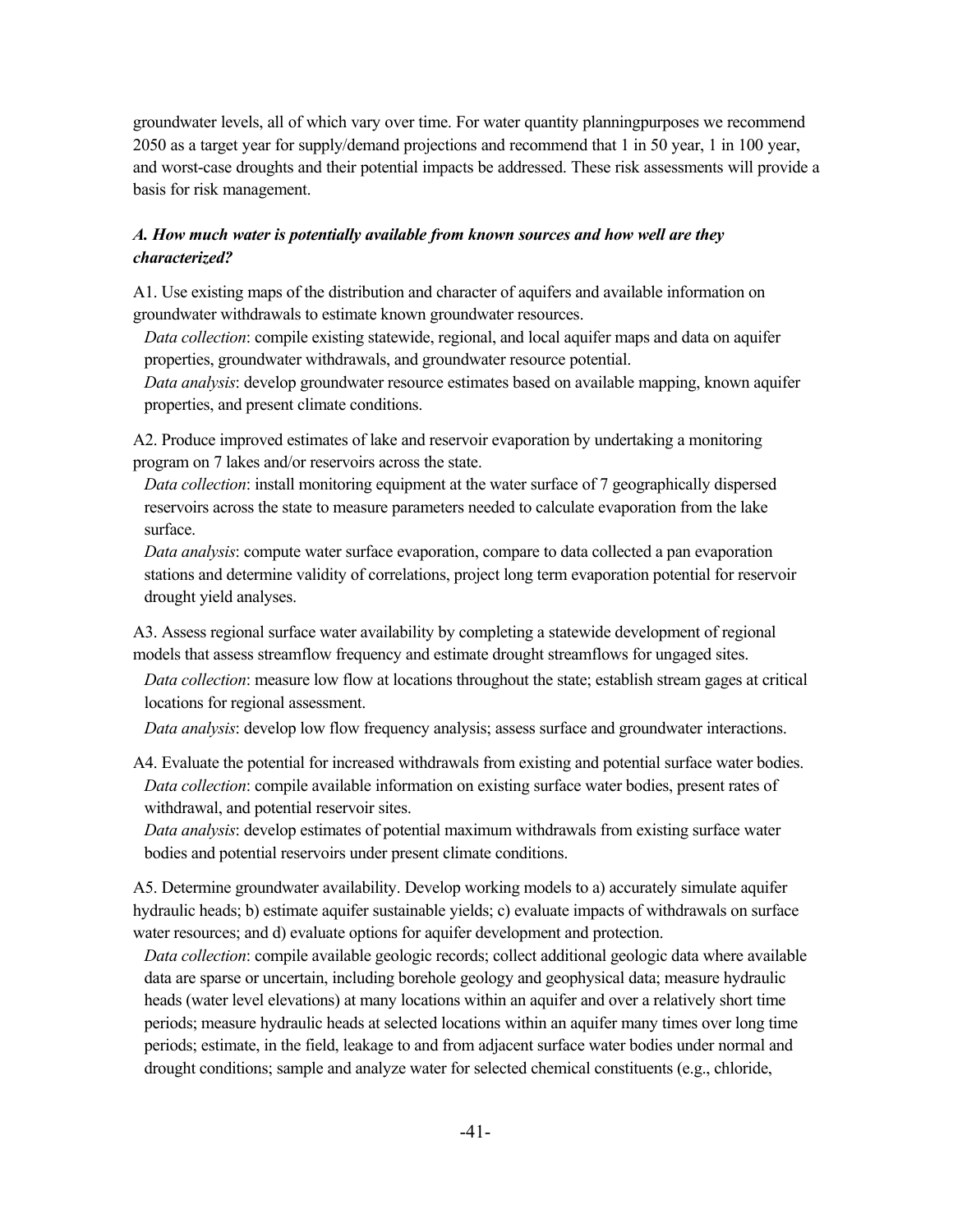groundwater levels, all of which vary over time. For water quantity planningpurposes we recommend 2050 as a target year for supply/demand projections and recommend that 1 in 50 year, 1 in 100 year, and worst-case droughts and their potential impacts be addressed. These risk assessments will provide a basis for risk management.

***A. How much water is potentially available from known sources and how well are they characterized?***

A1. Use existing maps of the distribution and character of aquifers and available information on groundwater withdrawals to estimate known groundwater resources.

*Data collection*: compile existing statewide, regional, and local aquifer maps and data on aquifer properties, groundwater withdrawals, and groundwater resource potential.
*Data analysis*: develop groundwater resource estimates based on available mapping, known aquifer properties, and present climate conditions.

A2. Produce improved estimates of lake and reservoir evaporation by undertaking a monitoring program on 7 lakes and/or reservoirs across the state.

*Data collection*: install monitoring equipment at the water surface of 7 geographically dispersed reservoirs across the state to measure parameters needed to calculate evaporation from the lake surface.
*Data analysis*: compute water surface evaporation, compare to data collected a pan evaporation stations and determine validity of correlations, project long term evaporation potential for reservoir drought yield analyses.

A3. Assess regional surface water availability by completing a statewide development of regional models that assess streamflow frequency and estimate drought streamflows for ungaged sites.

*Data collection*: measure low flow at locations throughout the state; establish stream gages at critical locations for regional assessment.

*Data analysis*: develop low flow frequency analysis; assess surface and groundwater interactions.

A4. Evaluate the potential for increased withdrawals from existing and potential surface water bodies.
*Data collection*: compile available information on existing surface water bodies, present rates of withdrawal, and potential reservoir sites.
*Data analysis*: develop estimates of potential maximum withdrawals from existing surface water bodies and potential reservoirs under present climate conditions.

A5. Determine groundwater availability. Develop working models to a) accurately simulate aquifer hydraulic heads; b) estimate aquifer sustainable yields; c) evaluate impacts of withdrawals on surface water resources; and d) evaluate options for aquifer development and protection.

*Data collection*: compile available geologic records; collect additional geologic data where available data are sparse or uncertain, including borehole geology and geophysical data; measure hydraulic heads (water level elevations) at many locations within an aquifer and over a relatively short time periods; measure hydraulic heads at selected locations within an aquifer many times over long time periods; estimate, in the field, leakage to and from adjacent surface water bodies under normal and drought conditions; sample and analyze water for selected chemical constituents (e.g., chloride,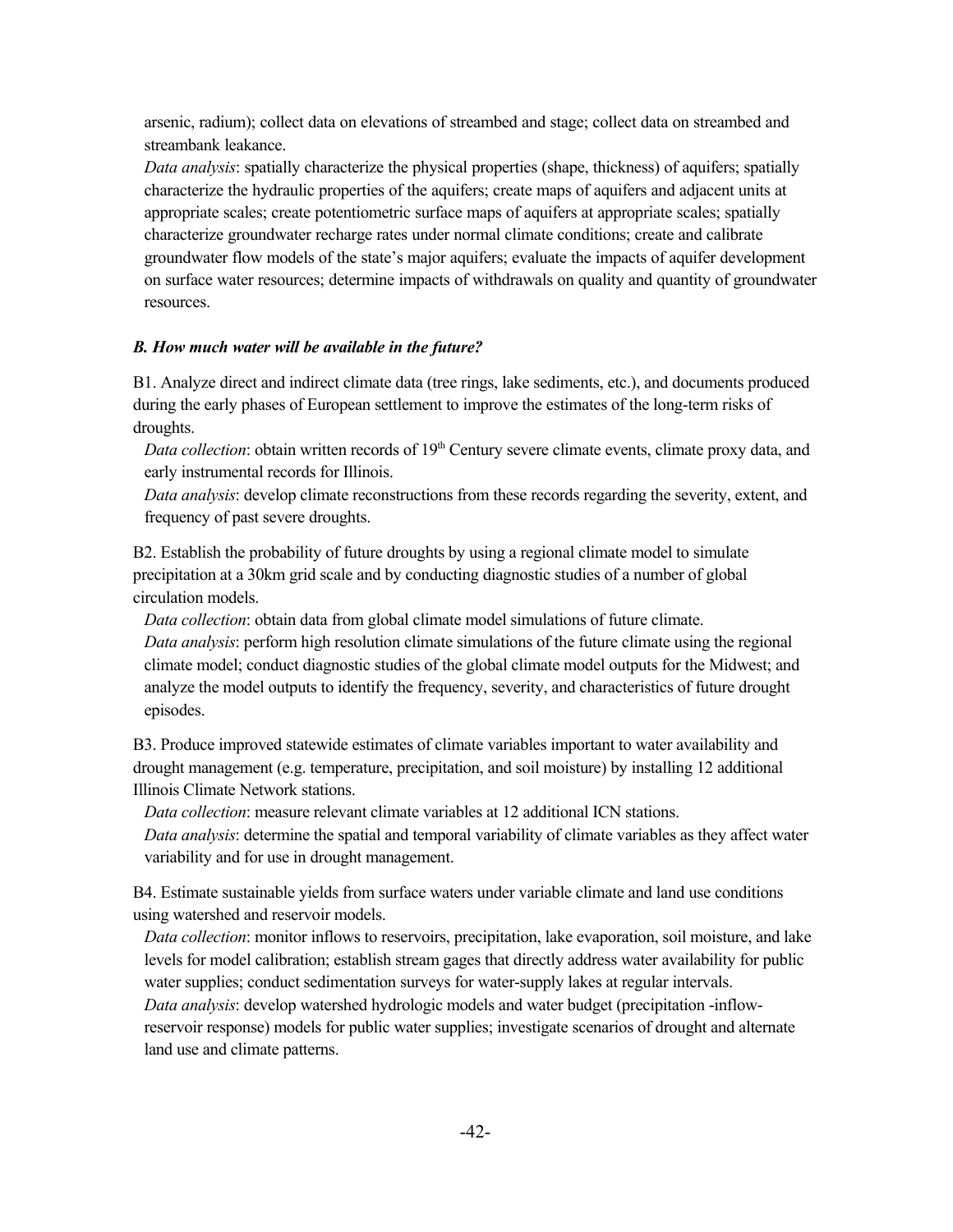arsenic, radium); collect data on elevations of streambed and stage; collect data on streambed and streambank leakance.

*Data analysis*: spatially characterize the physical properties (shape, thickness) of aquifers; spatially characterize the hydraulic properties of the aquifers; create maps of aquifers and adjacent units at appropriate scales; create potentiometric surface maps of aquifers at appropriate scales; spatially characterize groundwater recharge rates under normal climate conditions; create and calibrate groundwater flow models of the state's major aquifers; evaluate the impacts of aquifer development on surface water resources; determine impacts of withdrawals on quality and quantity of groundwater resources.

***B. How much water will be available in the future?***

B1. Analyze direct and indirect climate data (tree rings, lake sediments, etc.), and documents produced during the early phases of European settlement to improve the estimates of the long-term risks of droughts.

*Data collection*: obtain written records of 19th Century severe climate events, climate proxy data, and early instrumental records for Illinois.

*Data analysis*: develop climate reconstructions from these records regarding the severity, extent, and frequency of past severe droughts.

B2. Establish the probability of future droughts by using a regional climate model to simulate precipitation at a 30km grid scale and by conducting diagnostic studies of a number of global circulation models.

*Data collection*: obtain data from global climate model simulations of future climate.

*Data analysis*: perform high resolution climate simulations of the future climate using the regional climate model; conduct diagnostic studies of the global climate model outputs for the Midwest; and analyze the model outputs to identify the frequency, severity, and characteristics of future drought episodes.

B3. Produce improved statewide estimates of climate variables important to water availability and drought management (e.g. temperature, precipitation, and soil moisture) by installing 12 additional Illinois Climate Network stations.

*Data collection*: measure relevant climate variables at 12 additional ICN stations.

*Data analysis*: determine the spatial and temporal variability of climate variables as they affect water variability and for use in drought management.

B4. Estimate sustainable yields from surface waters under variable climate and land use conditions using watershed and reservoir models.

*Data collection*: monitor inflows to reservoirs, precipitation, lake evaporation, soil moisture, and lake levels for model calibration; establish stream gages that directly address water availability for public water supplies; conduct sedimentation surveys for water-supply lakes at regular intervals.

*Data analysis*: develop watershed hydrologic models and water budget (precipitation -inflow-reservoir response) models for public water supplies; investigate scenarios of drought and alternate land use and climate patterns.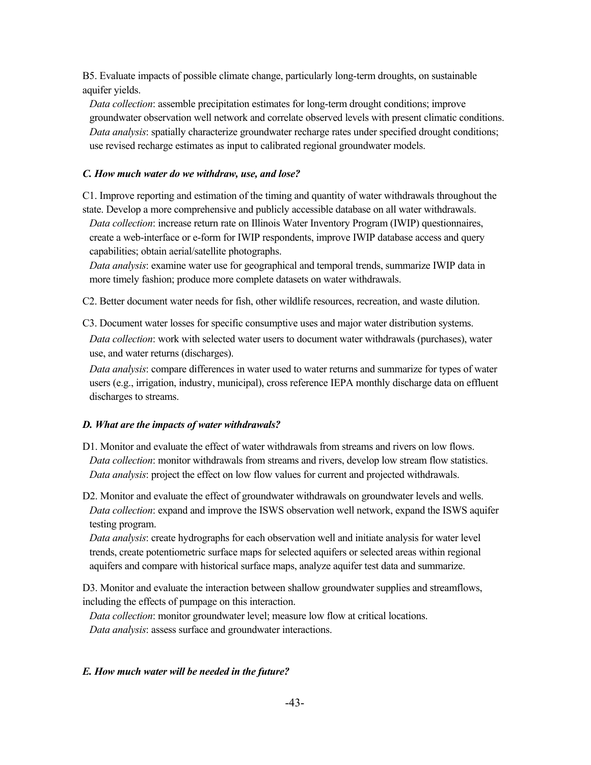B5. Evaluate impacts of possible climate change, particularly long-term droughts, on sustainable aquifer yields.

*Data collection*: assemble precipitation estimates for long-term drought conditions; improve groundwater observation well network and correlate observed levels with present climatic conditions.
*Data analysis*: spatially characterize groundwater recharge rates under specified drought conditions; use revised recharge estimates as input to calibrated regional groundwater models.

***C. How much water do we withdraw, use, and lose?***

C1. Improve reporting and estimation of the timing and quantity of water withdrawals throughout the state. Develop a more comprehensive and publicly accessible database on all water withdrawals.

*Data collection*: increase return rate on Illinois Water Inventory Program (IWIP) questionnaires, create a web-interface or e-form for IWIP respondents, improve IWIP database access and query capabilities; obtain aerial/satellite photographs.
*Data analysis*: examine water use for geographical and temporal trends, summarize IWIP data in more timely fashion; produce more complete datasets on water withdrawals.

C2. Better document water needs for fish, other wildlife resources, recreation, and waste dilution.

C3. Document water losses for specific consumptive uses and major water distribution systems.

*Data collection*: work with selected water users to document water withdrawals (purchases), water use, and water returns (discharges).

*Data analysis*: compare differences in water used to water returns and summarize for types of water users (e.g., irrigation, industry, municipal), cross reference IEPA monthly discharge data on effluent discharges to streams.

***D. What are the impacts of water withdrawals?***

D1. Monitor and evaluate the effect of water withdrawals from streams and rivers on low flows.

*Data collection*: monitor withdrawals from streams and rivers, develop low stream flow statistics.
*Data analysis*: project the effect on low flow values for current and projected withdrawals.

D2. Monitor and evaluate the effect of groundwater withdrawals on groundwater levels and wells.

*Data collection*: expand and improve the ISWS observation well network, expand the ISWS aquifer testing program.
*Data analysis*: create hydrographs for each observation well and initiate analysis for water level trends, create potentiometric surface maps for selected aquifers or selected areas within regional aquifers and compare with historical surface maps, analyze aquifer test data and summarize.

D3. Monitor and evaluate the interaction between shallow groundwater supplies and streamflows, including the effects of pumpage on this interaction.

*Data collection*: monitor groundwater level; measure low flow at critical locations.
*Data analysis*: assess surface and groundwater interactions.

***E. How much water will be needed in the future?***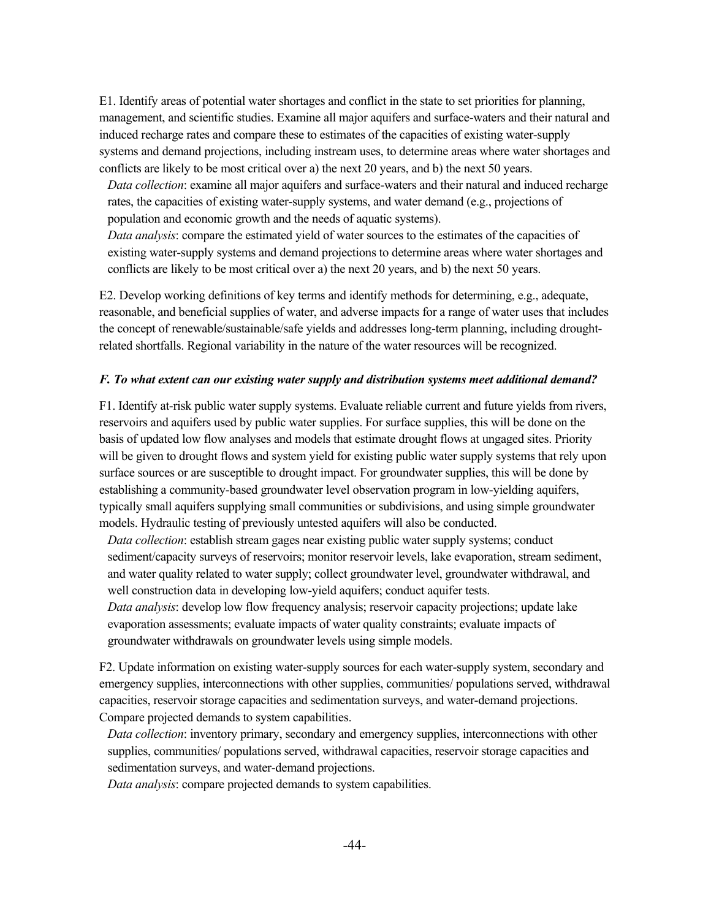E1. Identify areas of potential water shortages and conflict in the state to set priorities for planning, management, and scientific studies. Examine all major aquifers and surface-waters and their natural and induced recharge rates and compare these to estimates of the capacities of existing water-supply systems and demand projections, including instream uses, to determine areas where water shortages and conflicts are likely to be most critical over a) the next 20 years, and b) the next 50 years.

*Data collection*: examine all major aquifers and surface-waters and their natural and induced recharge rates, the capacities of existing water-supply systems, and water demand (e.g., projections of population and economic growth and the needs of aquatic systems).

*Data analysis*: compare the estimated yield of water sources to the estimates of the capacities of existing water-supply systems and demand projections to determine areas where water shortages and conflicts are likely to be most critical over a) the next 20 years, and b) the next 50 years.

E2. Develop working definitions of key terms and identify methods for determining, e.g., adequate, reasonable, and beneficial supplies of water, and adverse impacts for a range of water uses that includes the concept of renewable/sustainable/safe yields and addresses long-term planning, including drought-related shortfalls. Regional variability in the nature of the water resources will be recognized.

### *F. To what extent can our existing water supply and distribution systems meet additional demand?*

F1. Identify at-risk public water supply systems. Evaluate reliable current and future yields from rivers, reservoirs and aquifers used by public water supplies. For surface supplies, this will be done on the basis of updated low flow analyses and models that estimate drought flows at ungaged sites. Priority will be given to drought flows and system yield for existing public water supply systems that rely upon surface sources or are susceptible to drought impact. For groundwater supplies, this will be done by establishing a community-based groundwater level observation program in low-yielding aquifers, typically small aquifers supplying small communities or subdivisions, and using simple groundwater models. Hydraulic testing of previously untested aquifers will also be conducted.

*Data collection*: establish stream gages near existing public water supply systems; conduct sediment/capacity surveys of reservoirs; monitor reservoir levels, lake evaporation, stream sediment, and water quality related to water supply; collect groundwater level, groundwater withdrawal, and well construction data in developing low-yield aquifers; conduct aquifer tests.

*Data analysis*: develop low flow frequency analysis; reservoir capacity projections; update lake evaporation assessments; evaluate impacts of water quality constraints; evaluate impacts of groundwater withdrawals on groundwater levels using simple models.

F2. Update information on existing water-supply sources for each water-supply system, secondary and emergency supplies, interconnections with other supplies, communities/ populations served, withdrawal capacities, reservoir storage capacities and sedimentation surveys, and water-demand projections. Compare projected demands to system capabilities.

*Data collection*: inventory primary, secondary and emergency supplies, interconnections with other supplies, communities/ populations served, withdrawal capacities, reservoir storage capacities and sedimentation surveys, and water-demand projections.

*Data analysis*: compare projected demands to system capabilities.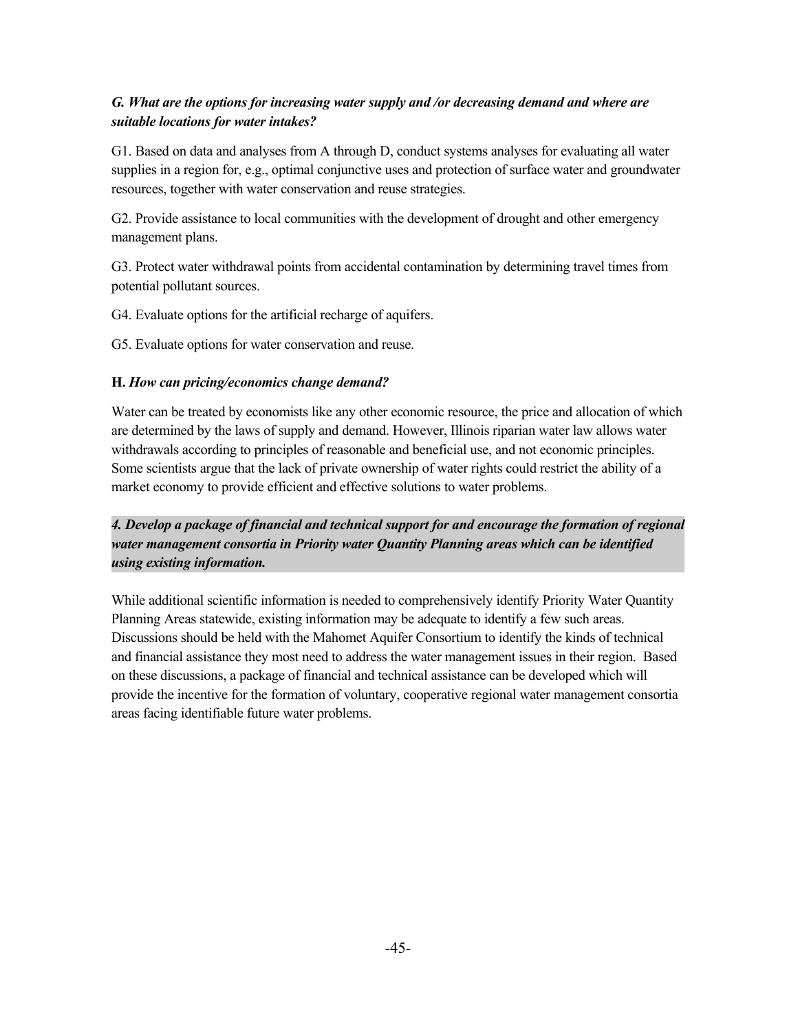***G. What are the options for increasing water supply and /or decreasing demand and where are suitable locations for water intakes?***

G1. Based on data and analyses from A through D, conduct systems analyses for evaluating all water supplies in a region for, e.g., optimal conjunctive uses and protection of surface water and groundwater resources, together with water conservation and reuse strategies.

G2. Provide assistance to local communities with the development of drought and other emergency management plans.

G3. Protect water withdrawal points from accidental contamination by determining travel times from potential pollutant sources.

G4. Evaluate options for the artificial recharge of aquifers.

G5. Evaluate options for water conservation and reuse.

**H.** ***How can pricing/economics change demand?***

Water can be treated by economists like any other economic resource, the price and allocation of which are determined by the laws of supply and demand. However, Illinois riparian water law allows water withdrawals according to principles of reasonable and beneficial use, and not economic principles. Some scientists argue that the lack of private ownership of water rights could restrict the ability of a market economy to provide efficient and effective solutions to water problems.

***4. Develop a package of financial and technical support for and encourage the formation of regional water management consortia in Priority water Quantity Planning areas which can be identified using existing information.***

While additional scientific information is needed to comprehensively identify Priority Water Quantity Planning Areas statewide, existing information may be adequate to identify a few such areas. Discussions should be held with the Mahomet Aquifer Consortium to identify the kinds of technical and financial assistance they most need to address the water management issues in their region. Based on these discussions, a package of financial and technical assistance can be developed which will provide the incentive for the formation of voluntary, cooperative regional water management consortia areas facing identifiable future water problems.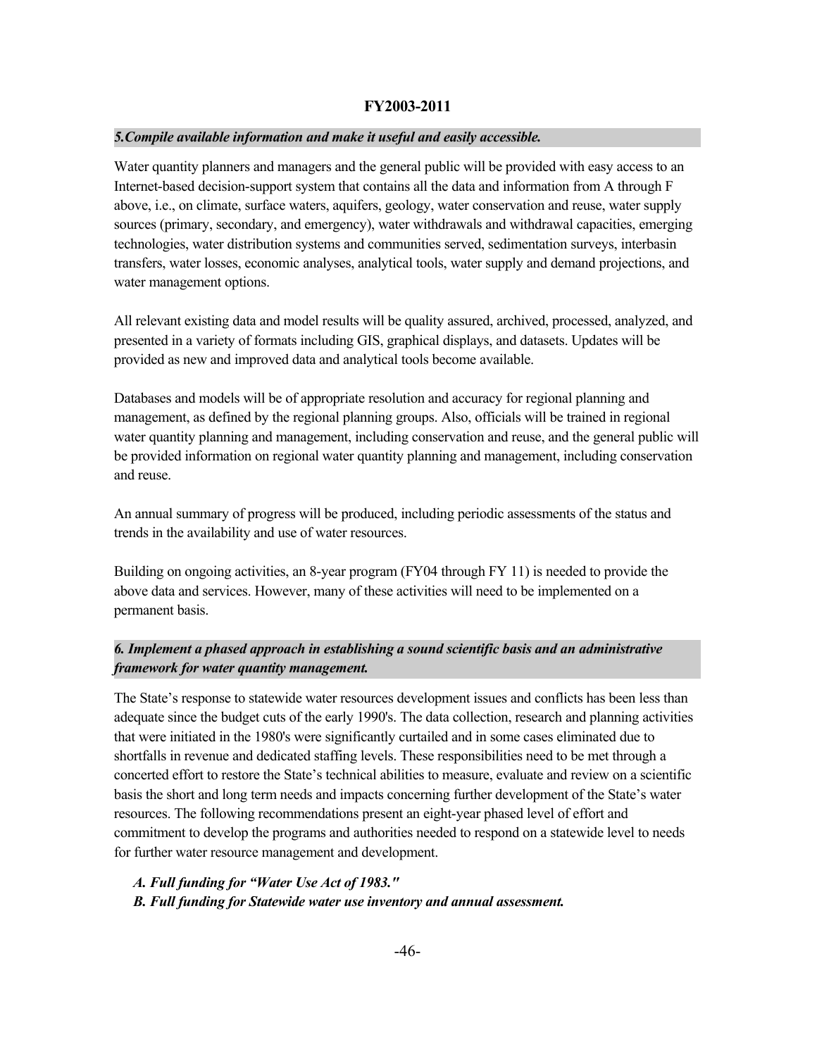**FY2003-2011**

***5.Compile available information and make it useful and easily accessible.***

Water quantity planners and managers and the general public will be provided with easy access to an Internet-based decision-support system that contains all the data and information from A through F above, i.e., on climate, surface waters, aquifers, geology, water conservation and reuse, water supply sources (primary, secondary, and emergency), water withdrawals and withdrawal capacities, emerging technologies, water distribution systems and communities served, sedimentation surveys, interbasin transfers, water losses, economic analyses, analytical tools, water supply and demand projections, and water management options.

All relevant existing data and model results will be quality assured, archived, processed, analyzed, and presented in a variety of formats including GIS, graphical displays, and datasets. Updates will be provided as new and improved data and analytical tools become available.

Databases and models will be of appropriate resolution and accuracy for regional planning and management, as defined by the regional planning groups. Also, officials will be trained in regional water quantity planning and management, including conservation and reuse, and the general public will be provided information on regional water quantity planning and management, including conservation and reuse.

An annual summary of progress will be produced, including periodic assessments of the status and trends in the availability and use of water resources.

Building on ongoing activities, an 8-year program (FY04 through FY 11) is needed to provide the above data and services. However, many of these activities will need to be implemented on a permanent basis.

***6. Implement a phased approach in establishing a sound scientific basis and an administrative framework for water quantity management.***

The State's response to statewide water resources development issues and conflicts has been less than adequate since the budget cuts of the early 1990's. The data collection, research and planning activities that were initiated in the 1980's were significantly curtailed and in some cases eliminated due to shortfalls in revenue and dedicated staffing levels. These responsibilities need to be met through a concerted effort to restore the State's technical abilities to measure, evaluate and review on a scientific basis the short and long term needs and impacts concerning further development of the State's water resources. The following recommendations present an eight-year phased level of effort and commitment to develop the programs and authorities needed to respond on a statewide level to needs for further water resource management and development.

- ***A. Full funding for "Water Use Act of 1983."***
- ***B. Full funding for Statewide water use inventory and annual assessment.***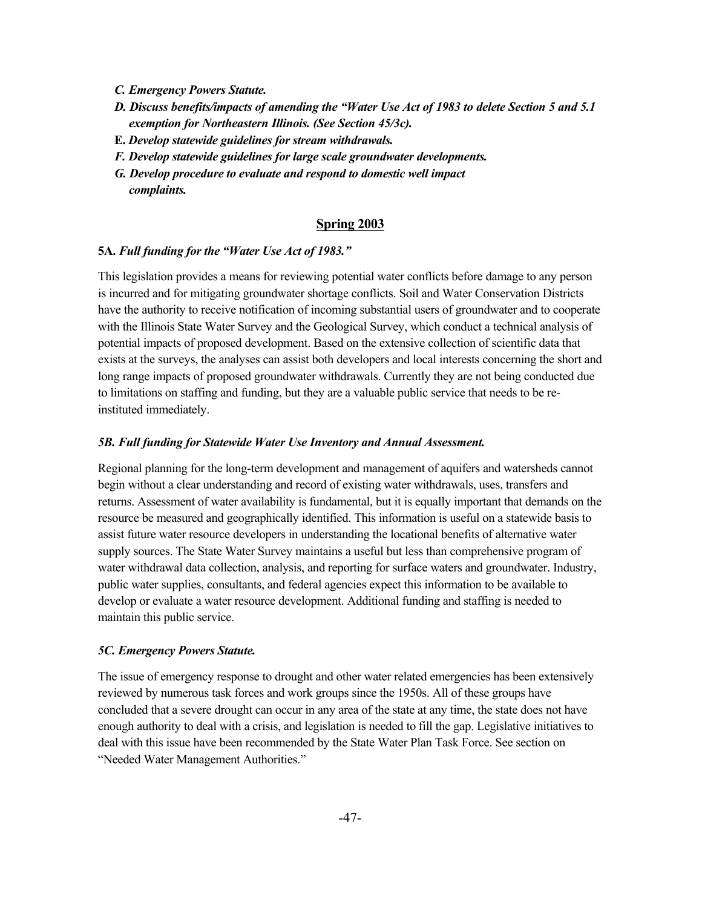- ***C. Emergency Powers Statute.***
- ***D. Discuss benefits/impacts of amending the "Water Use Act of 1983 to delete Section 5 and 5.1 exemption for Northeastern Illinois. (See Section 45/3c).***
- **E.** ***Develop statewide guidelines for stream withdrawals.***
- ***F. Develop statewide guidelines for large scale groundwater developments.***
- ***G. Develop procedure to evaluate and respond to domestic well impact complaints.***

## Spring 2003

**5A.** ***Full funding for the "Water Use Act of 1983."***

This legislation provides a means for reviewing potential water conflicts before damage to any person is incurred and for mitigating groundwater shortage conflicts. Soil and Water Conservation Districts have the authority to receive notification of incoming substantial users of groundwater and to cooperate with the Illinois State Water Survey and the Geological Survey, which conduct a technical analysis of potential impacts of proposed development. Based on the extensive collection of scientific data that exists at the surveys, the analyses can assist both developers and local interests concerning the short and long range impacts of proposed groundwater withdrawals. Currently they are not being conducted due to limitations on staffing and funding, but they are a valuable public service that needs to be re-instituted immediately.

***5B. Full funding for Statewide Water Use Inventory and Annual Assessment.***

Regional planning for the long-term development and management of aquifers and watersheds cannot begin without a clear understanding and record of existing water withdrawals, uses, transfers and returns. Assessment of water availability is fundamental, but it is equally important that demands on the resource be measured and geographically identified. This information is useful on a statewide basis to assist future water resource developers in understanding the locational benefits of alternative water supply sources. The State Water Survey maintains a useful but less than comprehensive program of water withdrawal data collection, analysis, and reporting for surface waters and groundwater. Industry, public water supplies, consultants, and federal agencies expect this information to be available to develop or evaluate a water resource development. Additional funding and staffing is needed to maintain this public service.

***5C. Emergency Powers Statute.***

The issue of emergency response to drought and other water related emergencies has been extensively reviewed by numerous task forces and work groups since the 1950s. All of these groups have concluded that a severe drought can occur in any area of the state at any time, the state does not have enough authority to deal with a crisis, and legislation is needed to fill the gap. Legislative initiatives to deal with this issue have been recommended by the State Water Plan Task Force. See section on "Needed Water Management Authorities."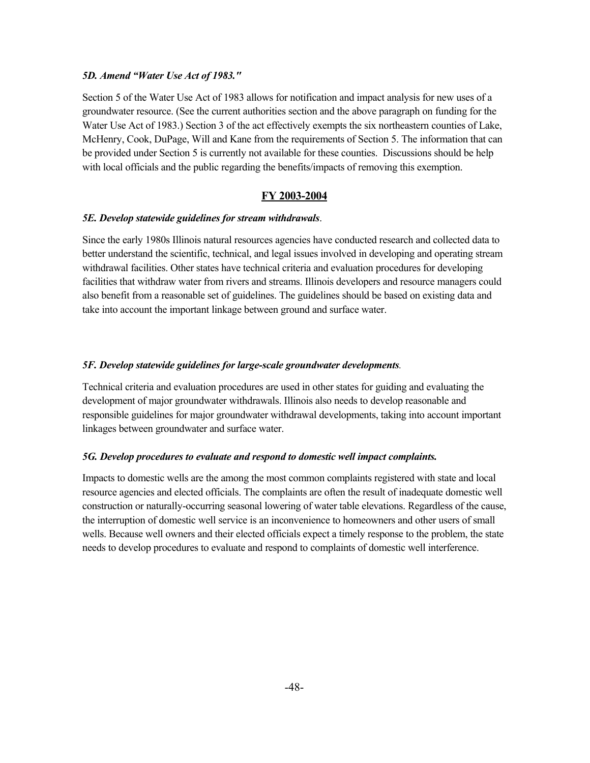### *5D. Amend "Water Use Act of 1983."*

Section 5 of the Water Use Act of 1983 allows for notification and impact analysis for new uses of a groundwater resource. (See the current authorities section and the above paragraph on funding for the Water Use Act of 1983.) Section 3 of the act effectively exempts the six northeastern counties of Lake, McHenry, Cook, DuPage, Will and Kane from the requirements of Section 5. The information that can be provided under Section 5 is currently not available for these counties. Discussions should be help with local officials and the public regarding the benefits/impacts of removing this exemption.

## FY 2003-2004

### *5E. Develop statewide guidelines for stream withdrawals.*

Since the early 1980s Illinois natural resources agencies have conducted research and collected data to better understand the scientific, technical, and legal issues involved in developing and operating stream withdrawal facilities. Other states have technical criteria and evaluation procedures for developing facilities that withdraw water from rivers and streams. Illinois developers and resource managers could also benefit from a reasonable set of guidelines. The guidelines should be based on existing data and take into account the important linkage between ground and surface water.

### *5F. Develop statewide guidelines for large-scale groundwater developments.*

Technical criteria and evaluation procedures are used in other states for guiding and evaluating the development of major groundwater withdrawals. Illinois also needs to develop reasonable and responsible guidelines for major groundwater withdrawal developments, taking into account important linkages between groundwater and surface water.

### *5G. Develop procedures to evaluate and respond to domestic well impact complaints.*

Impacts to domestic wells are the among the most common complaints registered with state and local resource agencies and elected officials. The complaints are often the result of inadequate domestic well construction or naturally-occurring seasonal lowering of water table elevations. Regardless of the cause, the interruption of domestic well service is an inconvenience to homeowners and other users of small wells. Because well owners and their elected officials expect a timely response to the problem, the state needs to develop procedures to evaluate and respond to complaints of domestic well interference.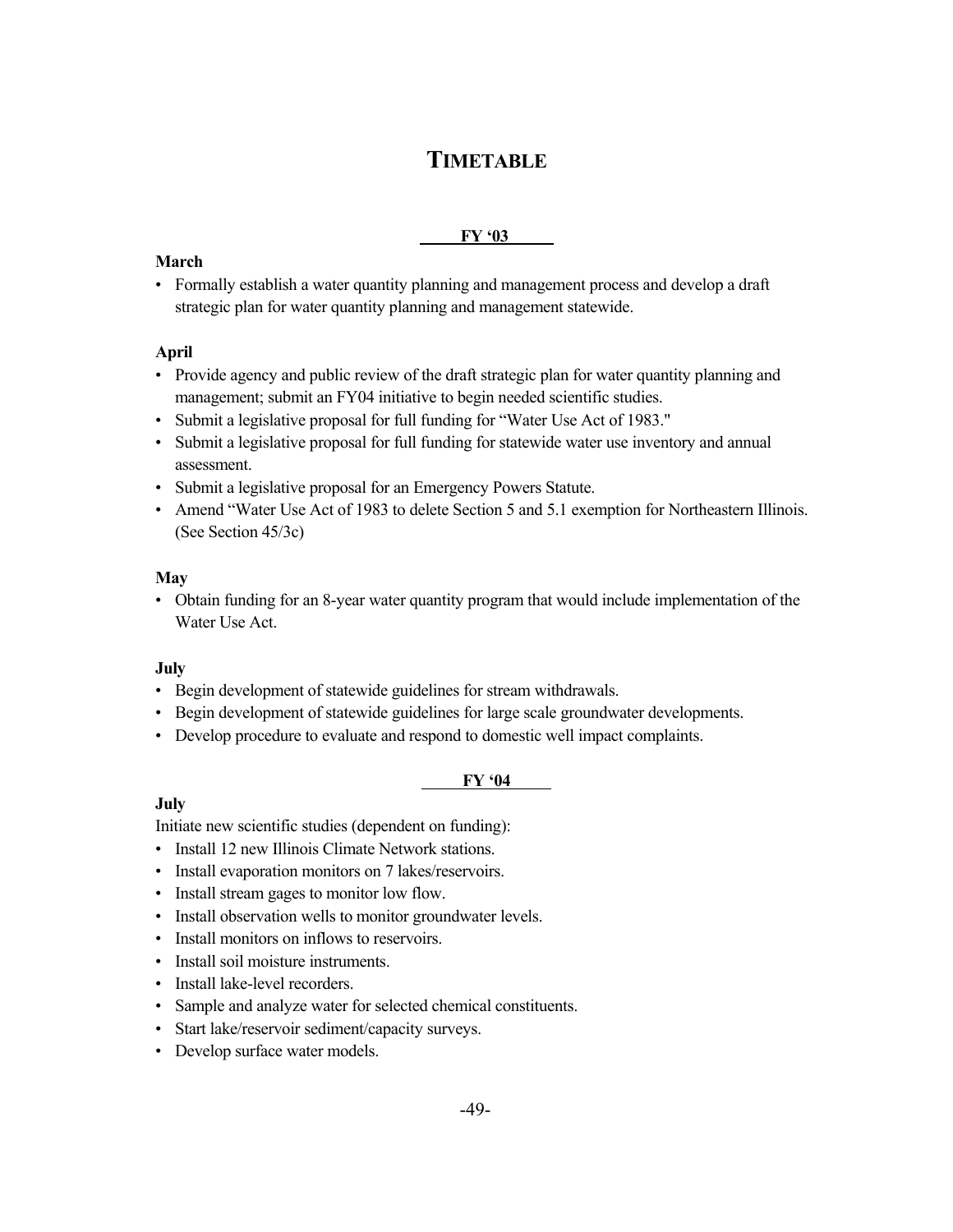# TIMETABLE

**FY '03**

**March**

- Formally establish a water quantity planning and management process and develop a draft strategic plan for water quantity planning and management statewide.

**April**

- Provide agency and public review of the draft strategic plan for water quantity planning and management; submit an FY04 initiative to begin needed scientific studies.
- Submit a legislative proposal for full funding for "Water Use Act of 1983."
- Submit a legislative proposal for full funding for statewide water use inventory and annual assessment.
- Submit a legislative proposal for an Emergency Powers Statute.
- Amend "Water Use Act of 1983 to delete Section 5 and 5.1 exemption for Northeastern Illinois. (See Section 45/3c)

**May**

- Obtain funding for an 8-year water quantity program that would include implementation of the Water Use Act.

**July**

- Begin development of statewide guidelines for stream withdrawals.
- Begin development of statewide guidelines for large scale groundwater developments.
- Develop procedure to evaluate and respond to domestic well impact complaints.

**FY '04**

**July**

Initiate new scientific studies (dependent on funding):

- Install 12 new Illinois Climate Network stations.
- Install evaporation monitors on 7 lakes/reservoirs.
- Install stream gages to monitor low flow.
- Install observation wells to monitor groundwater levels.
- Install monitors on inflows to reservoirs.
- Install soil moisture instruments.
- Install lake-level recorders.
- Sample and analyze water for selected chemical constituents.
- Start lake/reservoir sediment/capacity surveys.
- Develop surface water models.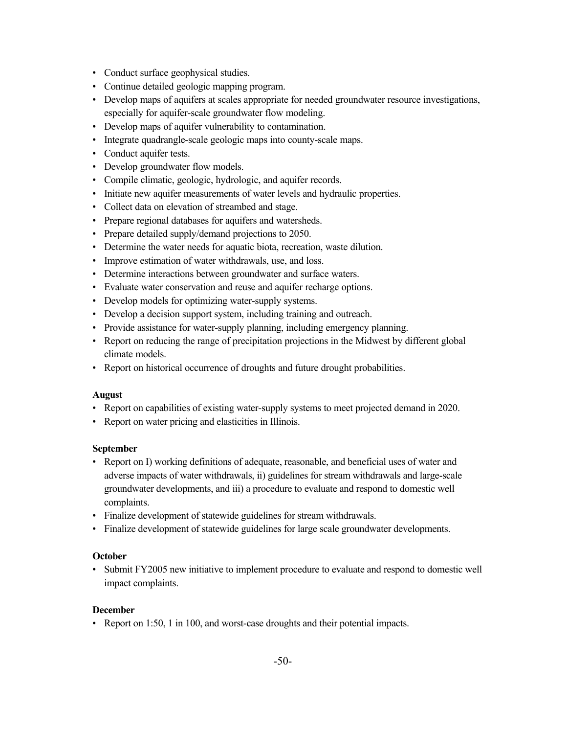- Conduct surface geophysical studies.
- Continue detailed geologic mapping program.
- Develop maps of aquifers at scales appropriate for needed groundwater resource investigations, especially for aquifer-scale groundwater flow modeling.
- Develop maps of aquifer vulnerability to contamination.
- Integrate quadrangle-scale geologic maps into county-scale maps.
- Conduct aquifer tests.
- Develop groundwater flow models.
- Compile climatic, geologic, hydrologic, and aquifer records.
- Initiate new aquifer measurements of water levels and hydraulic properties.
- Collect data on elevation of streambed and stage.
- Prepare regional databases for aquifers and watersheds.
- Prepare detailed supply/demand projections to 2050.
- Determine the water needs for aquatic biota, recreation, waste dilution.
- Improve estimation of water withdrawals, use, and loss.
- Determine interactions between groundwater and surface waters.
- Evaluate water conservation and reuse and aquifer recharge options.
- Develop models for optimizing water-supply systems.
- Develop a decision support system, including training and outreach.
- Provide assistance for water-supply planning, including emergency planning.
- Report on reducing the range of precipitation projections in the Midwest by different global climate models.
- Report on historical occurrence of droughts and future drought probabilities.

**August**

- Report on capabilities of existing water-supply systems to meet projected demand in 2020.
- Report on water pricing and elasticities in Illinois.

**September**

- Report on I) working definitions of adequate, reasonable, and beneficial uses of water and adverse impacts of water withdrawals, ii) guidelines for stream withdrawals and large-scale groundwater developments, and iii) a procedure to evaluate and respond to domestic well complaints.
- Finalize development of statewide guidelines for stream withdrawals.
- Finalize development of statewide guidelines for large scale groundwater developments.

**October**

- Submit FY2005 new initiative to implement procedure to evaluate and respond to domestic well impact complaints.

**December**

- Report on 1:50, 1 in 100, and worst-case droughts and their potential impacts.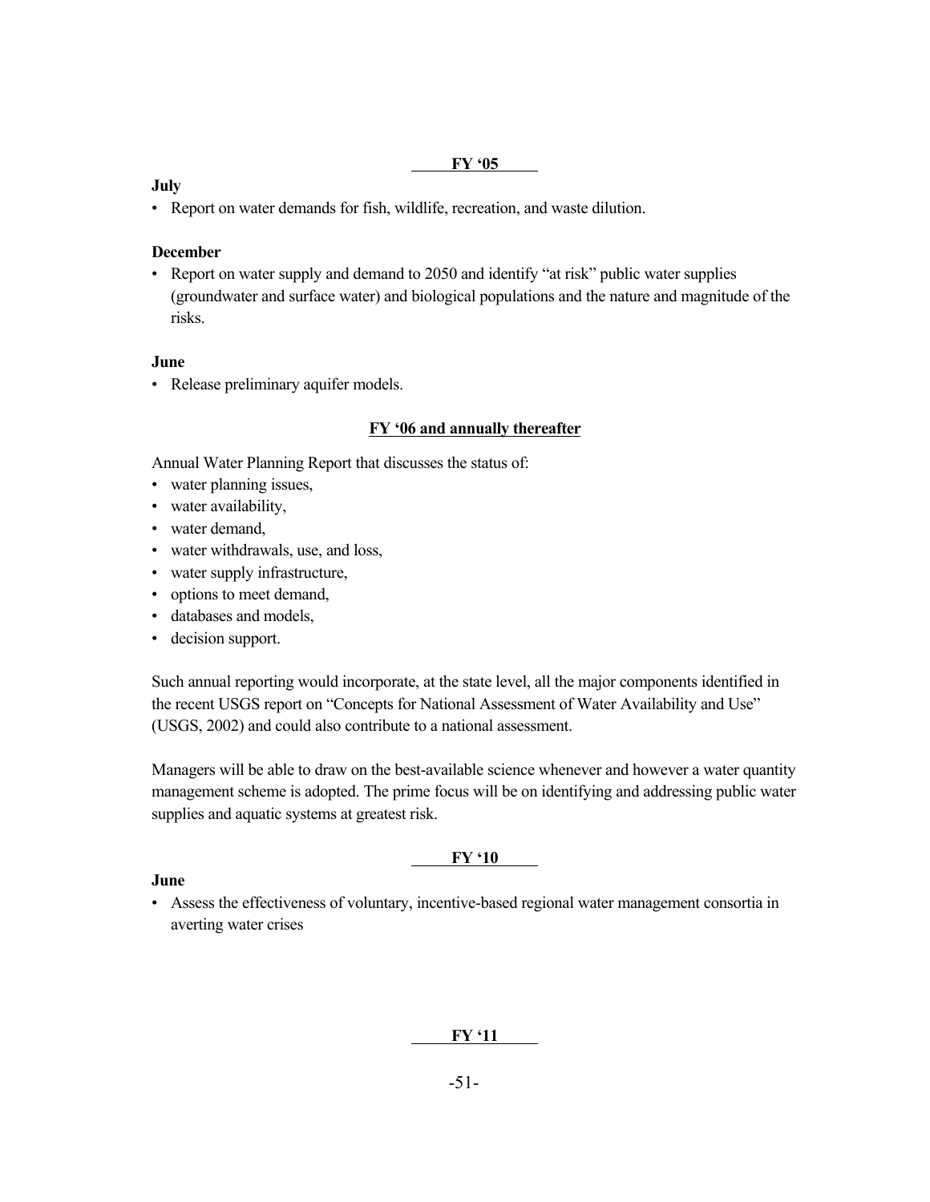**FY '05**

**July**

- Report on water demands for fish, wildlife, recreation, and waste dilution.

**December**

- Report on water supply and demand to 2050 and identify "at risk" public water supplies (groundwater and surface water) and biological populations and the nature and magnitude of the risks.

**June**

- Release preliminary aquifer models.

**FY '06 and annually thereafter**

Annual Water Planning Report that discusses the status of:

- water planning issues,
- water availability,
- water demand,
- water withdrawals, use, and loss,
- water supply infrastructure,
- options to meet demand,
- databases and models,
- decision support.

Such annual reporting would incorporate, at the state level, all the major components identified in the recent USGS report on "Concepts for National Assessment of Water Availability and Use" (USGS, 2002) and could also contribute to a national assessment.

Managers will be able to draw on the best-available science whenever and however a water quantity management scheme is adopted. The prime focus will be on identifying and addressing public water supplies and aquatic systems at greatest risk.

**FY '10**

**June**

- Assess the effectiveness of voluntary, incentive-based regional water management consortia in averting water crises

**FY '11**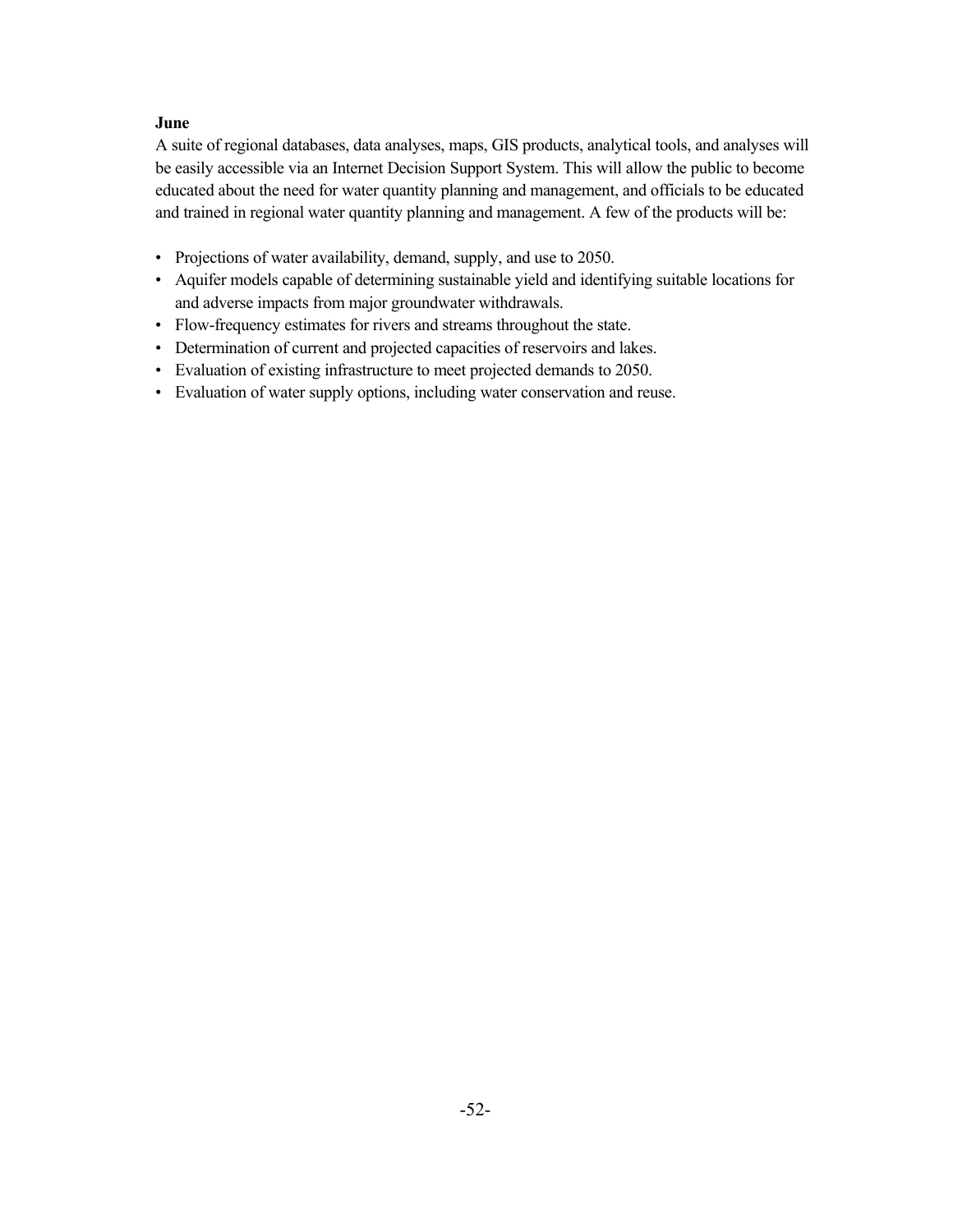**June**

A suite of regional databases, data analyses, maps, GIS products, analytical tools, and analyses will be easily accessible via an Internet Decision Support System. This will allow the public to become educated about the need for water quantity planning and management, and officials to be educated and trained in regional water quantity planning and management. A few of the products will be:

- Projections of water availability, demand, supply, and use to 2050.
- Aquifer models capable of determining sustainable yield and identifying suitable locations for and adverse impacts from major groundwater withdrawals.
- Flow-frequency estimates for rivers and streams throughout the state.
- Determination of current and projected capacities of reservoirs and lakes.
- Evaluation of existing infrastructure to meet projected demands to 2050.
- Evaluation of water supply options, including water conservation and reuse.